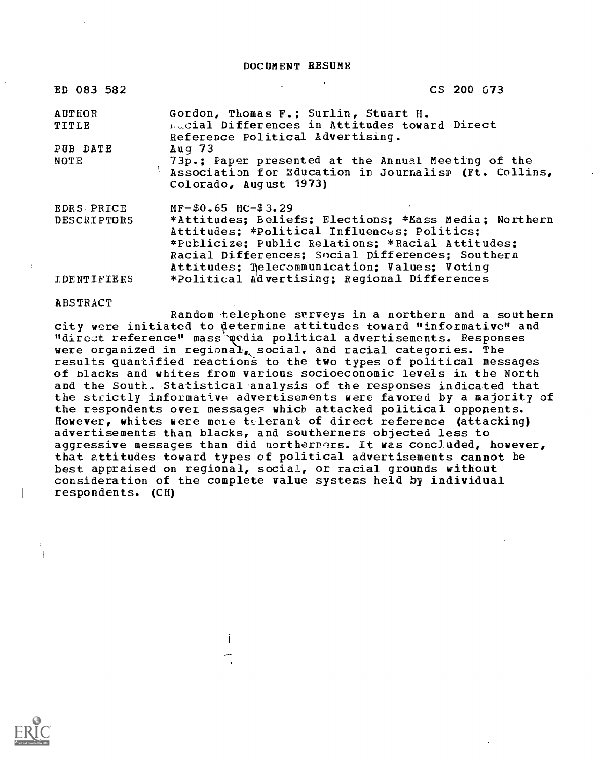# DOCUMENT RESUME

| | |
|---|---|
| ED 083 582 | CS 200 073 |
| AUTHOR | Gordon, Thomas F.; Surlin, Stuart H. |
| TITLE | Racial Differences in Attitudes toward Direct Reference Political Advertising. |
| PUB DATE | Aug 73 |
| NOTE | 73p.; Paper presented at the Annual Meeting of the Association for Education in Journalism (Ft. Collins, Colorado, August 1973) |
| EDRS PRICE | MF-$0.65 HC-$3.29 |
| DESCRIPTORS | *Attitudes; Beliefs; Elections; *Mass Media; Northern Attitudes; *Political Influences; Politics; *Publicize; Public Relations; *Racial Attitudes; Racial Differences; Social Differences; Southern Attitudes; Telecommunication; Values; Voting |
| IDENTIFIERS | *Political Advertising; Regional Differences |

ABSTRACT

Random telephone surveys in a northern and a southern city were initiated to determine attitudes toward "informative" and "direct reference" mass media political advertisements. Responses were organized in regional, social, and racial categories. The results quantified reactions to the two types of political messages of blacks and whites from various socioeconomic levels in the North and the South. Statistical analysis of the responses indicated that the strictly informative advertisements were favored by a majority of the respondents over messages which attacked political opponents. However, whites were more tolerant of direct reference (attacking) advertisements than blacks, and southerners objected less to aggressive messages than did northerners. It was concluded, however, that attitudes toward types of political advertisements cannot be best appraised on regional, social, or racial grounds without consideration of the complete value systems held by individual respondents. (CH)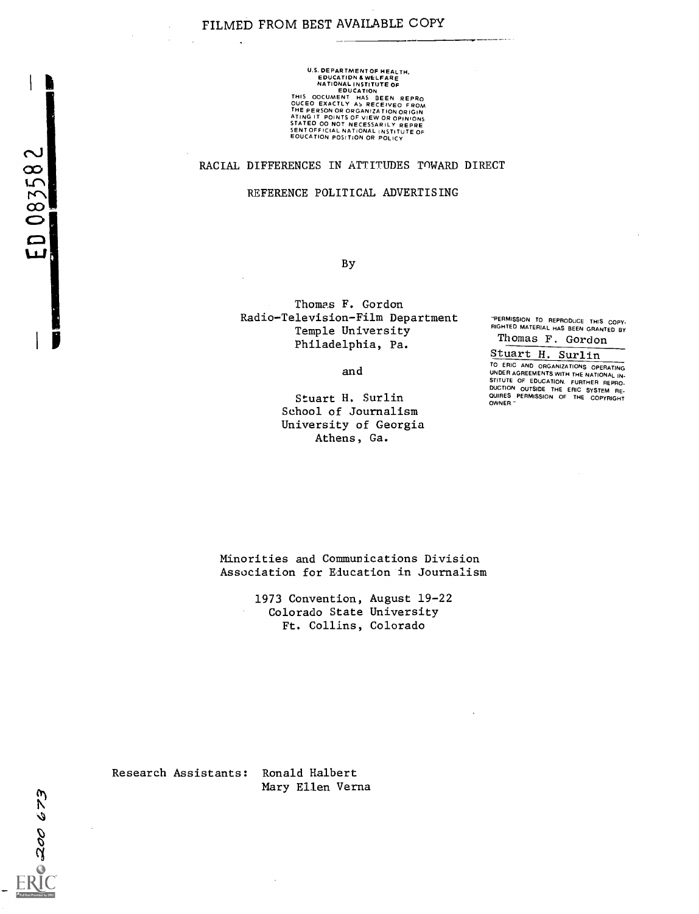FILMED FROM BEST AVAILABLE COPY

U.S. DEPARTMENT OF HEALTH, EDUCATION & WELFARE
NATIONAL INSTITUTE OF EDUCATION
THIS DOCUMENT HAS BEEN REPRODUCED EXACTLY AS RECEIVED FROM THE PERSON OR ORGANIZATION ORIGINATING IT. POINTS OF VIEW OR OPINIONS STATED DO NOT NECESSARILY REPRESENT OFFICIAL NATIONAL INSTITUTE OF EDUCATION POSITION OR POLICY

ED 083582

# RACIAL DIFFERENCES IN ATTITUDES TOWARD DIRECT REFERENCE POLITICAL ADVERTISING

By

Thomas F. Gordon
Radio-Television-Film Department
Temple University
Philadelphia, Pa.

and

Stuart H. Surlin
School of Journalism
University of Georgia
Athens, Ga.

"PERMISSION TO REPRODUCE THIS COPYRIGHTED MATERIAL HAS BEEN GRANTED BY
Thomas F. Gordon
Stuart H. Surlin
TO ERIC AND ORGANIZATIONS OPERATING UNDER AGREEMENTS WITH THE NATIONAL INSTITUTE OF EDUCATION. FURTHER REPRODUCTION OUTSIDE THE ERIC SYSTEM REQUIRES PERMISSION OF THE COPYRIGHT OWNER."

Minorities and Communications Division
Association for Education in Journalism

1973 Convention, August 19-22
Colorado State University
Ft. Collins, Colorado

Research Assistants: Ronald Halbert
Mary Ellen Verna

200 673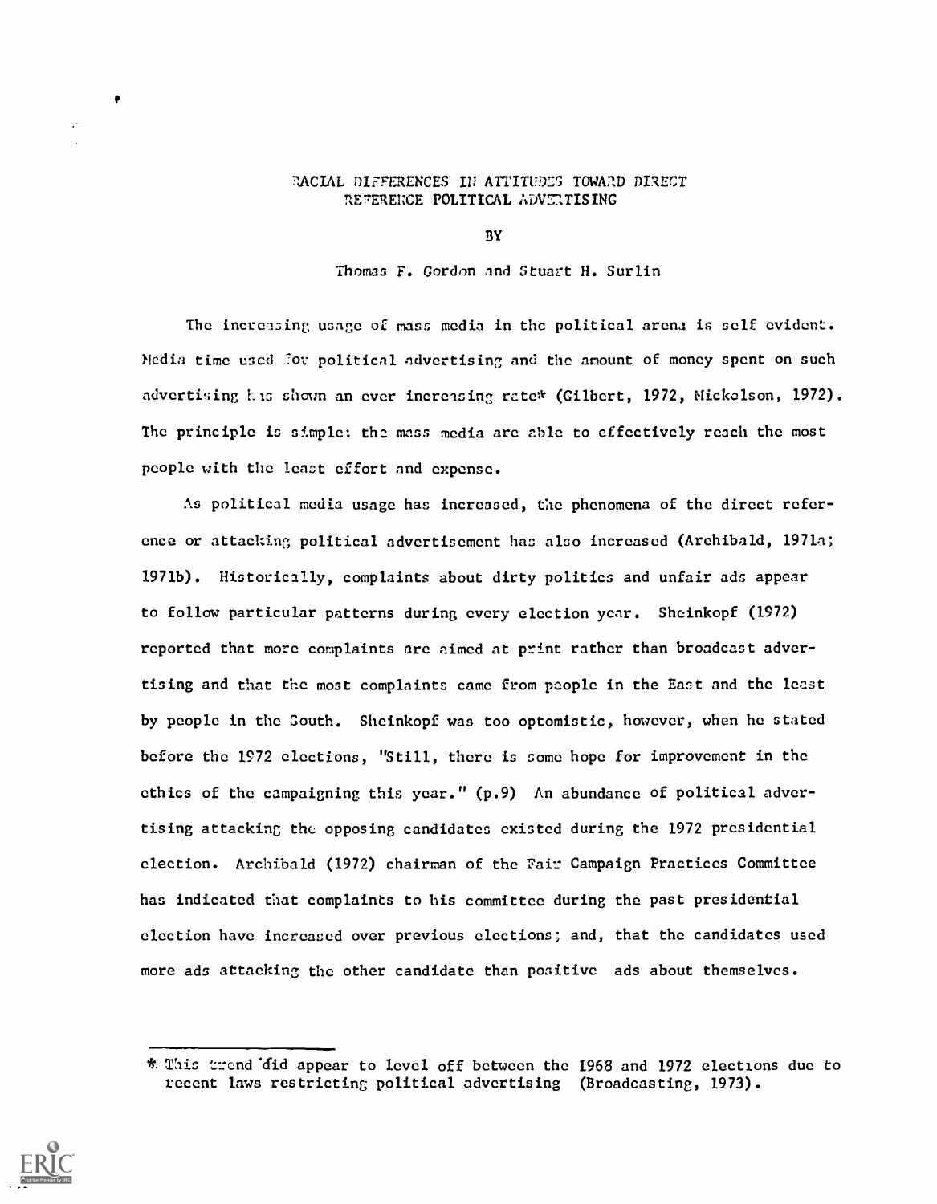# RACIAL DIFFERENCES IN ATTITUDES TOWARD DIRECT REFERENCE POLITICAL ADVERTISING

BY

Thomas F. Gordon and Stuart H. Surlin

The increasing usage of mass media in the political arena is self evident. Media time used for political advertising and the amount of money spent on such advertising has shown an ever increasing rate* (Gilbert, 1972, Mickelson, 1972). The principle is simple: the mass media are able to effectively reach the most people with the least effort and expense.

As political media usage has increased, the phenomena of the direct reference or attacking political advertisement has also increased (Archibald, 1971a; 1971b). Historically, complaints about dirty politics and unfair ads appear to follow particular patterns during every election year. Sheinkopf (1972) reported that more complaints are aimed at print rather than broadcast advertising and that the most complaints came from people in the East and the least by people in the South. Sheinkopf was too optomistic, however, when he stated before the 1972 elections, "Still, there is some hope for improvement in the ethics of the campaigning this year." (p.9) An abundance of political advertising attacking the opposing candidates existed during the 1972 presidential election. Archibald (1972) chairman of the Fair Campaign Practices Committee has indicated that complaints to his committee during the past presidential election have increased over previous elections; and, that the candidates used more ads attacking the other candidate than positive ads about themselves.

---

* This trend did appear to level off between the 1968 and 1972 elections due to recent laws restricting political advertising (Broadcasting, 1973).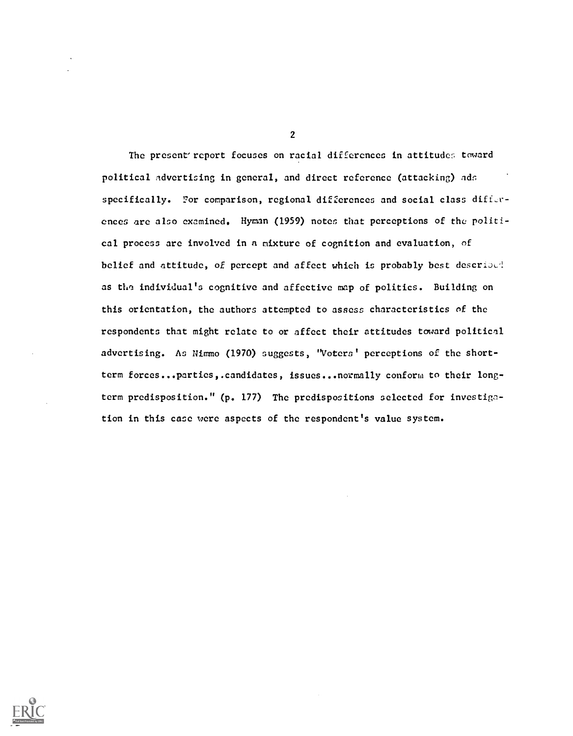The present report focuses on racial differences in attitudes toward political advertising in general, and direct reference (attacking) ads specifically. For comparison, regional differences and social class differences are also examined. Hyman (1959) notes that perceptions of the political process are involved in a mixture of cognition and evaluation, of belief and attitude, of percept and affect which is probably best described as the individual's cognitive and affective map of politics. Building on this orientation, the authors attempted to assess characteristics of the respondents that might relate to or affect their attitudes toward political advertising. As Nimmo (1970) suggests, "Voters' perceptions of the short-term forces...parties,.candidates, issues...normally conform to their long-term predisposition." (p. 177) The predispositions selected for investigation in this case were aspects of the respondent's value system.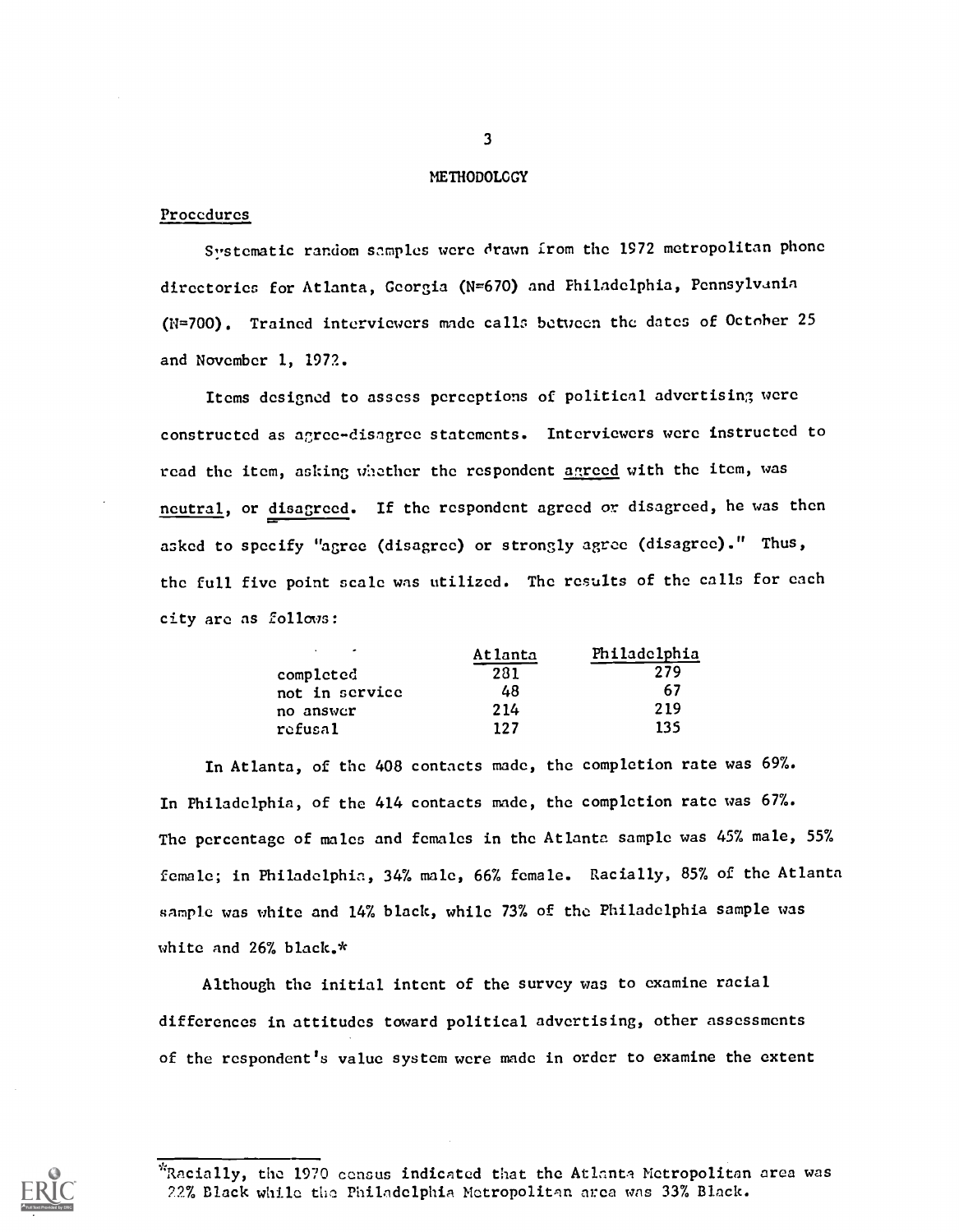# METHODOLOGY

## Procedures

Systematic random samples were drawn from the 1972 metropolitan phone directories for Atlanta, Georgia (N=670) and Philadelphia, Pennsylvania (N=700). Trained interviewers made calls between the dates of October 25 and November 1, 1972.

Items designed to assess perceptions of political advertising were constructed as agree-disagree statements. Interviewers were instructed to read the item, asking whether the respondent agreed with the item, was neutral, or disagreed. If the respondent agreed or disagreed, he was then asked to specify "agree (disagree) or strongly agree (disagree)." Thus, the full five point scale was utilized. The results of the calls for each city are as follows:

| | Atlanta | Philadelphia |
|---|---|---|
| completed | 281 | 279 |
| not in service | 48 | 67 |
| no answer | 214 | 219 |
| refusal | 127 | 135 |

In Atlanta, of the 408 contacts made, the completion rate was 69%. In Philadelphia, of the 414 contacts made, the completion rate was 67%. The percentage of males and females in the Atlanta sample was 45% male, 55% female; in Philadelphia, 34% male, 66% female. Racially, 85% of the Atlanta sample was white and 14% black, while 73% of the Philadelphia sample was white and 26% black.*

Although the initial intent of the survey was to examine racial differences in attitudes toward political advertising, other assessments of the respondent's value system were made in order to examine the extent

*Racially, the 1970 census indicated that the Atlanta Metropolitan area was 22% Black while the Philadelphia Metropolitan area was 33% Black.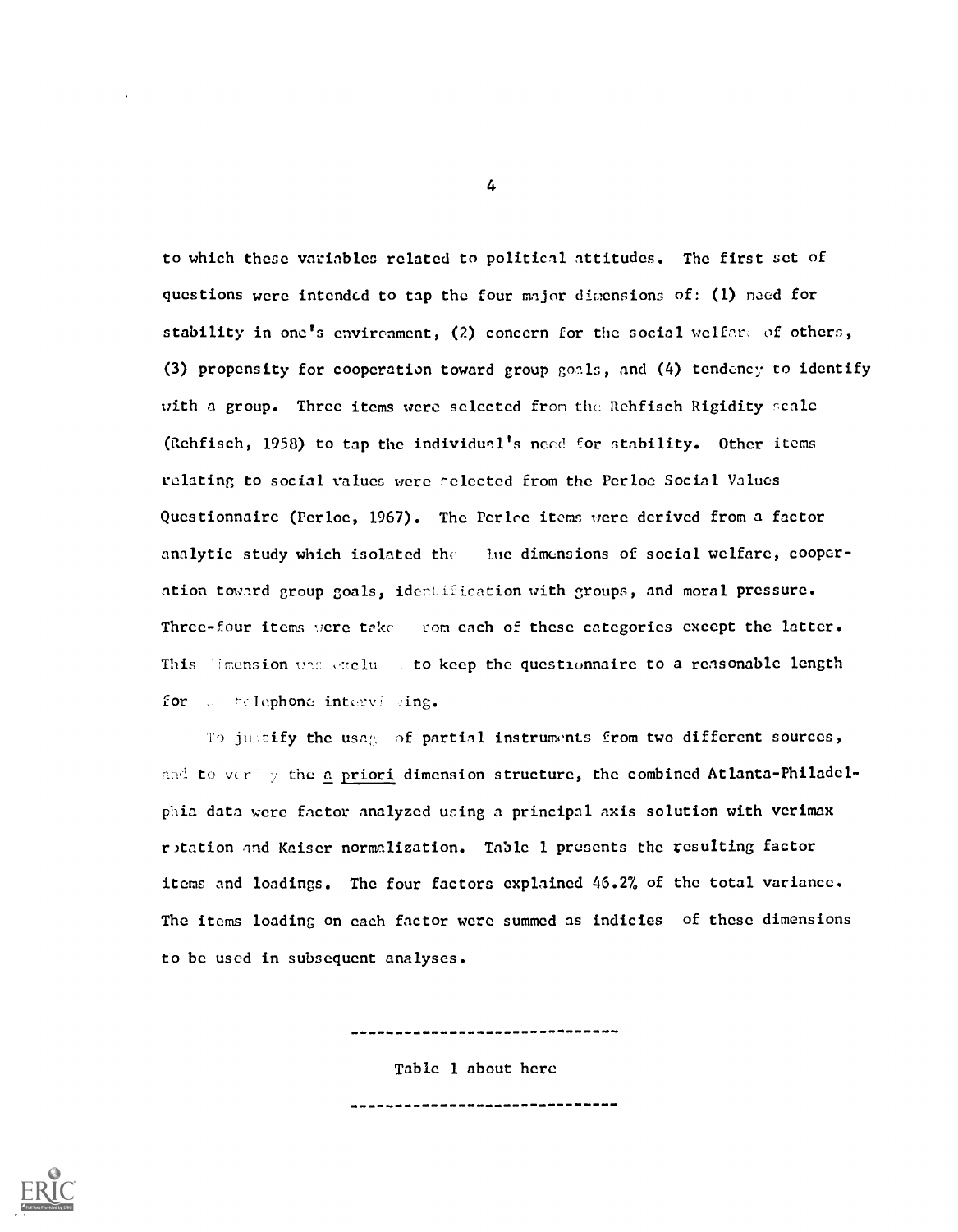to which these variables related to political attitudes. The first set of questions were intended to tap the four major dimensions of: (1) need for stability in one's environment, (2) concern for the social welfare of others, (3) propensity for cooperation toward group goals, and (4) tendency to identify with a group. Three items were selected from the Rehfisch Rigidity scale (Rehfisch, 1958) to tap the individual's need for stability. Other items relating to social values were selected from the Perloe Social Values Questionnaire (Perloe, 1967). The Perloe items were derived from a factor analytic study which isolated the value dimensions of social welfare, cooperation toward group goals, identification with groups, and moral pressure. Three-four items were taken from each of these categories except the latter. This dimension was excluded to keep the questionnaire to a reasonable length for telephone interviewing.

To justify the usage of partial instruments from two different sources, and to verify the *a priori* dimension structure, the combined Atlanta-Philadelphia data were factor analyzed using a principal axis solution with verimax rotation and Kaiser normalization. Table 1 presents the resulting factor items and loadings. The four factors explained 46.2% of the total variance. The items loading on each factor were summed as indicies of these dimensions to be used in subsequent analyses.

------------------------------

Table 1 about here

------------------------------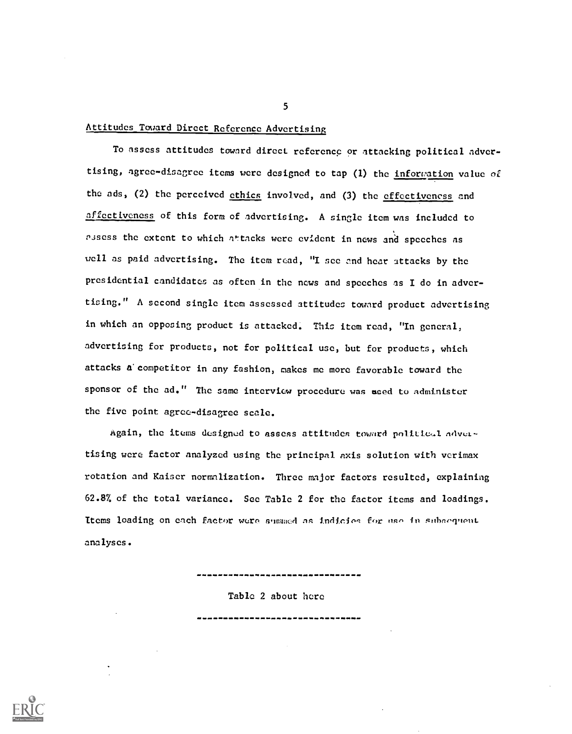## Attitudes Toward Direct Reference Advertising

To assess attitudes toward direct reference or attacking political advertising, agree-disagree items were designed to tap (1) the information value of the ads, (2) the perceived ethics involved, and (3) the effectiveness and affectiveness of this form of advertising. A single item was included to assess the extent to which attacks were evident in news and speeches as well as paid advertising. The item read, "I see and hear attacks by the presidential candidates as often in the news and speeches as I do in advertising." A second single item assessed attitudes toward product advertising in which an opposing product is attacked. This item read, "In general, advertising for products, not for political use, but for products, which attacks a competitor in any fashion, makes me more favorable toward the sponsor of the ad." The same interview procedure was used to administer the five point agree-disagree scale.

Again, the items designed to assess attitudes toward political advertising were factor analyzed using the principal axis solution with verimax rotation and Kaiser normalization. Three major factors resulted, explaining 62.8% of the total variance. See Table 2 for the factor items and loadings. Items loading on each factor were summed as indicies for use in subsequent analyses.

---

Table 2 about here

---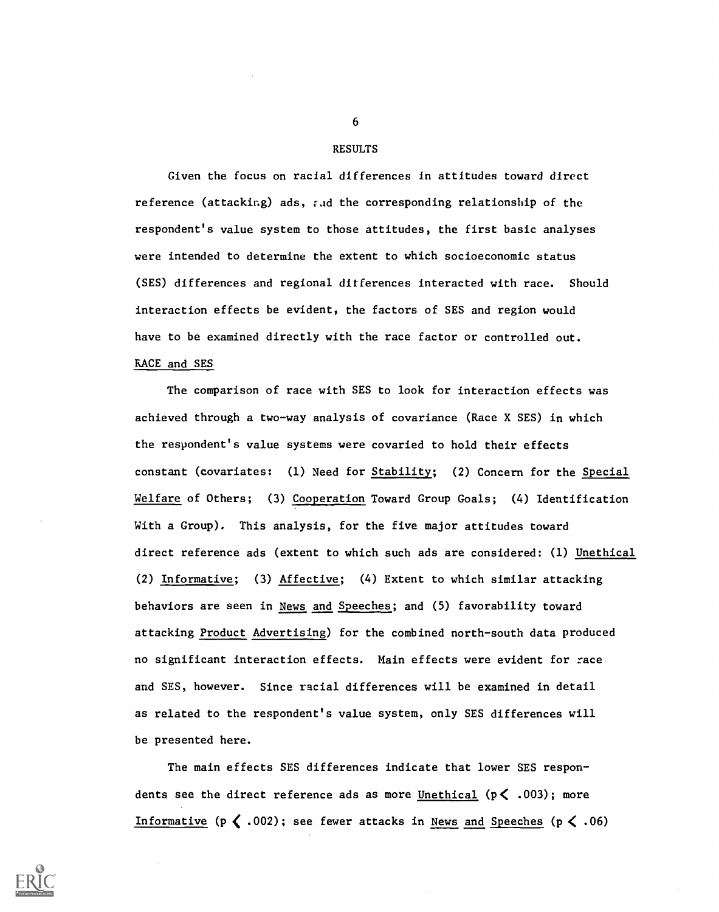## RESULTS

Given the focus on racial differences in attitudes toward direct reference (attacking) ads, and the corresponding relationship of the respondent's value system to those attitudes, the first basic analyses were intended to determine the extent to which socioeconomic status (SES) differences and regional differences interacted with race. Should interaction effects be evident, the factors of SES and region would have to be examined directly with the race factor or controlled out.

### RACE and SES

The comparison of race with SES to look for interaction effects was achieved through a two-way analysis of covariance (Race X SES) in which the respondent's value systems were covaried to hold their effects constant (covariates: (1) Need for Stability; (2) Concern for the Special Welfare of Others; (3) Cooperation Toward Group Goals; (4) Identification With a Group). This analysis, for the five major attitudes toward direct reference ads (extent to which such ads are considered: (1) Unethical (2) Informative; (3) Affective; (4) Extent to which similar attacking behaviors are seen in News and Speeches; and (5) favorability toward attacking Product Advertising) for the combined north-south data produced no significant interaction effects. Main effects were evident for race and SES, however. Since racial differences will be examined in detail as related to the respondent's value system, only SES differences will be presented here.

The main effects SES differences indicate that lower SES respondents see the direct reference ads as more Unethical ($p < .003$); more Informative ($p < .002$); see fewer attacks in News and Speeches ($p < .06$)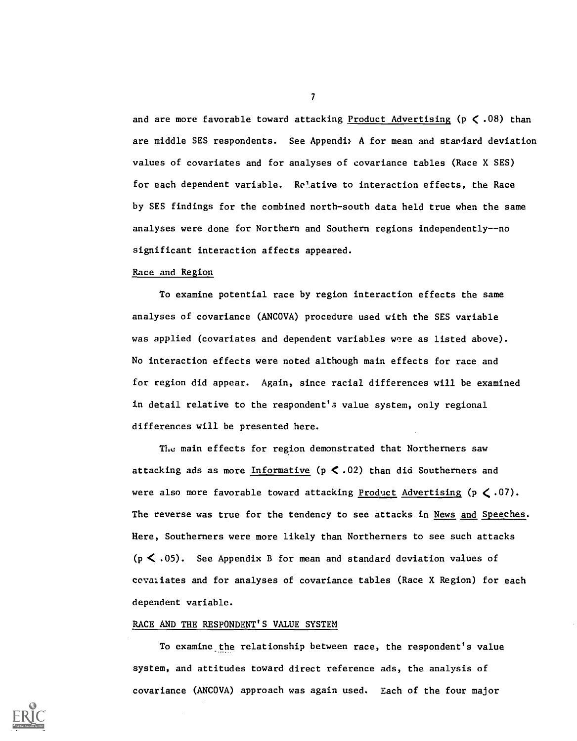and are more favorable toward attacking Product Advertising ($p < .08$) than are middle SES respondents. See Appendix A for mean and standard deviation values of covariates and for analyses of covariance tables (Race X SES) for each dependent variable. Relative to interaction effects, the Race by SES findings for the combined north-south data held true when the same analyses were done for Northern and Southern regions independently--no significant interaction affects appeared.

Race and Region

To examine potential race by region interaction effects the same analyses of covariance (ANCOVA) procedure used with the SES variable was applied (covariates and dependent variables were as listed above). No interaction effects were noted although main effects for race and for region did appear. Again, since racial differences will be examined in detail relative to the respondent's value system, only regional differences will be presented here.

The main effects for region demonstrated that Northerners saw attacking ads as more Informative ($p < .02$) than did Southerners and were also more favorable toward attacking Product Advertising ($p < .07$). The reverse was true for the tendency to see attacks in News and Speeches. Here, Southerners were more likely than Northerners to see such attacks ($p < .05$). See Appendix B for mean and standard deviation values of covariates and for analyses of covariance tables (Race X Region) for each dependent variable.

RACE AND THE RESPONDENT'S VALUE SYSTEM

To examine the relationship between race, the respondent's value system, and attitudes toward direct reference ads, the analysis of covariance (ANCOVA) approach was again used. Each of the four major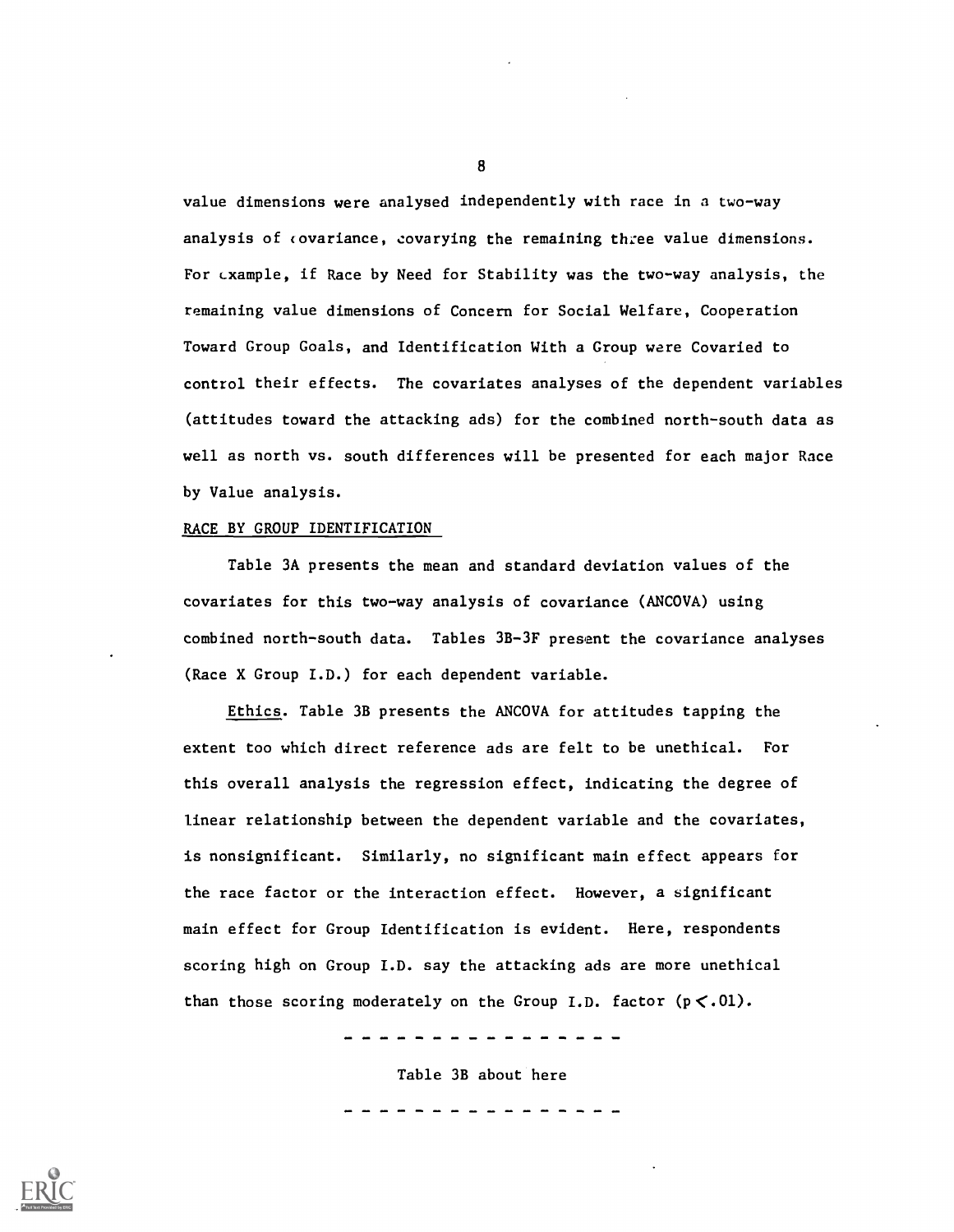value dimensions were analysed independently with race in a two-way analysis of covariance, covarying the remaining three value dimensions. For example, if Race by Need for Stability was the two-way analysis, the remaining value dimensions of Concern for Social Welfare, Cooperation Toward Group Goals, and Identification With a Group were Covaried to control their effects. The covariates analyses of the dependent variables (attitudes toward the attacking ads) for the combined north-south data as well as north vs. south differences will be presented for each major Race by Value analysis.

RACE BY GROUP IDENTIFICATION

Table 3A presents the mean and standard deviation values of the covariates for this two-way analysis of covariance (ANCOVA) using combined north-south data. Tables 3B-3F present the covariance analyses (Race X Group I.D.) for each dependent variable.

Ethics. Table 3B presents the ANCOVA for attitudes tapping the extent too which direct reference ads are felt to be unethical. For this overall analysis the regression effect, indicating the degree of linear relationship between the dependent variable and the covariates, is nonsignificant. Similarly, no significant main effect appears for the race factor or the interaction effect. However, a significant main effect for Group Identification is evident. Here, respondents scoring high on Group I.D. say the attacking ads are more unethical than those scoring moderately on the Group I.D. factor ($p < .01$).

- - - - - - - - - - - - - - - -

Table 3B about here

- - - - - - - - - - - - - - - -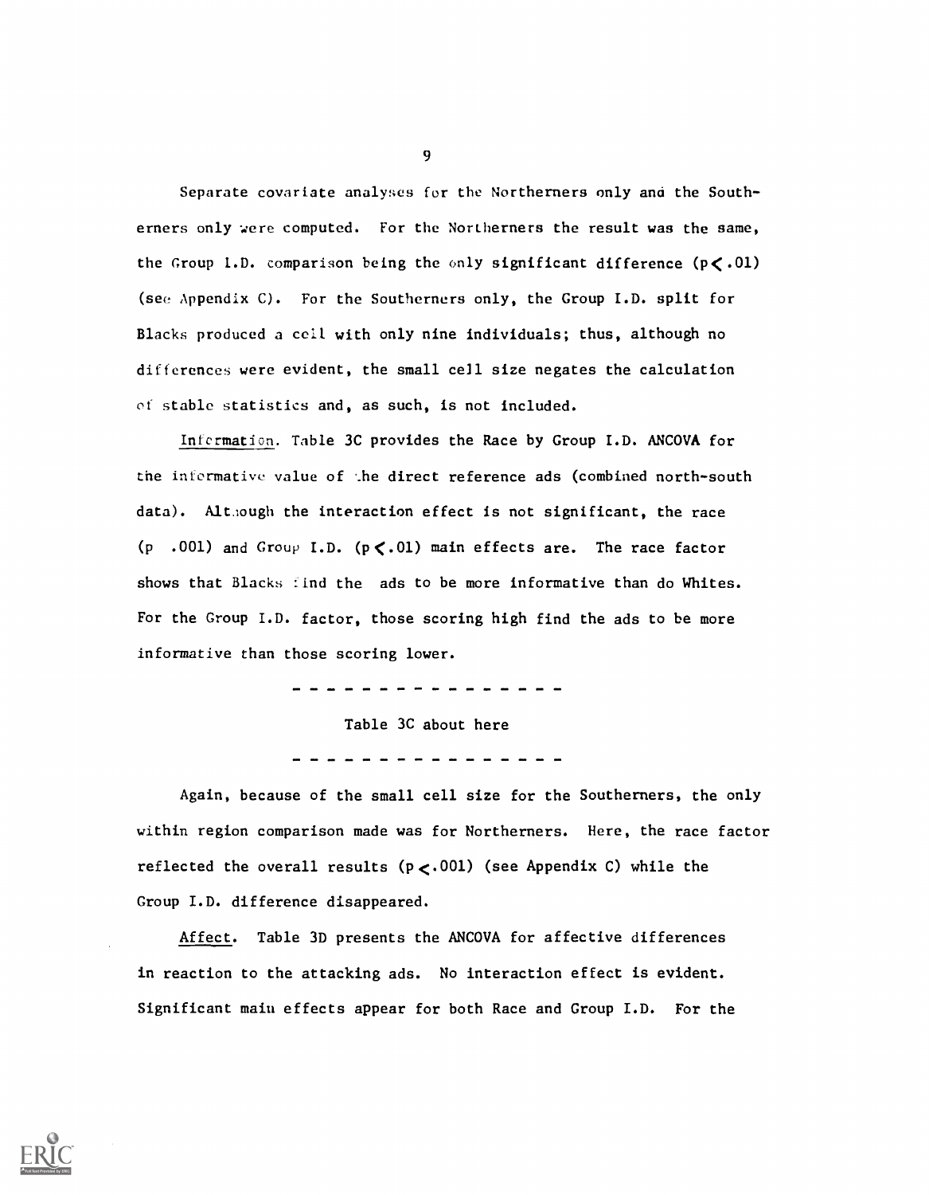Separate covariate analyses for the Northerners only and the Southerners only were computed. For the Northerners the result was the same, the Group I.D. comparison being the only significant difference ($p < .01$) (see Appendix C). For the Southerners only, the Group I.D. split for Blacks produced a cell with only nine individuals; thus, although no differences were evident, the small cell size negates the calculation of stable statistics and, as such, is not included.

*Information*. Table 3C provides the Race by Group I.D. ANCOVA for the informative value of the direct reference ads (combined north-south data). Although the interaction effect is not significant, the race ($p$ .001) and Group I.D. ($p < .01$) main effects are. The race factor shows that Blacks find the ads to be more informative than do Whites. For the Group I.D. factor, those scoring high find the ads to be more informative than those scoring lower.

- - - - - - - - - - - - - - - -

Table 3C about here

- - - - - - - - - - - - - - - -

Again, because of the small cell size for the Southerners, the only within region comparison made was for Northerners. Here, the race factor reflected the overall results ($p < .001$) (see Appendix C) while the Group I.D. difference disappeared.

*Affect*. Table 3D presents the ANCOVA for affective differences in reaction to the attacking ads. No interaction effect is evident. Significant main effects appear for both Race and Group I.D. For the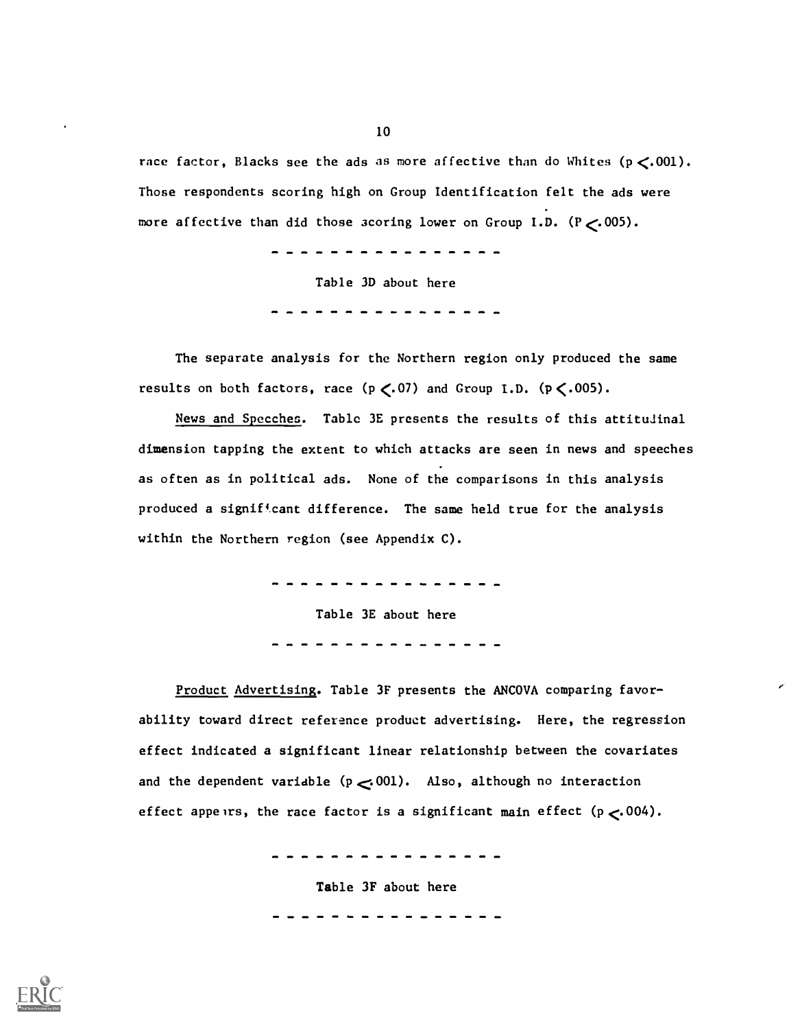race factor, Blacks see the ads as more affective than do Whites ($p < .001$). Those respondents scoring high on Group Identification felt the ads were more affective than did those scoring lower on Group I.D. ($P < .005$).

- - - - - - - - - - - - - - - -

Table 3D about here

- - - - - - - - - - - - - - - -

The separate analysis for the Northern region only produced the same results on both factors, race ($p < .07$) and Group I.D. ($p < .005$).

News and Speeches. Table 3E presents the results of this attitudinal dimension tapping the extent to which attacks are seen in news and speeches as often as in political ads. None of the comparisons in this analysis produced a significant difference. The same held true for the analysis within the Northern region (see Appendix C).

- - - - - - - - - - - - - - - -

Table 3E about here

- - - - - - - - - - - - - - - -

Product Advertising. Table 3F presents the ANCOVA comparing favorability toward direct reference product advertising. Here, the regression effect indicated a significant linear relationship between the covariates and the dependent variable ($p < .001$). Also, although no interaction effect appears, the race factor is a significant main effect ($p < .004$).

- - - - - - - - - - - - - - - -

Table 3F about here

- - - - - - - - - - - - - - - -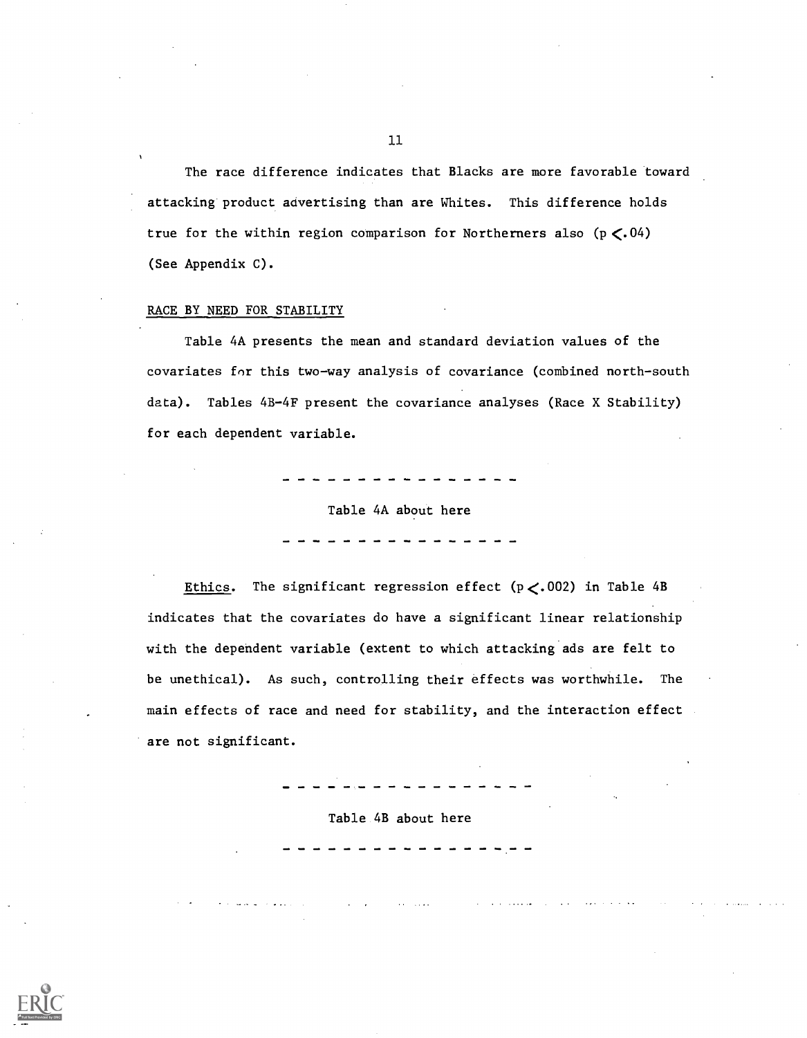The race difference indicates that Blacks are more favorable toward attacking product advertising than are Whites. This difference holds true for the within region comparison for Northerners also ($p < .04$) (See Appendix C).

RACE BY NEED FOR STABILITY

Table 4A presents the mean and standard deviation values of the covariates for this two-way analysis of covariance (combined north-south data). Tables 4B-4F present the covariance analyses (Race X Stability) for each dependent variable.

- - - - - - - - - - - - - - - -

Table 4A about here

- - - - - - - - - - - - - - - -

Ethics. The significant regression effect ($p < .002$) in Table 4B indicates that the covariates do have a significant linear relationship with the dependent variable (extent to which attacking ads are felt to be unethical). As such, controlling their effects was worthwhile. The main effects of race and need for stability, and the interaction effect are not significant.

- - - - - - - - - - - - - - - -

Table 4B about here

- - - - - - - - - - - - - - - -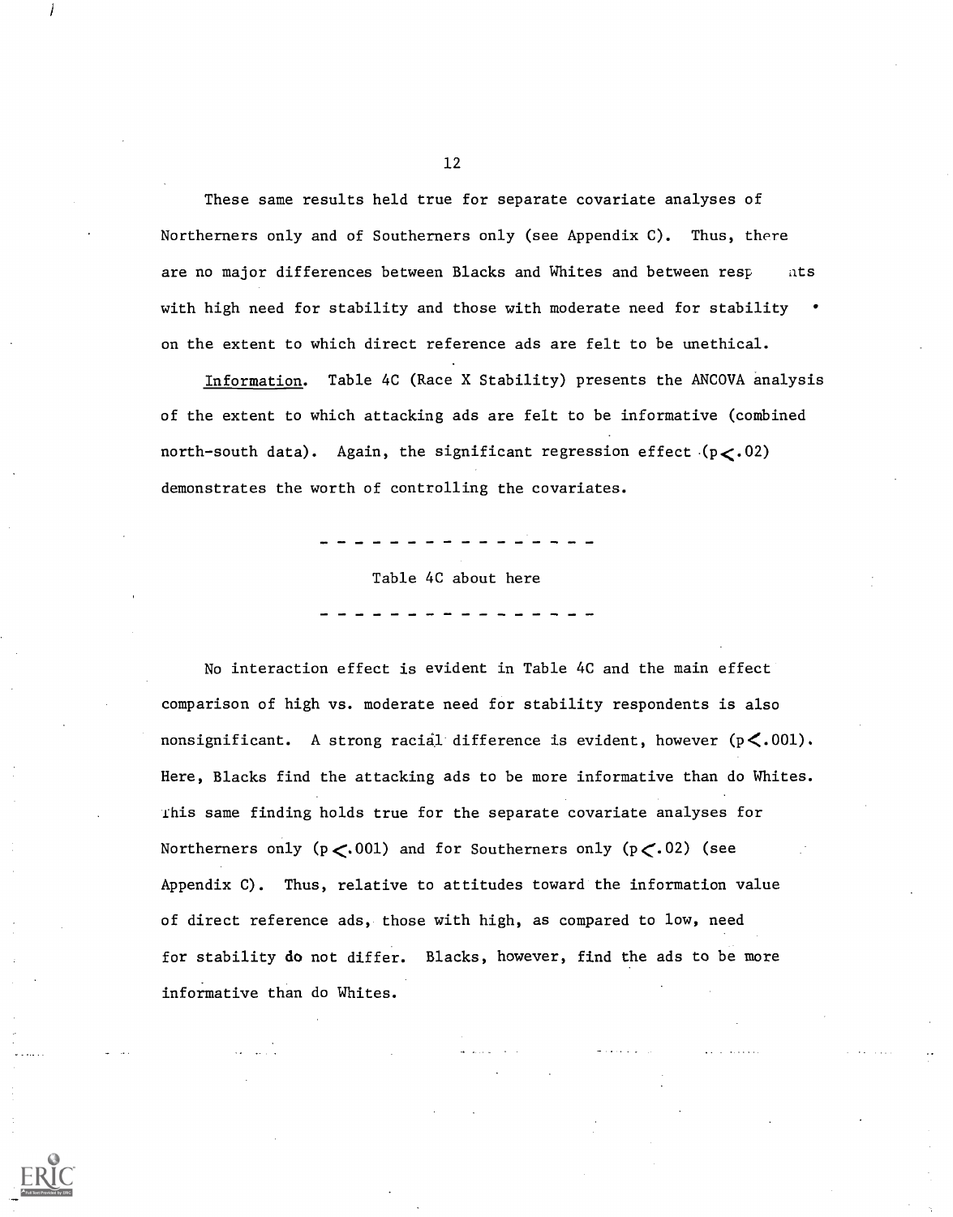These same results held true for separate covariate analyses of Northerners only and of Southerners only (see Appendix C). Thus, there are no major differences between Blacks and Whites and between resp    nts with high need for stability and those with moderate need for stability on the extent to which direct reference ads are felt to be unethical.

<u>Information</u>. Table 4C (Race X Stability) presents the ANCOVA analysis of the extent to which attacking ads are felt to be informative (combined north-south data). Again, the significant regression effect ($p < .02$) demonstrates the worth of controlling the covariates.

- - - - - - - - - - - - - - - -

Table 4C about here

- - - - - - - - - - - - - - - -

No interaction effect is evident in Table 4C and the main effect comparison of high vs. moderate need for stability respondents is also nonsignificant. A strong racial difference is evident, however ($p < .001$). Here, Blacks find the attacking ads to be more informative than do Whites. This same finding holds true for the separate covariate analyses for Northerners only ($p < .001$) and for Southerners only ($p < .02$) (see Appendix C). Thus, relative to attitudes toward the information value of direct reference ads, those with high, as compared to low, need for stability do not differ. Blacks, however, find the ads to be more informative than do Whites.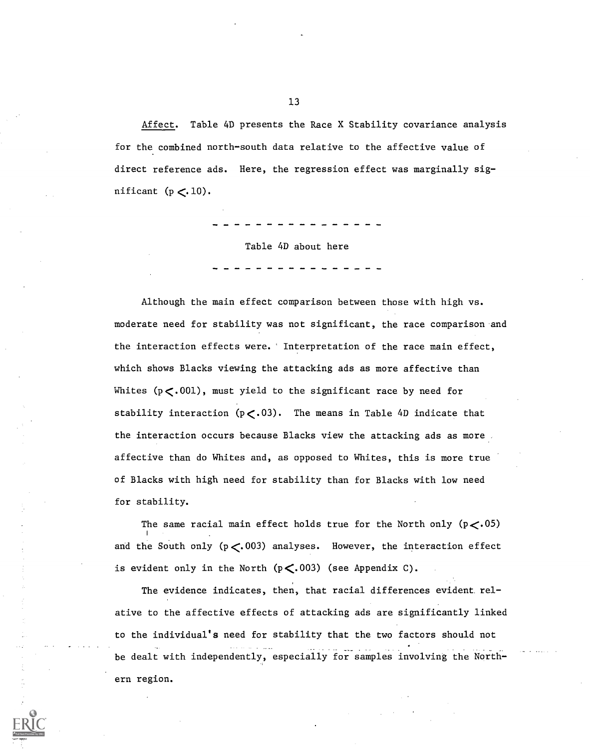Affect. Table 4D presents the Race X Stability covariance analysis for the combined north-south data relative to the affective value of direct reference ads. Here, the regression effect was marginally significant ($p < .10$).

- - - - - - - - - - - - - - - -

Table 4D about here

- - - - - - - - - - - - - - - -

Although the main effect comparison between those with high vs. moderate need for stability was not significant, the race comparison and the interaction effects were. Interpretation of the race main effect, which shows Blacks viewing the attacking ads as more affective than Whites ($p < .001$), must yield to the significant race by need for stability interaction ($p < .03$). The means in Table 4D indicate that the interaction occurs because Blacks view the attacking ads as more affective than do Whites and, as opposed to Whites, this is more true of Blacks with high need for stability than for Blacks with low need for stability.

The same racial main effect holds true for the North only ($p < .05$) and the South only ($p < .003$) analyses. However, the interaction effect is evident only in the North ($p < .003$) (see Appendix C).

The evidence indicates, then, that racial differences evident relative to the affective effects of attacking ads are significantly linked to the individual's need for stability that the two factors should not be dealt with independently, especially for samples involving the Northern region.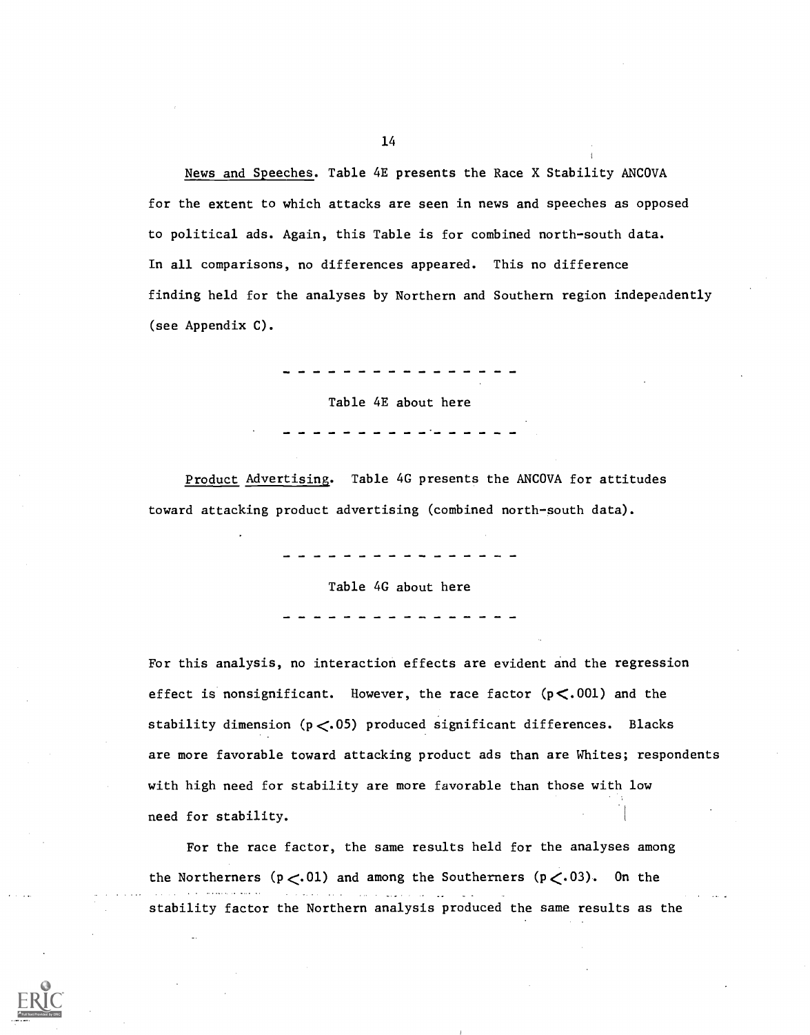News and Speeches. Table 4E presents the Race X Stability ANCOVA for the extent to which attacks are seen in news and speeches as opposed to political ads. Again, this Table is for combined north-south data. In all comparisons, no differences appeared. This no difference finding held for the analyses by Northern and Southern region independently (see Appendix C).

- - - - - - - - - - - - - - - -

Table 4E about here

- - - - - - - - - - - - - - - -

Product Advertising. Table 4G presents the ANCOVA for attitudes toward attacking product advertising (combined north-south data).

- - - - - - - - - - - - - - - -

Table 4G about here

- - - - - - - - - - - - - - - -

For this analysis, no interaction effects are evident and the regression effect is nonsignificant. However, the race factor ($p < .001$) and the stability dimension ($p < .05$) produced significant differences. Blacks are more favorable toward attacking product ads than are Whites; respondents with high need for stability are more favorable than those with low need for stability.

For the race factor, the same results held for the analyses among the Northerners ($p < .01$) and among the Southerners ($p < .03$). On the stability factor the Northern analysis produced the same results as the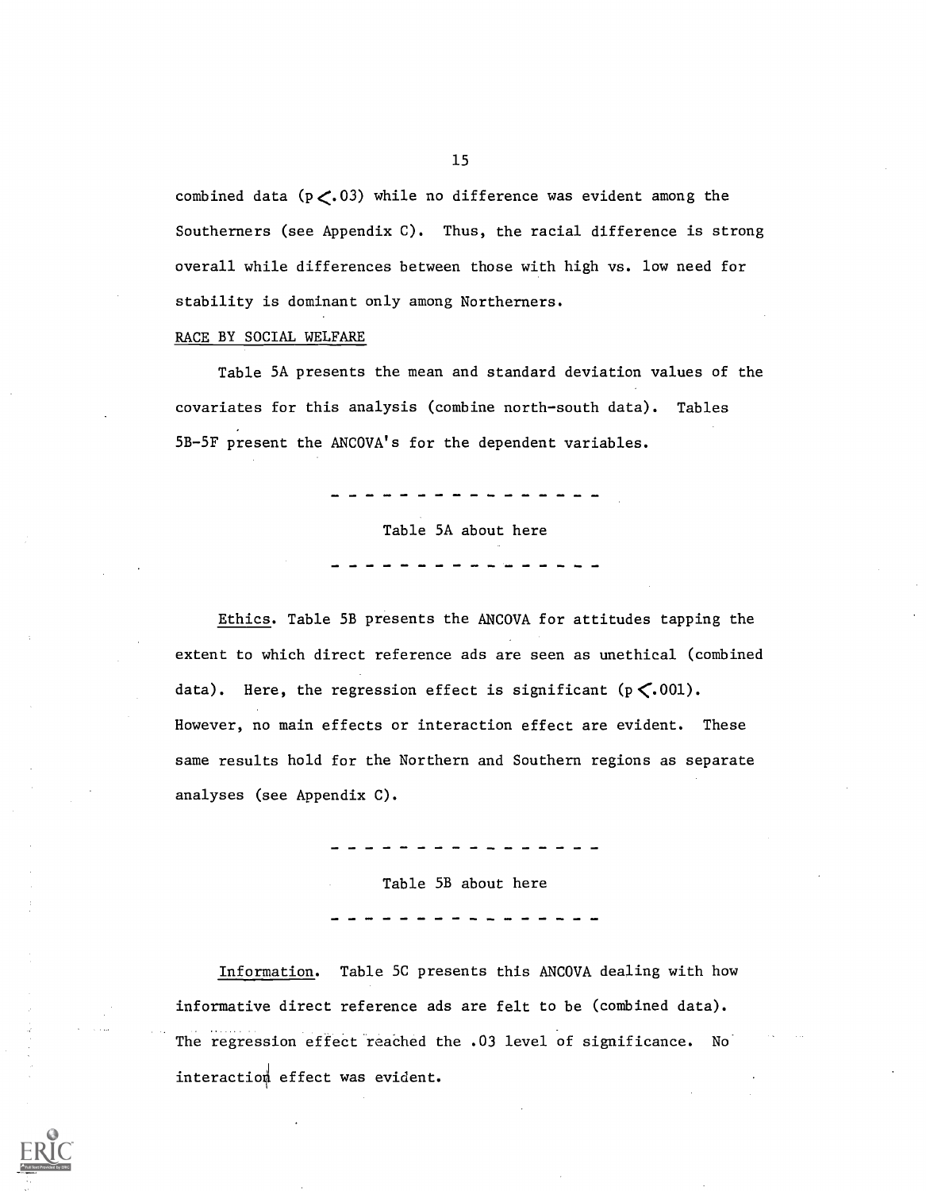combined data ($p < .03$) while no difference was evident among the Southerners (see Appendix C). Thus, the racial difference is strong overall while differences between those with high vs. low need for stability is dominant only among Northerners.

RACE BY SOCIAL WELFARE

Table 5A presents the mean and standard deviation values of the covariates for this analysis (combine north-south data). Tables 5B-5F present the ANCOVA's for the dependent variables.

- - - - - - - - - - - - - - - -

Table 5A about here

- - - - - - - - - - - - - - - -

Ethics. Table 5B presents the ANCOVA for attitudes tapping the extent to which direct reference ads are seen as unethical (combined data). Here, the regression effect is significant ($p < .001$). However, no main effects or interaction effect are evident. These same results hold for the Northern and Southern regions as separate analyses (see Appendix C).

- - - - - - - - - - - - - - - -

Table 5B about here

- - - - - - - - - - - - - - - -

Information. Table 5C presents this ANCOVA dealing with how informative direct reference ads are felt to be (combined data). The regression effect reached the .03 level of significance. No interaction effect was evident.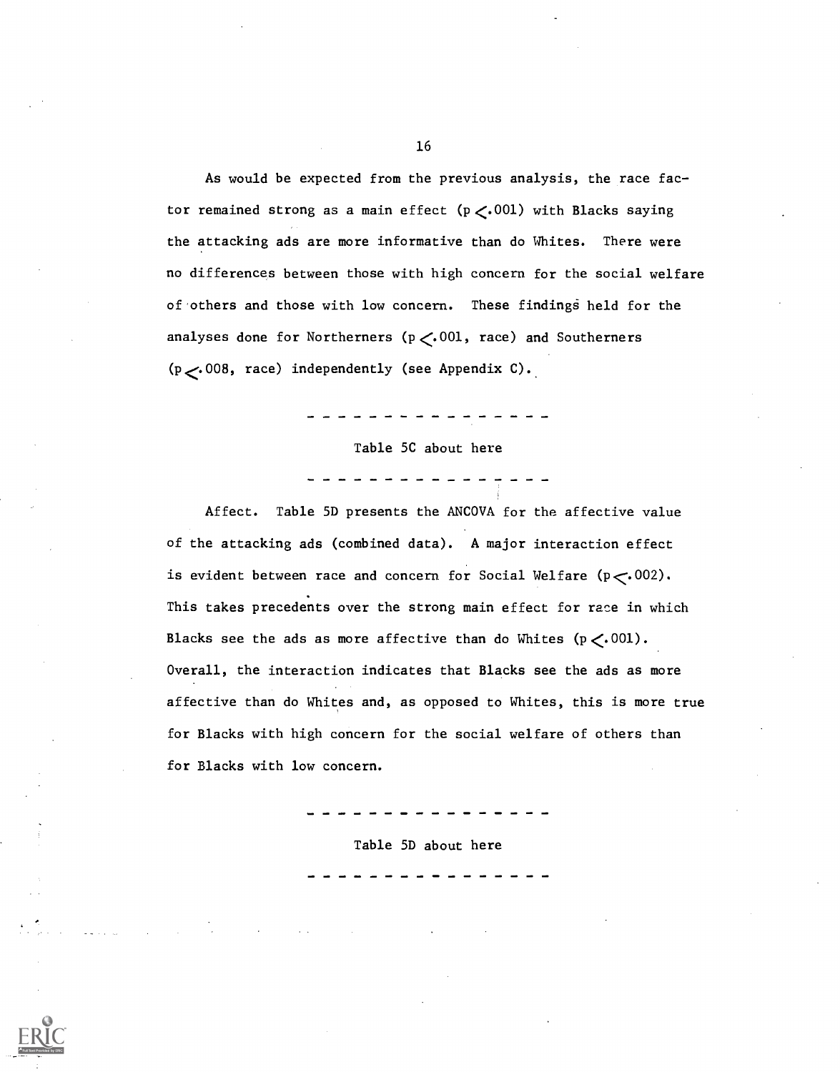As would be expected from the previous analysis, the race factor remained strong as a main effect ($p < .001$) with Blacks saying the attacking ads are more informative than do Whites. There were no differences between those with high concern for the social welfare of others and those with low concern. These findings held for the analyses done for Northerners ($p < .001$, race) and Southerners ($p < .008$, race) independently (see Appendix C).

---

Table 5C about here

---

Affect. Table 5D presents the ANCOVA for the affective value of the attacking ads (combined data). A major interaction effect is evident between race and concern for Social Welfare ($p < .002$). This takes precedents over the strong main effect for race in which Blacks see the ads as more affective than do Whites ($p < .001$). Overall, the interaction indicates that Blacks see the ads as more affective than do Whites and, as opposed to Whites, this is more true for Blacks with high concern for the social welfare of others than for Blacks with low concern.

---

Table 5D about here

---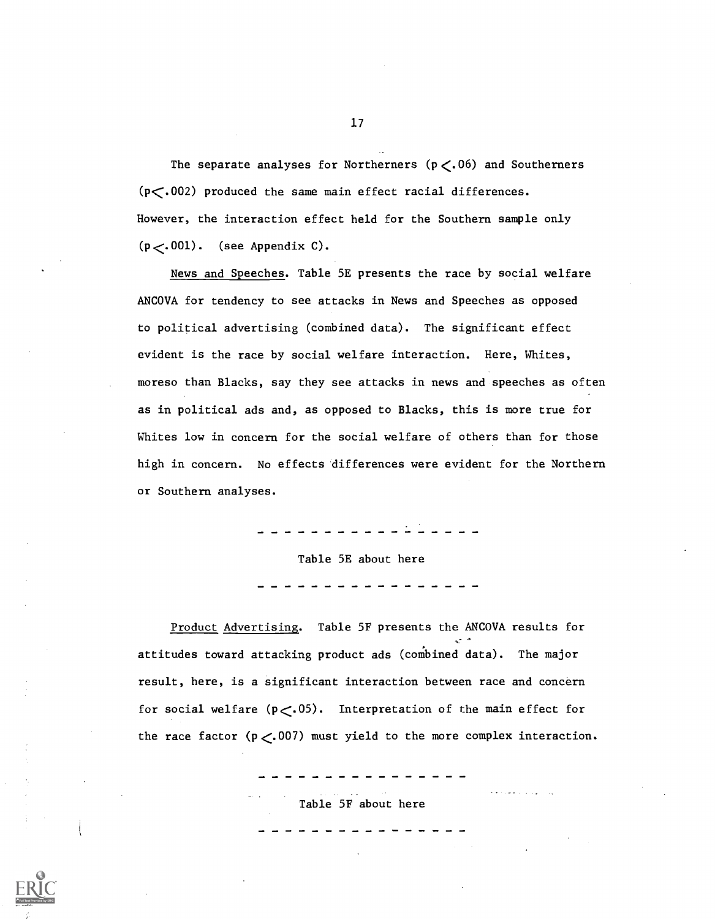The separate analyses for Northerners ($p < .06$) and Southerners ($p < .002$) produced the same main effect racial differences. However, the interaction effect held for the Southern sample only ($p < .001$). (see Appendix C).

News and Speeches. Table 5E presents the race by social welfare ANCOVA for tendency to see attacks in News and Speeches as opposed to political advertising (combined data). The significant effect evident is the race by social welfare interaction. Here, Whites, moreso than Blacks, say they see attacks in news and speeches as often as in political ads and, as opposed to Blacks, this is more true for Whites low in concern for the social welfare of others than for those high in concern. No effects differences were evident for the Northern or Southern analyses.

- - - - - - - - - - - - - - - -

Table 5E about here

- - - - - - - - - - - - - - - -

Product Advertising. Table 5F presents the ANCOVA results for attitudes toward attacking product ads (combined data). The major result, here, is a significant interaction between race and concern for social welfare ($p < .05$). Interpretation of the main effect for the race factor ($p < .007$) must yield to the more complex interaction.

- - - - - - - - - - - - - - - -

Table 5F about here

- - - - - - - - - - - - - - - -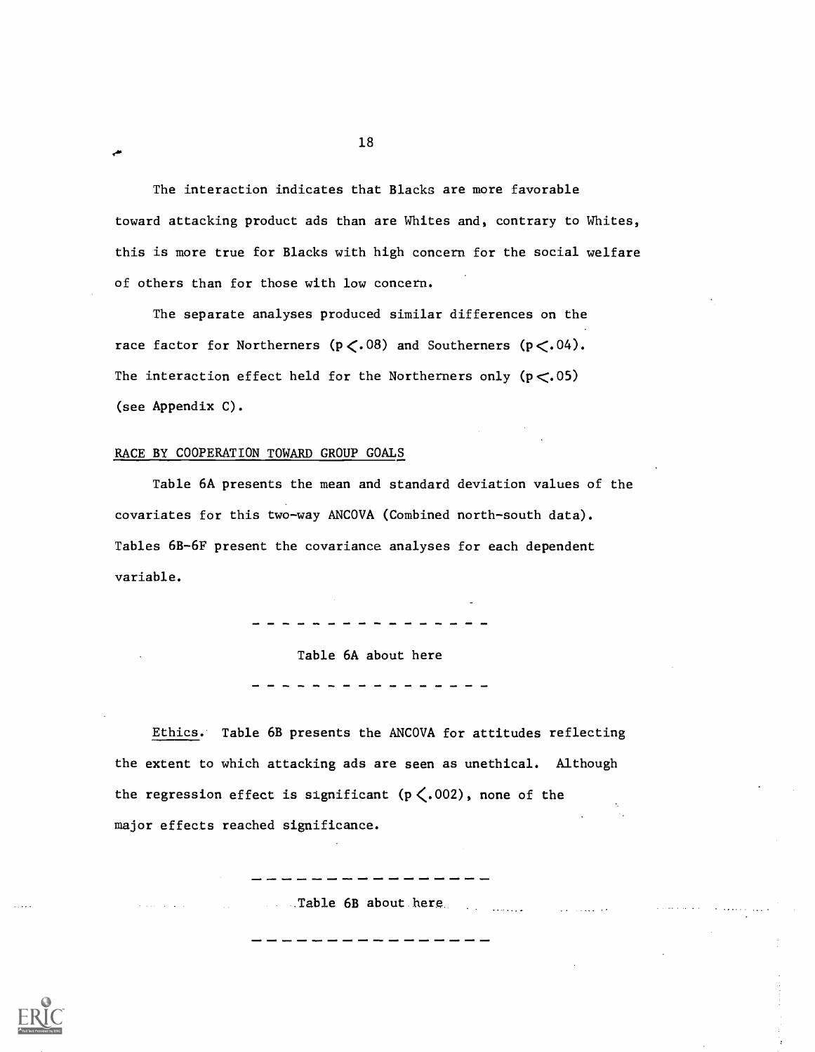The interaction indicates that Blacks are more favorable toward attacking product ads than are Whites and, contrary to Whites, this is more true for Blacks with high concern for the social welfare of others than for those with low concern.

The separate analyses produced similar differences on the race factor for Northerners ($p < .08$) and Southerners ($p < .04$). The interaction effect held for the Northerners only ($p < .05$) (see Appendix C).

RACE BY COOPERATION TOWARD GROUP GOALS

Table 6A presents the mean and standard deviation values of the covariates for this two-way ANCOVA (Combined north-south data). Tables 6B-6F present the covariance analyses for each dependent variable.

---

Table 6A about here

---

Ethics. Table 6B presents the ANCOVA for attitudes reflecting the extent to which attacking ads are seen as unethical. Although the regression effect is significant ($p < .002$), none of the major effects reached significance.

---

Table 6B about here

---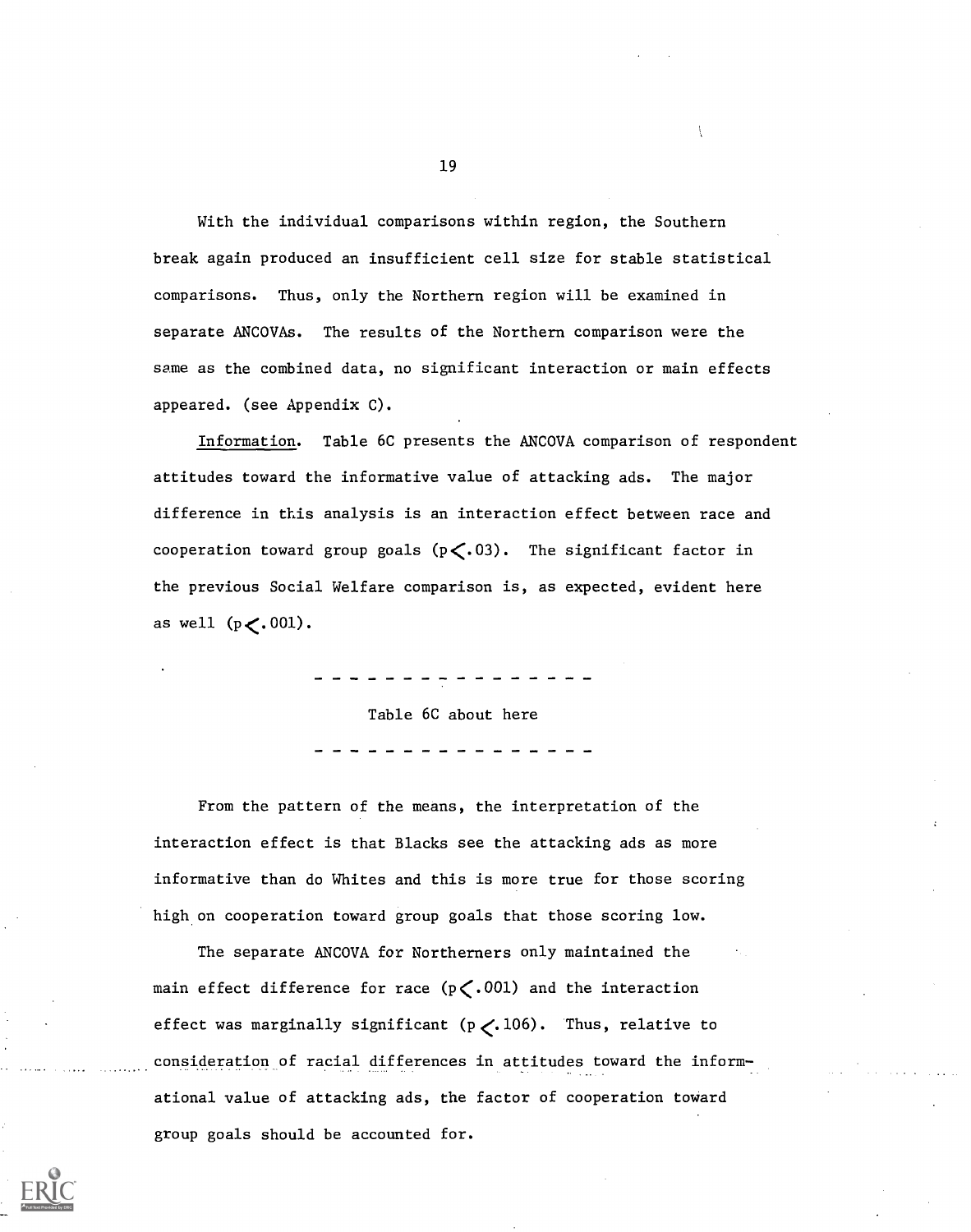With the individual comparisons within region, the Southern break again produced an insufficient cell size for stable statistical comparisons. Thus, only the Northern region will be examined in separate ANCOVAs. The results of the Northern comparison were the same as the combined data, no significant interaction or main effects appeared. (see Appendix C).

Information. Table 6C presents the ANCOVA comparison of respondent attitudes toward the informative value of attacking ads. The major difference in this analysis is an interaction effect between race and cooperation toward group goals ($p < .03$). The significant factor in the previous Social Welfare comparison is, as expected, evident here as well ($p < .001$).

- - - - - - - - - - - - - - - -

Table 6C about here

- - - - - - - - - - - - - - - -

From the pattern of the means, the interpretation of the interaction effect is that Blacks see the attacking ads as more informative than do Whites and this is more true for those scoring high on cooperation toward group goals that those scoring low.

The separate ANCOVA for Northerners only maintained the main effect difference for race ($p < .001$) and the interaction effect was marginally significant ($p < .106$). Thus, relative to consideration of racial differences in attitudes toward the informational value of attacking ads, the factor of cooperation toward group goals should be accounted for.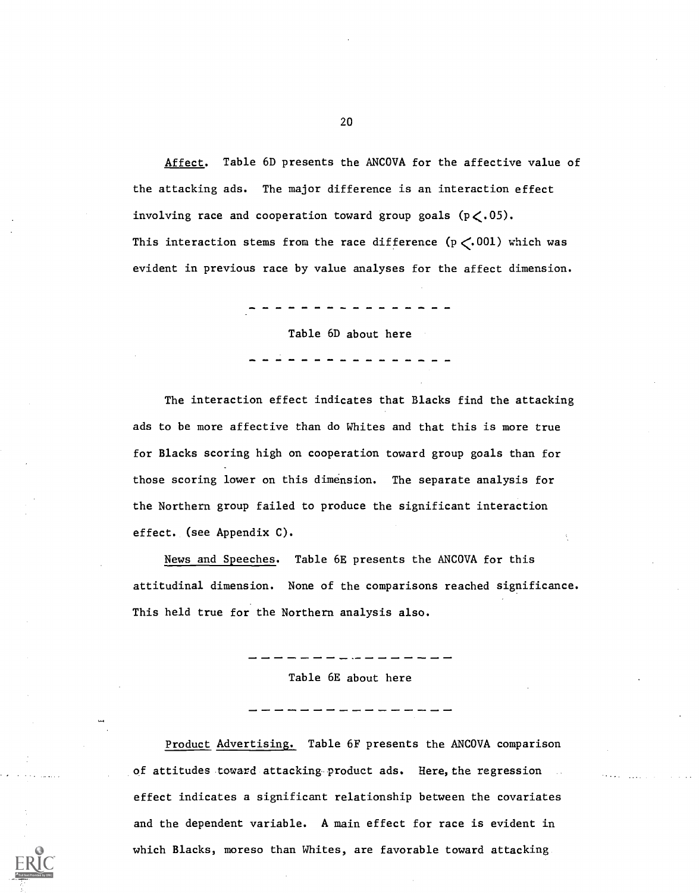_Affect._ Table 6D presents the ANCOVA for the affective value of the attacking ads. The major difference is an interaction effect involving race and cooperation toward group goals ($p < .05$). This interaction stems from the race difference ($p < .001$) which was evident in previous race by value analyses for the affect dimension.

---

Table 6D about here

---

The interaction effect indicates that Blacks find the attacking ads to be more affective than do Whites and that this is more true for Blacks scoring high on cooperation toward group goals than for those scoring lower on this dimension. The separate analysis for the Northern group failed to produce the significant interaction effect. (see Appendix C).

_News and Speeches._ Table 6E presents the ANCOVA for this attitudinal dimension. None of the comparisons reached significance. This held true for the Northern analysis also.

---

Table 6E about here

---

_Product Advertising._ Table 6F presents the ANCOVA comparison of attitudes toward attacking product ads. Here, the regression effect indicates a significant relationship between the covariates and the dependent variable. A main effect for race is evident in which Blacks, moreso than Whites, are favorable toward attacking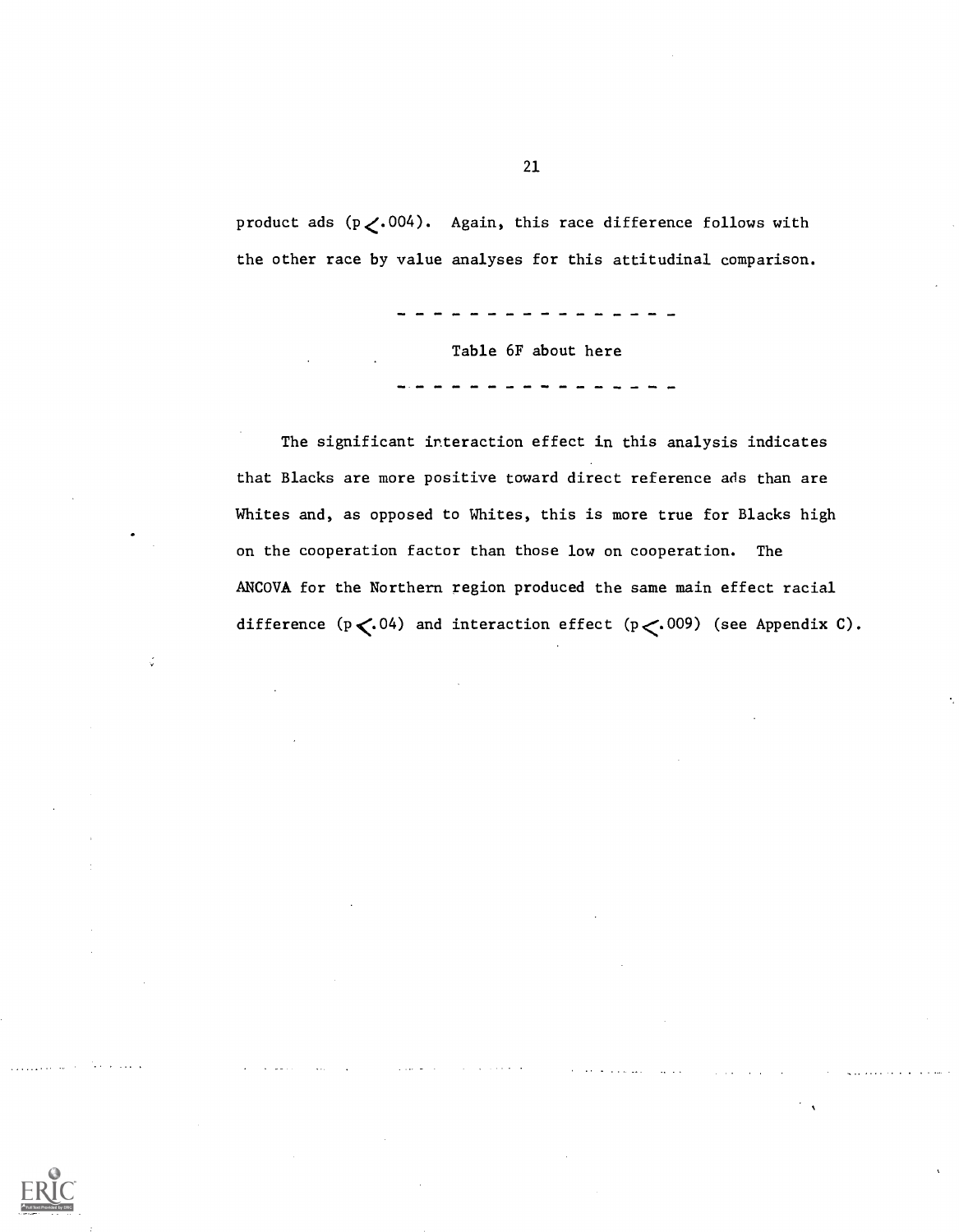product ads ($p < .004$). Again, this race difference follows with the other race by value analyses for this attitudinal comparison.

- - - - - - - - - - - - - - - -

Table 6F about here

- - - - - - - - - - - - - - - -

The significant interaction effect in this analysis indicates that Blacks are more positive toward direct reference ads than are Whites and, as opposed to Whites, this is more true for Blacks high on the cooperation factor than those low on cooperation. The ANCOVA for the Northern region produced the same main effect racial difference ($p < .04$) and interaction effect ($p < .009$) (see Appendix C).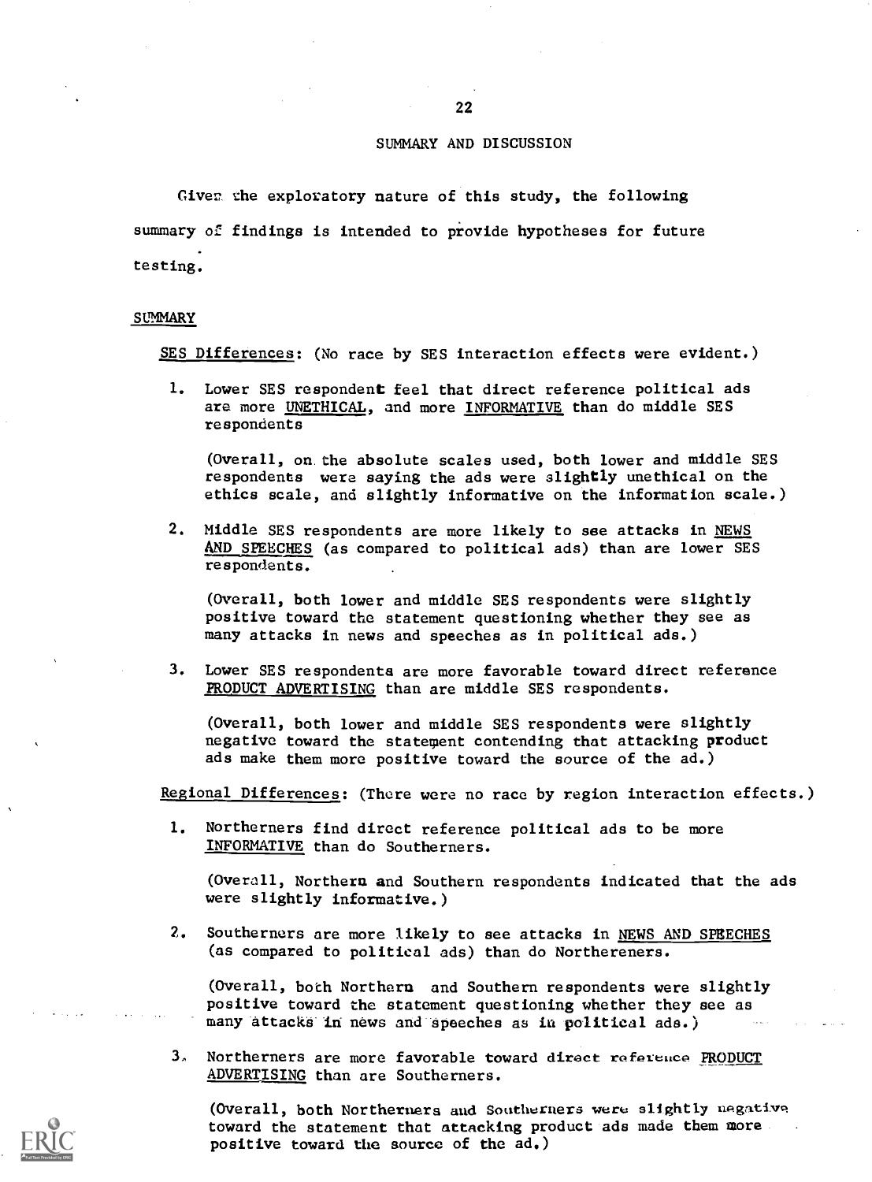## SUMMARY AND DISCUSSION

Given the exploratory nature of this study, the following summary of findings is intended to provide hypotheses for future testing.

### SUMMARY

SES Differences: (No race by SES interaction effects were evident.)

1. Lower SES respondent feel that direct reference political ads are more UNETHICAL, and more INFORMATIVE than do middle SES respondents

   (Overall, on the absolute scales used, both lower and middle SES respondents were saying the ads were slightly unethical on the ethics scale, and slightly informative on the information scale.)

2. Middle SES respondents are more likely to see attacks in NEWS AND SPEECHES (as compared to political ads) than are lower SES respondents.

   (Overall, both lower and middle SES respondents were slightly positive toward the statement questioning whether they see as many attacks in news and speeches as in political ads.)

3. Lower SES respondents are more favorable toward direct reference PRODUCT ADVERTISING than are middle SES respondents.

   (Overall, both lower and middle SES respondents were slightly negative toward the statement contending that attacking product ads make them more positive toward the source of the ad.)

Regional Differences: (There were no race by region interaction effects.)

1. Northerners find direct reference political ads to be more INFORMATIVE than do Southerners.

   (Overall, Northern and Southern respondents indicated that the ads were slightly informative.)

2. Southerners are more likely to see attacks in NEWS AND SPEECHES (as compared to political ads) than do Northereners.

   (Overall, both Northern and Southern respondents were slightly positive toward the statement questioning whether they see as many attacks in news and speeches as in political ads.)

3. Northerners are more favorable toward direct reference PRODUCT ADVERTISING than are Southerners.

   (Overall, both Northerners and Southerners were slightly negative toward the statement that attacking product ads made them more positive toward the source of the ad.)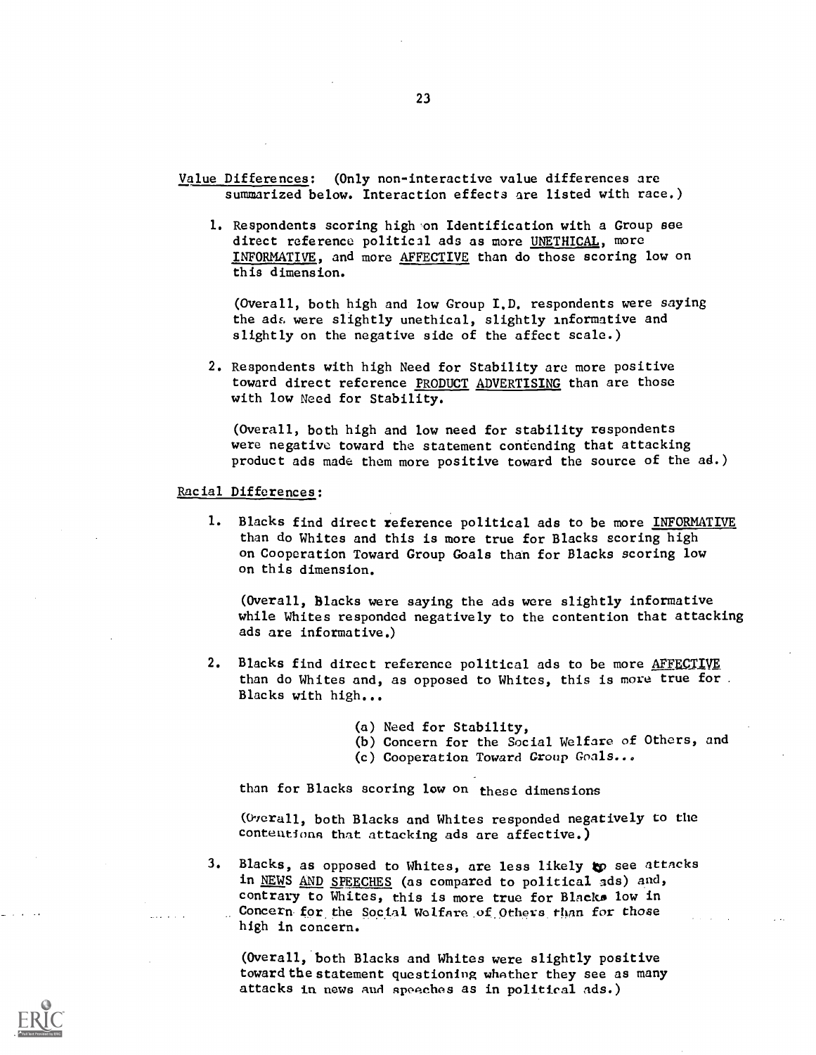Value Differences: (Only non-interactive value differences are summarized below. Interaction effects are listed with race.)

1. Respondents scoring high on Identification with a Group see direct reference political ads as more UNETHICAL, more INFORMATIVE, and more AFFECTIVE than do those scoring low on this dimension.

   (Overall, both high and low Group I.D. respondents were saying the ads were slightly unethical, slightly informative and slightly on the negative side of the affect scale.)

2. Respondents with high Need for Stability are more positive toward direct reference PRODUCT ADVERTISING than are those with low Need for Stability.

   (Overall, both high and low need for stability respondents were negative toward the statement contending that attacking product ads made them more positive toward the source of the ad.)

Racial Differences:

1. Blacks find direct reference political ads to be more INFORMATIVE than do Whites and this is more true for Blacks scoring high on Cooperation Toward Group Goals than for Blacks scoring low on this dimension.

   (Overall, Blacks were saying the ads were slightly informative while Whites responded negatively to the contention that attacking ads are informative.)

2. Blacks find direct reference political ads to be more AFFECTIVE than do Whites and, as opposed to Whites, this is more true for Blacks with high...

   (a) Need for Stability,
   (b) Concern for the Social Welfare of Others, and
   (c) Cooperation Toward Group Goals...

   than for Blacks scoring low on these dimensions

   (Overall, both Blacks and Whites responded negatively to the contentions that attacking ads are affective.)

3. Blacks, as opposed to Whites, are less likely to see attacks in NEWS AND SPEECHES (as compared to political ads) and, contrary to Whites, this is more true for Blacks low in Concern for the Social Welfare of Others than for those high in concern.

   (Overall, both Blacks and Whites were slightly positive toward the statement questioning whether they see as many attacks in news and speeches as in political ads.)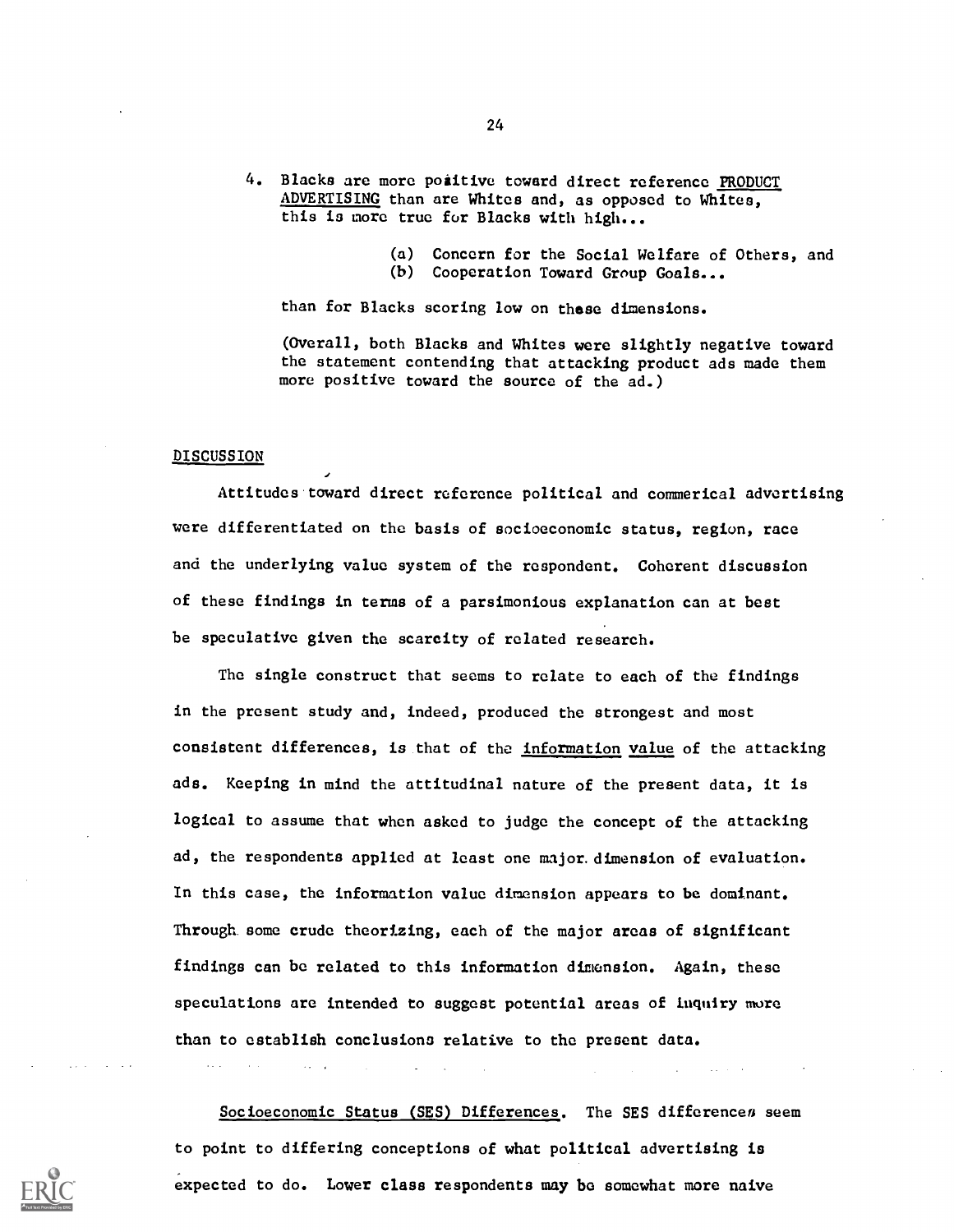4. Blacks are more positive toward direct reference <u>PRODUCT ADVERTISING</u> than are Whites and, as opposed to Whites, this is more true for Blacks with high...

   (a) Concern for the Social Welfare of Others, and
   (b) Cooperation Toward Group Goals...

   than for Blacks scoring low on these dimensions.

   (Overall, both Blacks and Whites were slightly negative toward the statement contending that attacking product ads made them more positive toward the source of the ad.)

## DISCUSSION

Attitudes toward direct reference political and commerical advertising were differentiated on the basis of socioeconomic status, region, race and the underlying value system of the respondent. Coherent discussion of these findings in terms of a parsimonious explanation can at best be speculative given the scarcity of related research.

The single construct that seems to relate to each of the findings in the present study and, indeed, produced the strongest and most consistent differences, is that of the <u>information value</u> of the attacking ads. Keeping in mind the attitudinal nature of the present data, it is logical to assume that when asked to judge the concept of the attacking ad, the respondents applied at least one major dimension of evaluation. In this case, the information value dimension appears to be dominant. Through some crude theorizing, each of the major areas of significant findings can be related to this information dimension. Again, these speculations are intended to suggest potential areas of inquiry more than to establish conclusions relative to the present data.

<u>Socioeconomic Status (SES) Differences</u>. The SES differences seem to point to differing conceptions of what political advertising is expected to do. Lower class respondents may be somewhat more naive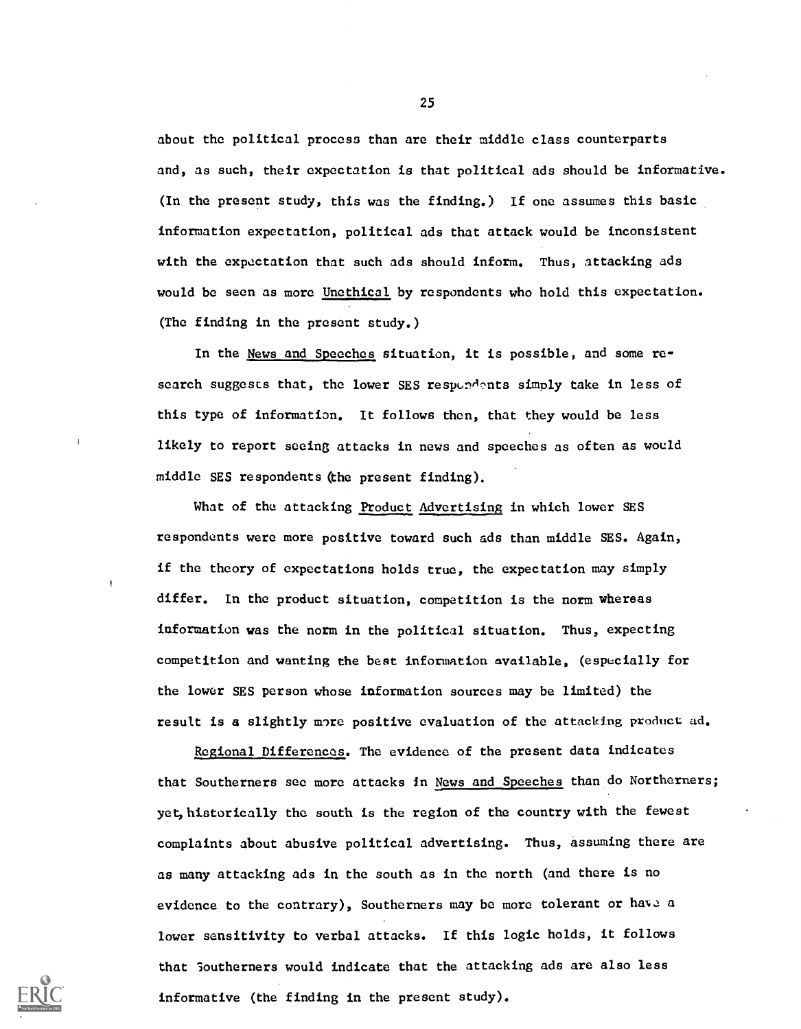about the political process than are their middle class counterparts and, as such, their expectation is that political ads should be informative. (In the present study, this was the finding.) If one assumes this basic information expectation, political ads that attack would be inconsistent with the expectation that such ads should inform. Thus, attacking ads would be seen as more Unethical by respondents who hold this expectation. (The finding in the present study.)

In the News and Speeches situation, it is possible, and some research suggests that, the lower SES respondents simply take in less of this type of information. It follows then, that they would be less likely to report seeing attacks in news and speeches as often as would middle SES respondents (the present finding).

What of the attacking Product Advertising in which lower SES respondents were more positive toward such ads than middle SES. Again, if the theory of expectations holds true, the expectation may simply differ. In the product situation, competition is the norm whereas information was the norm in the political situation. Thus, expecting competition and wanting the best information available, (especially for the lower SES person whose information sources may be limited) the result is a slightly more positive evaluation of the attacking product ad.

Regional Differences. The evidence of the present data indicates that Southerners see more attacks in News and Speeches than do Northerners; yet, historically the south is the region of the country with the fewest complaints about abusive political advertising. Thus, assuming there are as many attacking ads in the south as in the north (and there is no evidence to the contrary), Southerners may be more tolerant or have a lower sensitivity to verbal attacks. If this logic holds, it follows that Southerners would indicate that the attacking ads are also less informative (the finding in the present study).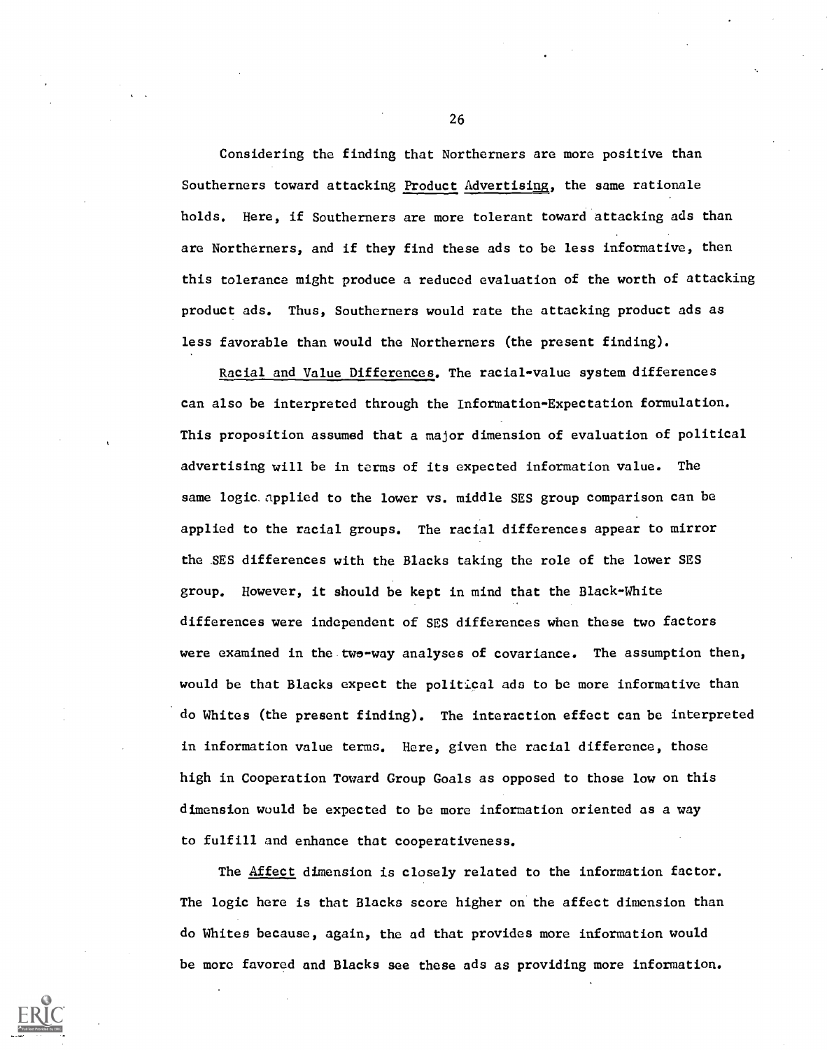Considering the finding that Northerners are more positive than Southerners toward attacking Product Advertising, the same rationale holds. Here, if Southerners are more tolerant toward attacking ads than are Northerners, and if they find these ads to be less informative, then this tolerance might produce a reduced evaluation of the worth of attacking product ads. Thus, Southerners would rate the attacking product ads as less favorable than would the Northerners (the present finding).

Racial and Value Differences. The racial-value system differences can also be interpreted through the Information-Expectation formulation. This proposition assumed that a major dimension of evaluation of political advertising will be in terms of its expected information value. The same logic applied to the lower vs. middle SES group comparison can be applied to the racial groups. The racial differences appear to mirror the SES differences with the Blacks taking the role of the lower SES group. However, it should be kept in mind that the Black-White differences were independent of SES differences when these two factors were examined in the two-way analyses of covariance. The assumption then, would be that Blacks expect the political ads to be more informative than do Whites (the present finding). The interaction effect can be interpreted in information value terms. Here, given the racial difference, those high in Cooperation Toward Group Goals as opposed to those low on this dimension would be expected to be more information oriented as a way to fulfill and enhance that cooperativeness.

The Affect dimension is closely related to the information factor. The logic here is that Blacks score higher on the affect dimension than do Whites because, again, the ad that provides more information would be more favored and Blacks see these ads as providing more information.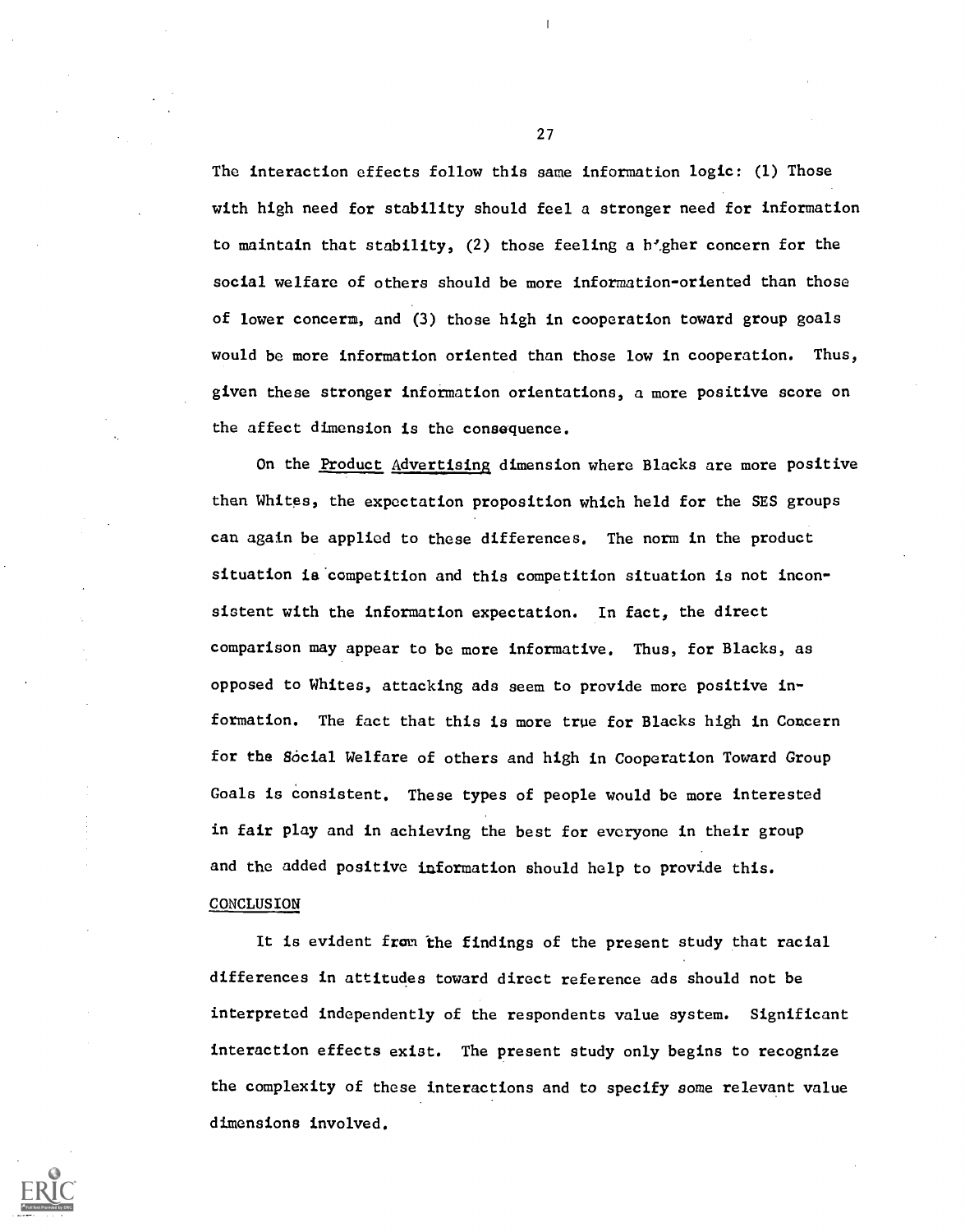The interaction effects follow this same information logic: (1) Those with high need for stability should feel a stronger need for information to maintain that stability, (2) those feeling a higher concern for the social welfare of others should be more information-oriented than those of lower concern, and (3) those high in cooperation toward group goals would be more information oriented than those low in cooperation. Thus, given these stronger information orientations, a more positive score on the affect dimension is the consequence.

On the Product Advertising dimension where Blacks are more positive than Whites, the expectation proposition which held for the SES groups can again be applied to these differences. The norm in the product situation is competition and this competition situation is not inconsistent with the information expectation. In fact, the direct comparison may appear to be more informative. Thus, for Blacks, as opposed to Whites, attacking ads seem to provide more positive information. The fact that this is more true for Blacks high in Concern for the Social Welfare of others and high in Cooperation Toward Group Goals is consistent. These types of people would be more interested in fair play and in achieving the best for everyone in their group and the added positive information should help to provide this.

## CONCLUSION

It is evident from the findings of the present study that racial differences in attitudes toward direct reference ads should not be interpreted independently of the respondents value system. Significant interaction effects exist. The present study only begins to recognize the complexity of these interactions and to specify some relevant value dimensions involved.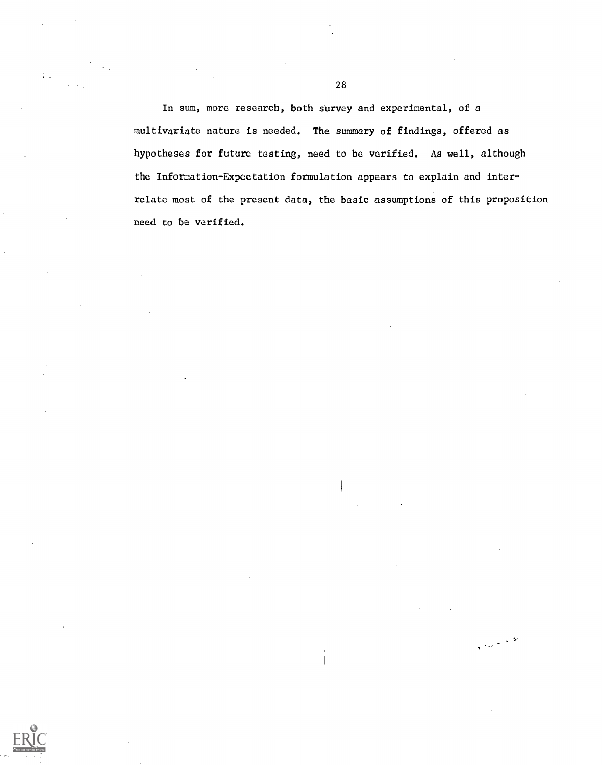In sum, more research, both survey and experimental, of a multivariate nature is needed. The summary of findings, offered as hypotheses for future testing, need to be verified. As well, although the Information-Expectation formulation appears to explain and interrelate most of the present data, the basic assumptions of this proposition need to be verified.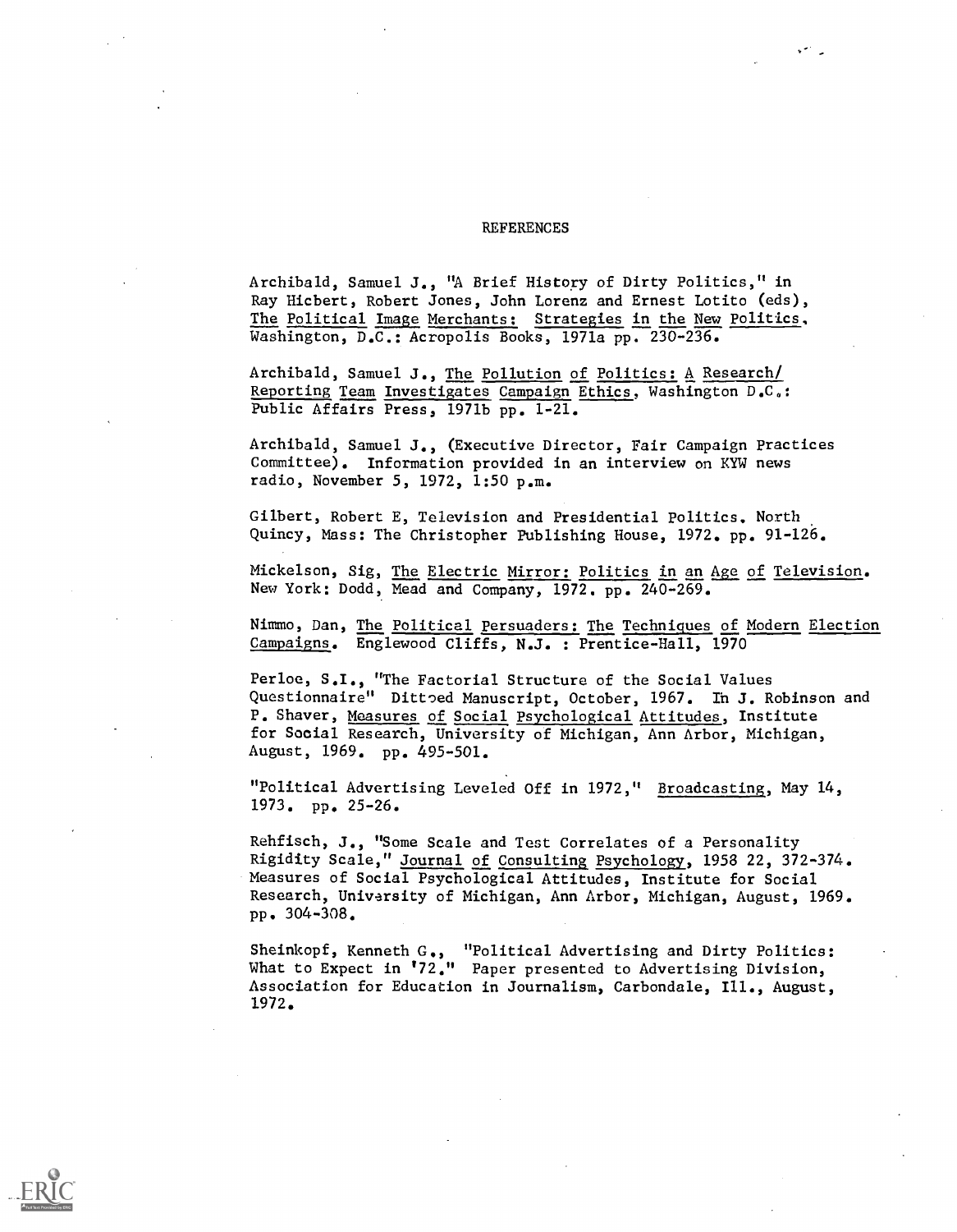# REFERENCES

Archibald, Samuel J., "A Brief History of Dirty Politics," in Ray Hicbert, Robert Jones, John Lorenz and Ernest Lotito (eds), The Political Image Merchants: Strategies in the New Politics, Washington, D.C.: Acropolis Books, 1971a pp. 230-236.

Archibald, Samuel J., The Pollution of Politics: A Research/ Reporting Team Investigates Campaign Ethics, Washington D.C.: Public Affairs Press, 1971b pp. 1-21.

Archibald, Samuel J., (Executive Director, Fair Campaign Practices Committee). Information provided in an interview on KYW news radio, November 5, 1972, 1:50 p.m.

Gilbert, Robert E, Television and Presidential Politics. North Quincy, Mass: The Christopher Publishing House, 1972. pp. 91-126.

Mickelson, Sig, The Electric Mirror: Politics in an Age of Television. New York: Dodd, Mead and Company, 1972. pp. 240-269.

Nimmo, Dan, The Political Persuaders: The Techniques of Modern Election Campaigns. Englewood Cliffs, N.J. : Prentice-Hall, 1970

Perloe, S.I., "The Factorial Structure of the Social Values Questionnaire" Dittoed Manuscript, October, 1967. In J. Robinson and P. Shaver, Measures of Social Psychological Attitudes, Institute for Social Research, University of Michigan, Ann Arbor, Michigan, August, 1969. pp. 495-501.

"Political Advertising Leveled Off in 1972," Broadcasting, May 14, 1973. pp. 25-26.

Rehfisch, J., "Some Scale and Test Correlates of a Personality Rigidity Scale," Journal of Consulting Psychology, 1958 22, 372-374. Measures of Social Psychological Attitudes, Institute for Social Research, University of Michigan, Ann Arbor, Michigan, August, 1969. pp. 304-308.

Sheinkopf, Kenneth G., "Political Advertising and Dirty Politics: What to Expect in '72." Paper presented to Advertising Division, Association for Education in Journalism, Carbondale, Ill., August, 1972.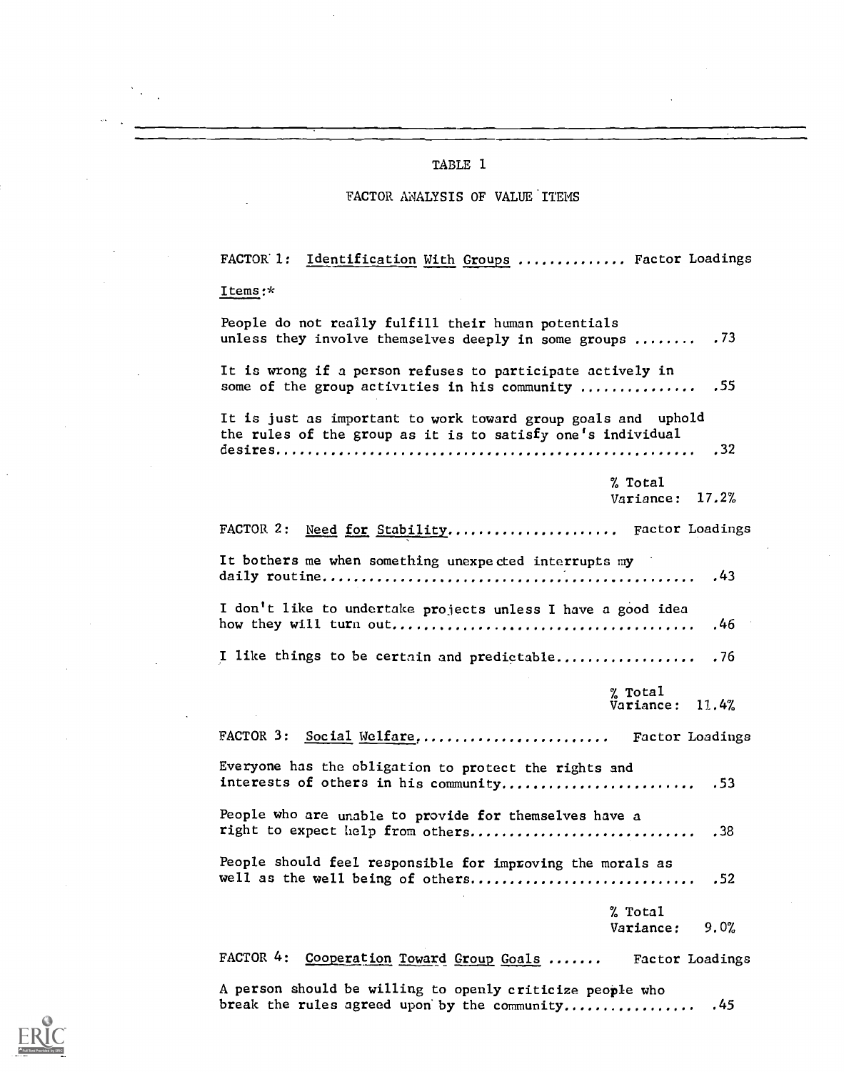# TABLE 1

## FACTOR ANALYSIS OF VALUE ITEMS

| FACTOR 1: Identification With Groups | Factor Loadings |
|---|---|
| Items:* | |
| People do not really fulfill their human potentials unless they involve themselves deeply in some groups | .73 |
| It is wrong if a person refuses to participate actively in some of the group activities in his community | .55 |
| It is just as important to work toward group goals and uphold the rules of the group as it is to satisfy one's individual desires | .32 |
| | % Total Variance: 17.2% |
| **FACTOR 2: Need for Stability** | **Factor Loadings** |
| It bothers me when something unexpected interrupts my daily routine | .43 |
| I don't like to undertake projects unless I have a good idea how they will turn out | .46 |
| I like things to be certain and predictable | .76 |
| | % Total Variance: 11.4% |
| **FACTOR 3: Social Welfare** | **Factor Loadings** |
| Everyone has the obligation to protect the rights and interests of others in his community | .53 |
| People who are unable to provide for themselves have a right to expect help from others | .38 |
| People should feel responsible for improving the morals as well as the well being of others | .52 |
| | % Total Variance: 9.0% |
| **FACTOR 4: Cooperation Toward Group Goals** | **Factor Loadings** |
| A person should be willing to openly criticize people who break the rules agreed upon by the community | .45 |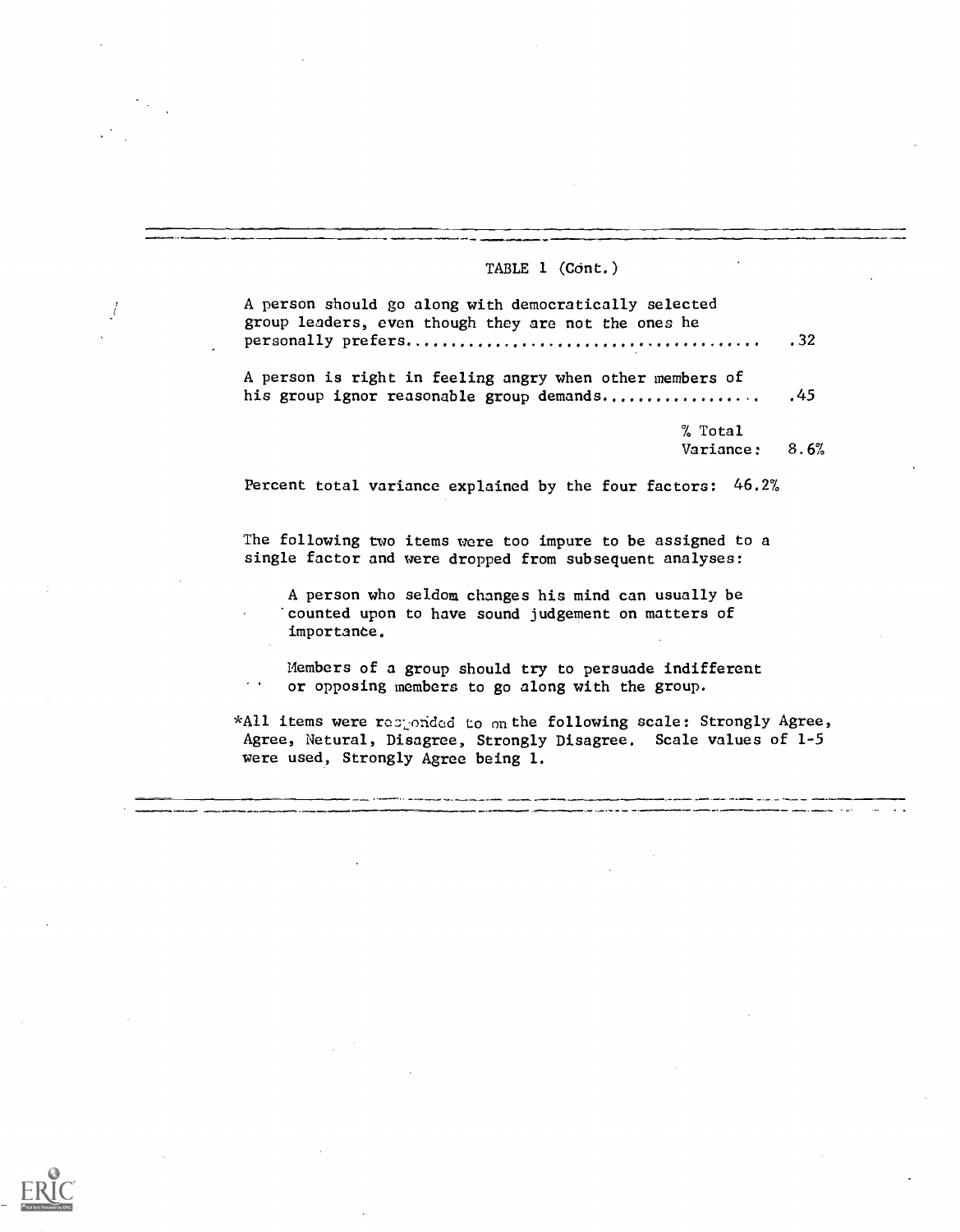TABLE 1 (Cont.)

| | |
|---|---|
| A person should go along with democratically selected group leaders, even though they are not the ones he personally prefers...................................... | .32 |
| A person is right in feeling angry when other members of his group ignor reasonable group demands................. | .45 |
| % Total Variance: | 8.6% |

Percent total variance explained by the four factors: 46.2%

The following two items were too impure to be assigned to a single factor and were dropped from subsequent analyses:

> A person who seldom changes his mind can usually be counted upon to have sound judgement on matters of importance.
>
> Members of a group should try to persuade indifferent or opposing members to go along with the group.

*All items were responded to on the following scale: Strongly Agree, Agree, Netural, Disagree, Strongly Disagree. Scale values of 1-5 were used, Strongly Agree being 1.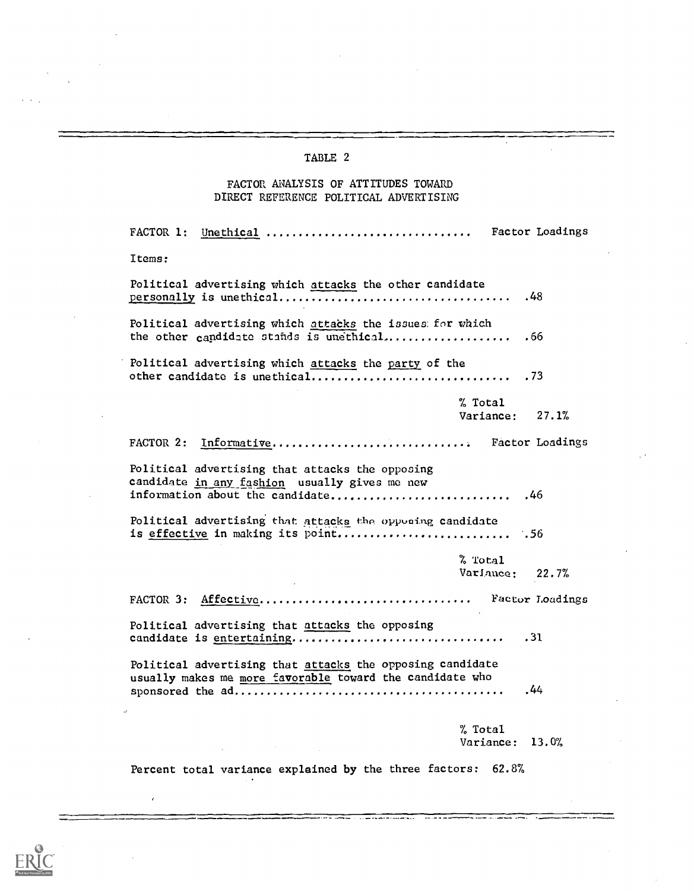TABLE 2

FACTOR ANALYSIS OF ATTITUDES TOWARD DIRECT REFERENCE POLITICAL ADVERTISING

| FACTOR 1: Unethical | Factor Loadings |
|---|---|
| Items: | |
| Political advertising which attacks the other candidate personally is unethical | .48 |
| Political advertising which attacks the issues for which the other candidate stands is unethical | .66 |
| Political advertising which attacks the party of the other candidate is unethical | .73 |
| % Total Variance: | 27.1% |

| FACTOR 2: Informative | Factor Loadings |
|---|---|
| Political advertising that attacks the opposing candidate in any fashion usually gives me new information about the candidate | .46 |
| Political advertising that attacks the opposing candidate is effective in making its point | .56 |
| % Total Variance: | 22.7% |

| FACTOR 3: Affective | Factor Loadings |
|---|---|
| Political advertising that attacks the opposing candidate is entertaining | .31 |
| Political advertising that attacks the opposing candidate usually makes me more favorable toward the candidate who sponsored the ad | .44 |
| % Total Variance: | 13.0% |

Percent total variance explained by the three factors: 62.8%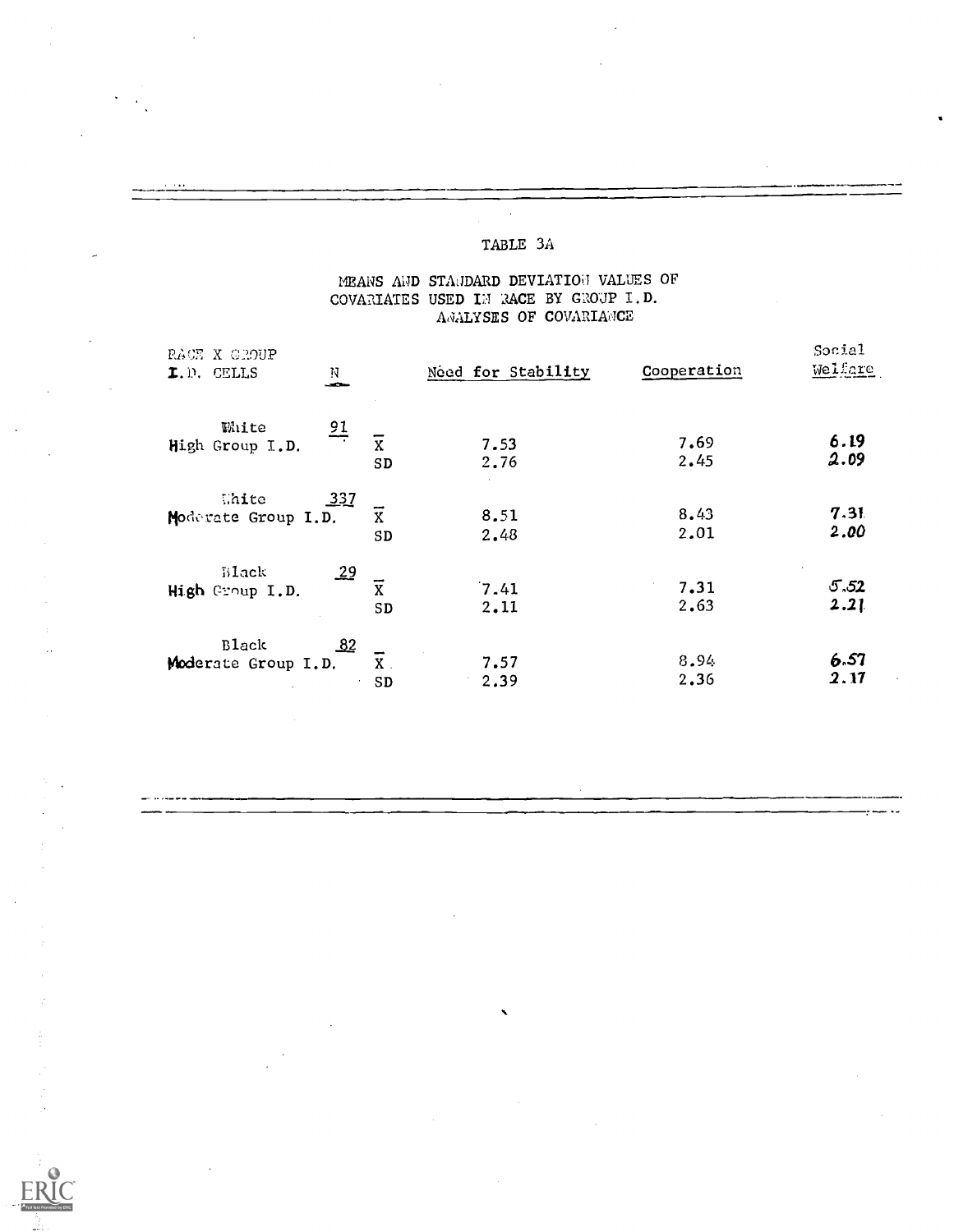## TABLE 3A

### MEANS AND STANDARD DEVIATION VALUES OF COVARIATES USED IN RACE BY GROUP I.D. ANALYSES OF COVARIANCE

| RACE X GROUP I.D. CELLS | N | | Need for Stability | Cooperation | Social Welfare |
|---|---|---|---|---|---|
| White High Group I.D. | 91 | $\overline{X}$ | 7.53 | 7.69 | 6.19 |
| | | SD | 2.76 | 2.45 | 2.09 |
| White Moderate Group I.D. | 337 | $\overline{X}$ | 8.51 | 8.43 | 7.31 |
| | | SD | 2.48 | 2.01 | 2.00 |
| Black High Group I.D. | 29 | $\overline{X}$ | 7.41 | 7.31 | 5.52 |
| | | SD | 2.11 | 2.63 | 2.21 |
| Black Moderate Group I.D. | 82 | $\overline{X}$ | 7.57 | 8.94 | 6.57 |
| | | SD | 2.39 | 2.36 | 2.17 |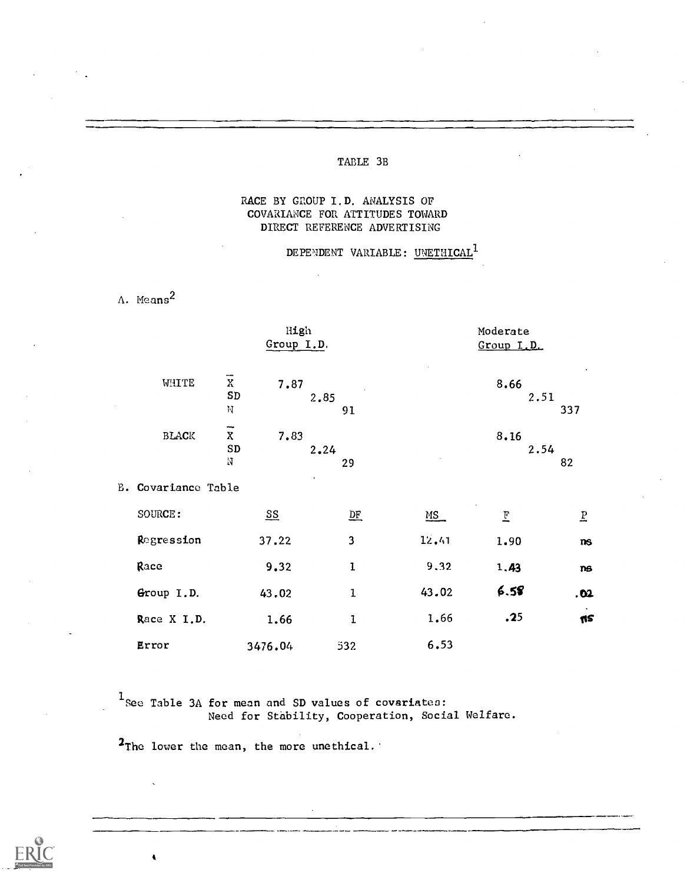# TABLE 3B

## RACE BY GROUP I.D. ANALYSIS OF COVARIANCE FOR ATTITUDES TOWARD DIRECT REFERENCE ADVERTISING

### DEPENDENT VARIABLE: UNETHICAL[1]

A. Means[2]

| | | High Group I.D. | Moderate Group I.D. |
|---|---|---|---|
| WHITE | $\bar{X}$ | 7.87 | 8.66 |
| | SD | 2.85 | 2.51 |
| | N | 91 | 337 |
| BLACK | $\bar{X}$ | 7.83 | 8.16 |
| | SD | 2.24 | 2.54 |
| | N | 29 | 82 |

B. Covariance Table

| SOURCE: | SS | DF | MS | F | P |
|---|---|---|---|---|---|
| Regression | 37.22 | 3 | 12.41 | 1.90 | ns |
| Race | 9.32 | 1 | 9.32 | 1.43 | ns |
| Group I.D. | 43.02 | 1 | 43.02 | 6.58 | .02 |
| Race X I.D. | 1.66 | 1 | 1.66 | .25 | ns |
| Error | 3476.04 | 532 | 6.53 | | |

[1]See Table 3A for mean and SD values of covariates: Need for Stability, Cooperation, Social Welfare.

[2]The lower the mean, the more unethical.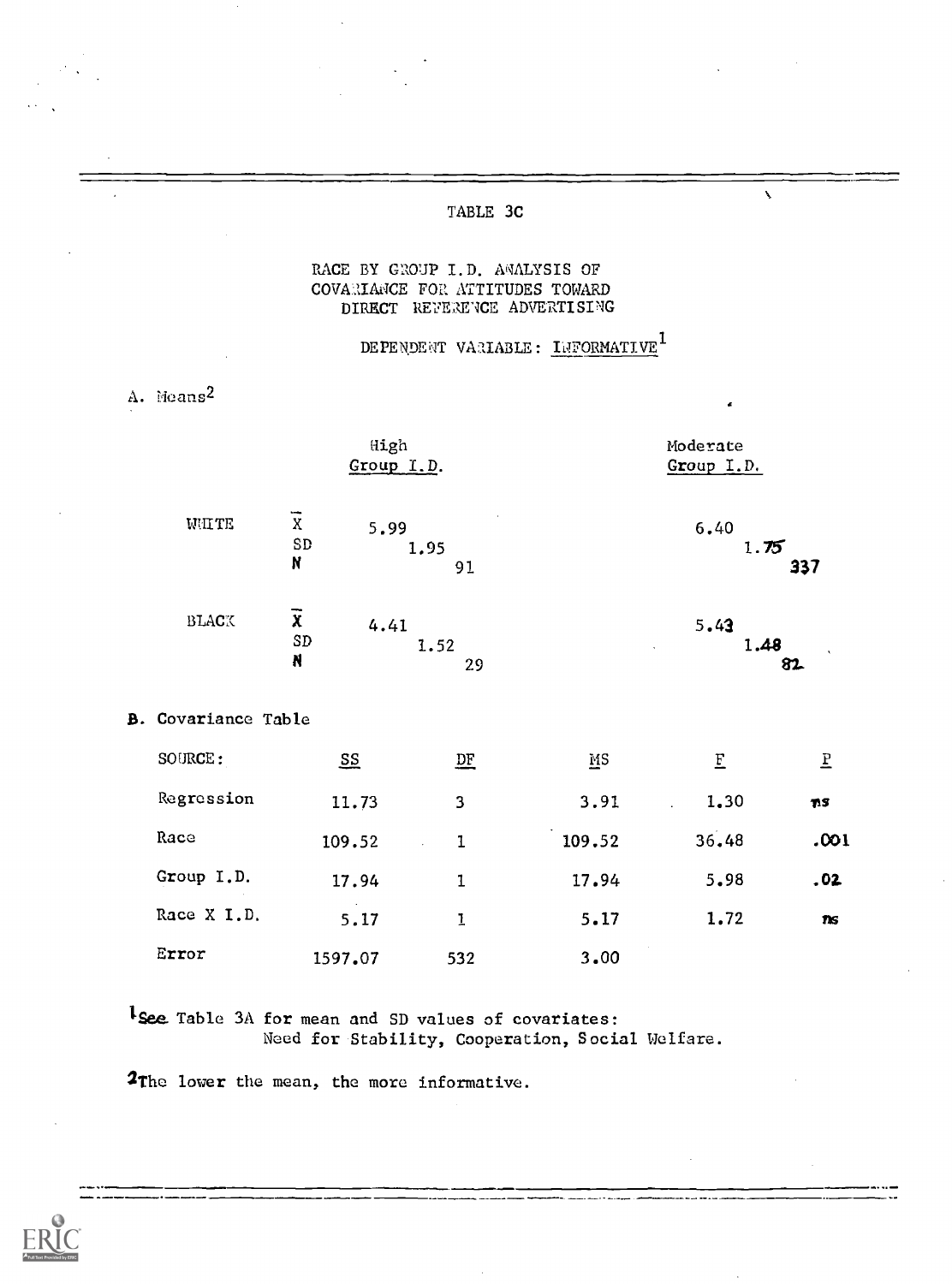TABLE 3C

RACE BY GROUP I.D. ANALYSIS OF COVARIANCE FOR ATTITUDES TOWARD DIRECT REFERENCE ADVERTISING

DEPENDENT VARIABLE: INFORMATIVE[1]

A. Means[2]

| | | High Group I.D. | Moderate Group I.D. |
|---|---|---|---|
| WHITE | $\bar{X}$ | 5.99 | 6.40 |
| | SD | 1.95 | 1.75 |
| | N | 91 | 337 |
| BLACK | $\bar{X}$ | 4.41 | 5.43 |
| | SD | 1.52 | 1.48 |
| | N | 29 | 82 |

B. Covariance Table

| SOURCE: | SS | DF | MS | F | P |
|---|---|---|---|---|---|
| Regression | 11.73 | 3 | 3.91 | 1.30 | ns |
| Race | 109.52 | 1 | 109.52 | 36.48 | .001 |
| Group I.D. | 17.94 | 1 | 17.94 | 5.98 | .02 |
| Race X I.D. | 5.17 | 1 | 5.17 | 1.72 | ns |
| Error | 1597.07 | 532 | 3.00 | | |

[1]See Table 3A for mean and SD values of covariates: Need for Stability, Cooperation, Social Welfare.

[2]The lower the mean, the more informative.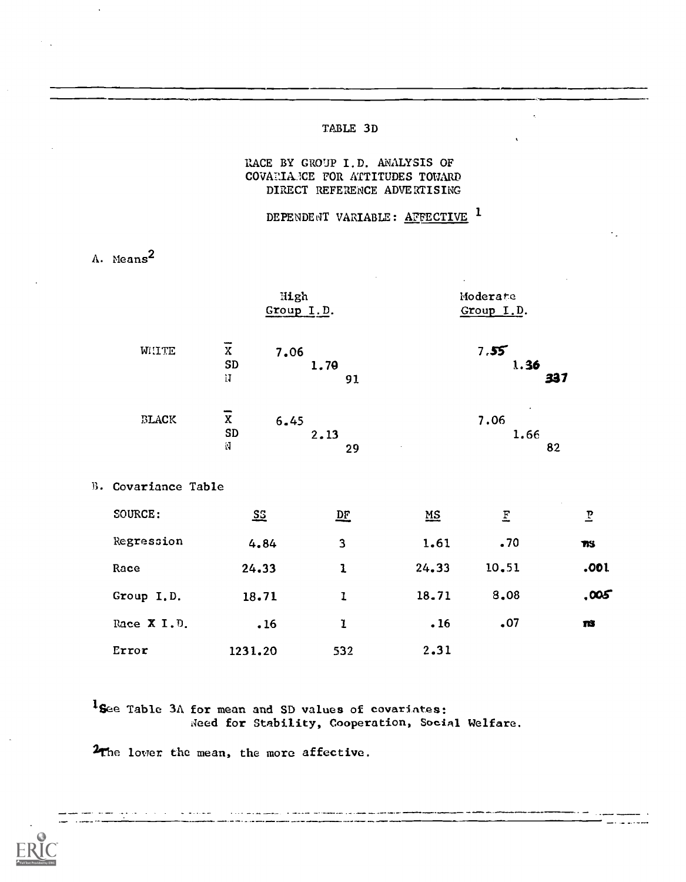TABLE 3D

RACE BY GROUP I.D. ANALYSIS OF COVARIANCE FOR ATTITUDES TOWARD DIRECT REFERENCE ADVERTISING

DEPENDENT VARIABLE: AFFECTIVE [1]

A. Means[2]

| | | High Group I.D. | Moderate Group I.D. |
|---|---|---|---|
| WHITE | $\bar{X}$ | 7.06 | 7.55 |
| | SD | 1.70 | 1.36 |
| | N | 91 | 337 |
| BLACK | $\bar{X}$ | 6.45 | 7.06 |
| | SD | 2.13 | 1.66 |
| | N | 29 | 82 |

B. Covariance Table

| SOURCE: | SS | DF | MS | F | P |
|---|---|---|---|---|---|
| Regression | 4.84 | 3 | 1.61 | .70 | ns |
| Race | 24.33 | 1 | 24.33 | 10.51 | .001 |
| Group I.D. | 18.71 | 1 | 18.71 | 8.08 | .005 |
| Race X I.D. | .16 | 1 | .16 | .07 | ns |
| Error | 1231.20 | 532 | 2.31 | | |

[1] See Table 3A for mean and SD values of covariates: Need for Stability, Cooperation, Social Welfare.

[2] The lower the mean, the more affective.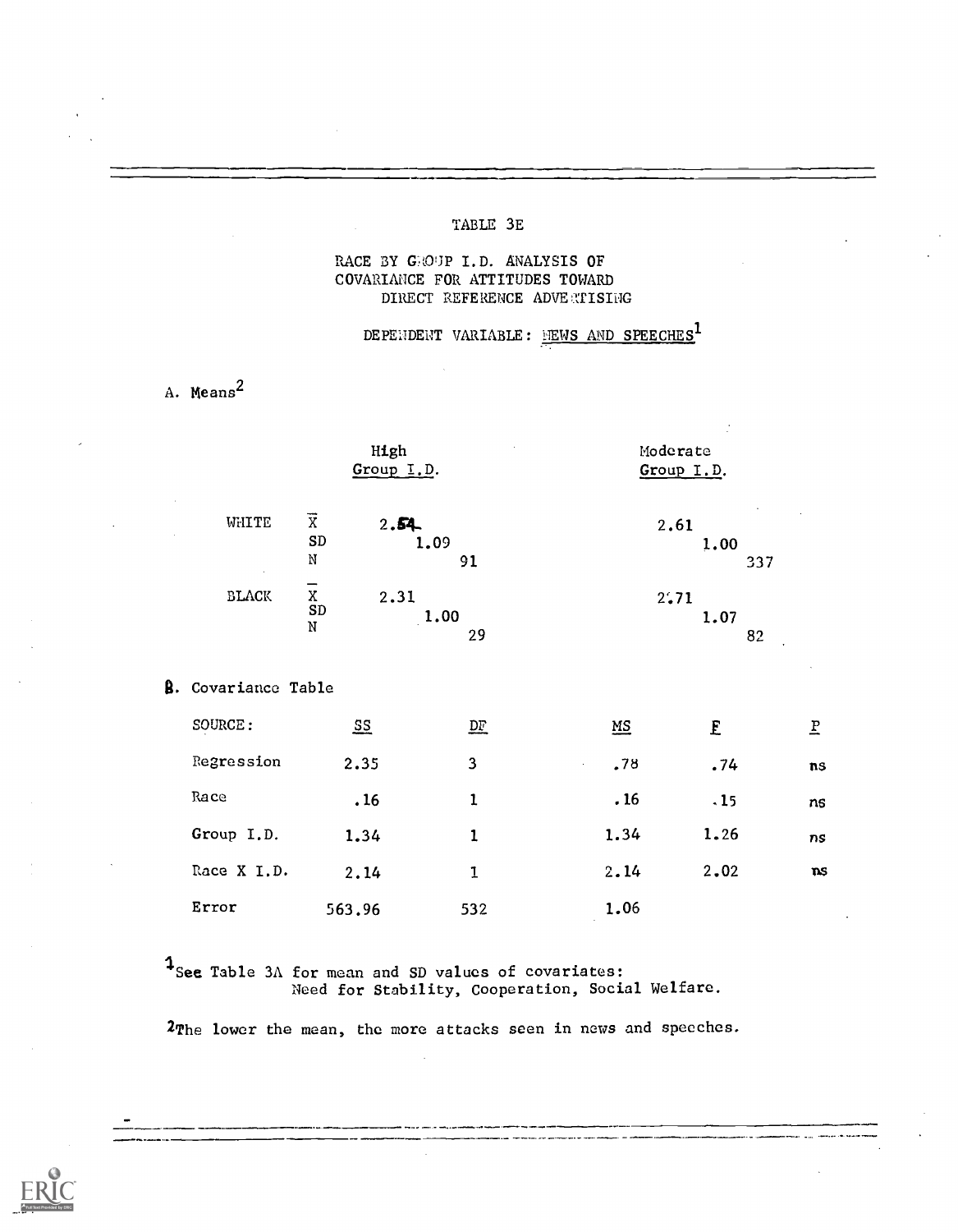# TABLE 3E

## RACE BY GROUP I.D. ANALYSIS OF COVARIANCE FOR ATTITUDES TOWARD DIRECT REFERENCE ADVERTISING

### DEPENDENT VARIABLE: NEWS AND SPEECHES[1]

A. Means[2]

| | | High Group I.D. | Moderate Group I.D. |
|---|---|---|---|
| WHITE | $\bar{X}$ | 2.54 | 2.61 |
| | SD | 1.09 | 1.00 |
| | N | 91 | 337 |
| BLACK | $\bar{X}$ | 2.31 | 2.71 |
| | SD | 1.00 | 1.07 |
| | N | 29 | 82 |

B. Covariance Table

| SOURCE: | SS | DF | MS | F | P |
|---|---|---|---|---|---|
| Regression | 2.35 | 3 | .78 | .74 | ns |
| Race | .16 | 1 | .16 | .15 | ns |
| Group I.D. | 1.34 | 1 | 1.34 | 1.26 | ns |
| Race X I.D. | 2.14 | 1 | 2.14 | 2.02 | ns |
| Error | 563.96 | 532 | 1.06 | | |

[1] See Table 3A for mean and SD values of covariates: Need for Stability, Cooperation, Social Welfare.

[2] The lower the mean, the more attacks seen in news and speeches.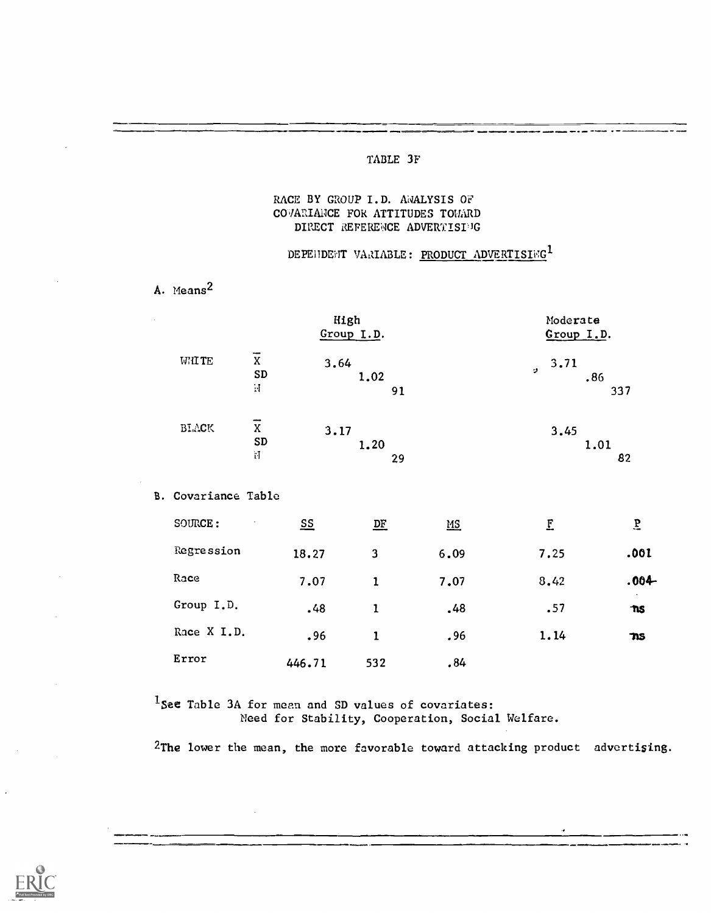TABLE 3F

RACE BY GROUP I.D. ANALYSIS OF COVARIANCE FOR ATTITUDES TOWARD DIRECT REFERENCE ADVERTISING

DEPENDENT VARIABLE: PRODUCT ADVERTISING[1]

A. Means[2]

| | | High Group I.D. | Moderate Group I.D. |
|---|---|---|---|
| WHITE | $\bar{X}$ | 3.64 | 3.71 |
| | SD | 1.02 | .86 |
| | N | 91 | 337 |
| BLACK | $\bar{X}$ | 3.17 | 3.45 |
| | SD | 1.20 | 1.01 |
| | N | 29 | 82 |

B. Covariance Table

| SOURCE: | SS | DF | MS | F | P |
|---|---|---|---|---|---|
| Regression | 18.27 | 3 | 6.09 | 7.25 | .001 |
| Race | 7.07 | 1 | 7.07 | 8.42 | .004 |
| Group I.D. | .48 | 1 | .48 | .57 | ns |
| Race X I.D. | .96 | 1 | .96 | 1.14 | ns |
| Error | 446.71 | 532 | .84 | | |

[1]See Table 3A for mean and SD values of covariates: Need for Stability, Cooperation, Social Welfare.

[2]The lower the mean, the more favorable toward attacking product advertising.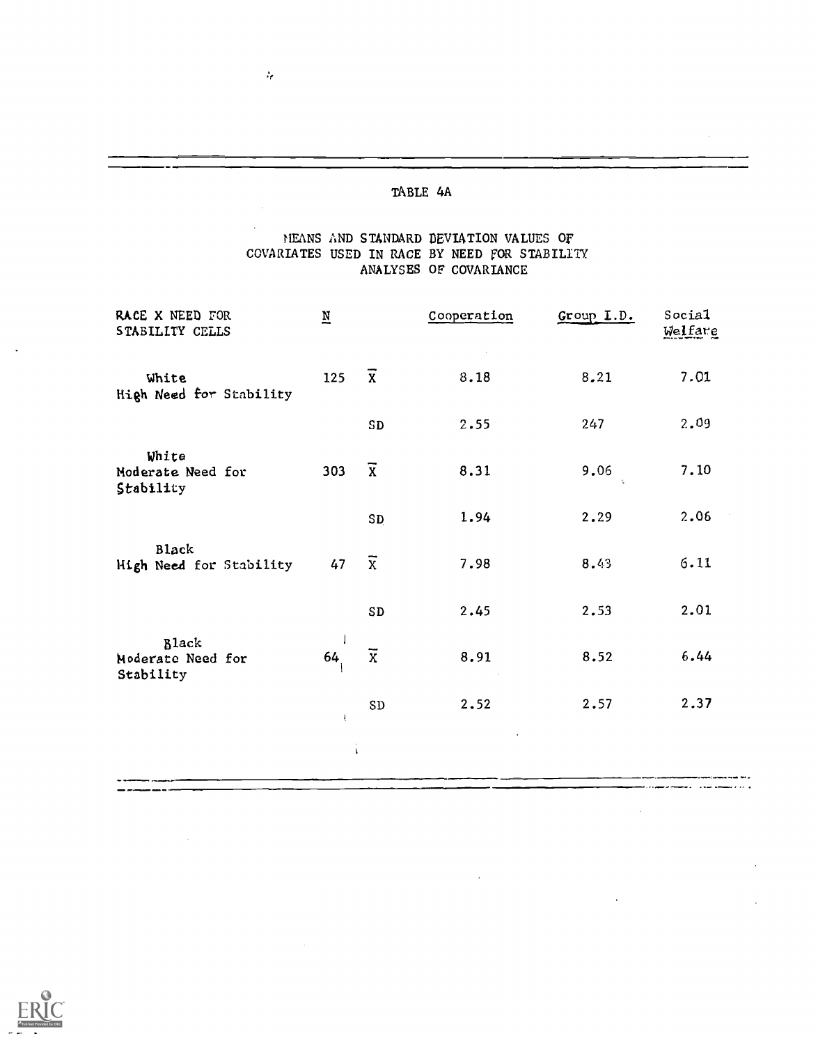TABLE 4A

MEANS AND STANDARD DEVIATION VALUES OF COVARIATES USED IN RACE BY NEED FOR STABILITY ANALYSES OF COVARIANCE

| RACE X NEED FOR STABILITY CELLS | N | | Cooperation | Group I.D. | Social Welfare |
|---|---|---|---|---|---|
| White High Need for Stability | 125 | $\overline{X}$ | 8.18 | 8.21 | 7.01 |
| | | SD | 2.55 | 247 | 2.09 |
| White Moderate Need for Stability | 303 | $\overline{X}$ | 8.31 | 9.06 | 7.10 |
| | | SD | 1.94 | 2.29 | 2.06 |
| Black High Need for Stability | 47 | $\overline{X}$ | 7.98 | 8.43 | 6.11 |
| | | SD | 2.45 | 2.53 | 2.01 |
| Black Moderate Need for Stability | 64 | $\overline{X}$ | 8.91 | 8.52 | 6.44 |
| | | SD | 2.52 | 2.57 | 2.37 |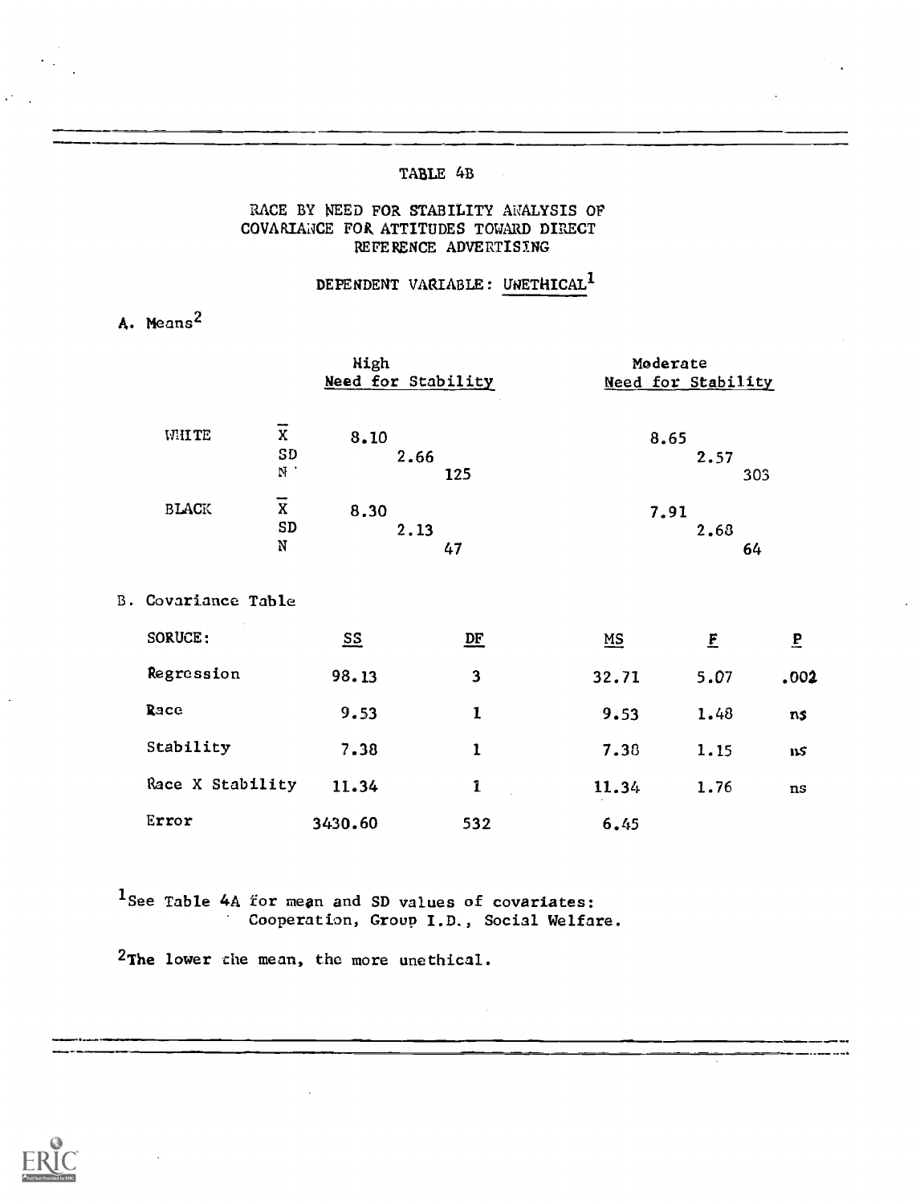# TABLE 4B

## RACE BY NEED FOR STABILITY ANALYSIS OF COVARIANCE FOR ATTITUDES TOWARD DIRECT REFERENCE ADVERTISING

### DEPENDENT VARIABLE: UNETHICAL[1]

A. Means[2]

| | | High Need for Stability | Moderate Need for Stability |
|---|---|---|---|
| WHITE | $\bar{X}$ | 8.10 | 8.65 |
| | SD | 2.66 | 2.57 |
| | N | 125 | 303 |
| BLACK | $\bar{X}$ | 8.30 | 7.91 |
| | SD | 2.13 | 2.68 |
| | N | 47 | 64 |

B. Covariance Table

| SORUCE: | SS | DF | MS | F | P |
|---|---|---|---|---|---|
| Regression | 98.13 | 3 | 32.71 | 5.07 | .002 |
| Race | 9.53 | 1 | 9.53 | 1.48 | ns |
| Stability | 7.38 | 1 | 7.38 | 1.15 | ns |
| Race X Stability | 11.34 | 1 | 11.34 | 1.76 | ns |
| Error | 3430.60 | 532 | 6.45 | | |

[1]See Table 4A for mean and SD values of covariates: Cooperation, Group I.D., Social Welfare.

[2]The lower the mean, the more unethical.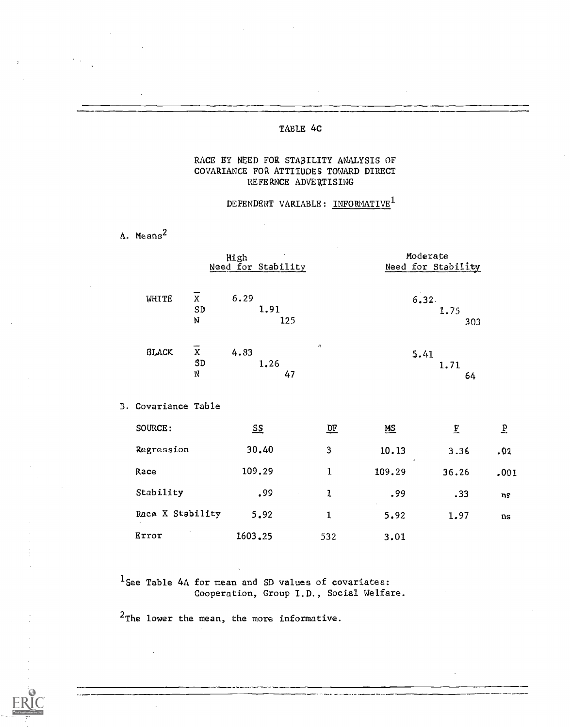## TABLE 4C

### RACE BY NEED FOR STABILITY ANALYSIS OF COVARIANCE FOR ATTITUDES TOWARD DIRECT REFERNCE ADVERTISING

DEPENDENT VARIABLE: INFORMATIVE[1]

A. Means[2]

| | | High Need for Stability | Moderate Need for Stability |
|---|---|---|---|
| WHITE | $\bar{X}$ | 6.29 | 6.32 |
| | SD | 1.91 | 1.75 |
| | N | 125 | 303 |
| BLACK | $\bar{X}$ | 4.83 | 5.41 |
| | SD | 1.26 | 1.71 |
| | N | 47 | 64 |

B. Covariance Table

| SOURCE: | SS | DF | MS | F | P |
|---|---|---|---|---|---|
| Regression | 30.40 | 3 | 10.13 | 3.36 | .02 |
| Race | 109.29 | 1 | 109.29 | 36.26 | .001 |
| Stability | .99 | 1 | .99 | .33 | ns |
| Race X Stability | 5.92 | 1 | 5.92 | 1.97 | ns |
| Error | 1603.25 | 532 | 3.01 | | |

[1] See Table 4A for mean and SD values of covariates: Cooperation, Group I.D., Social Welfare.

[2] The lower the mean, the more informative.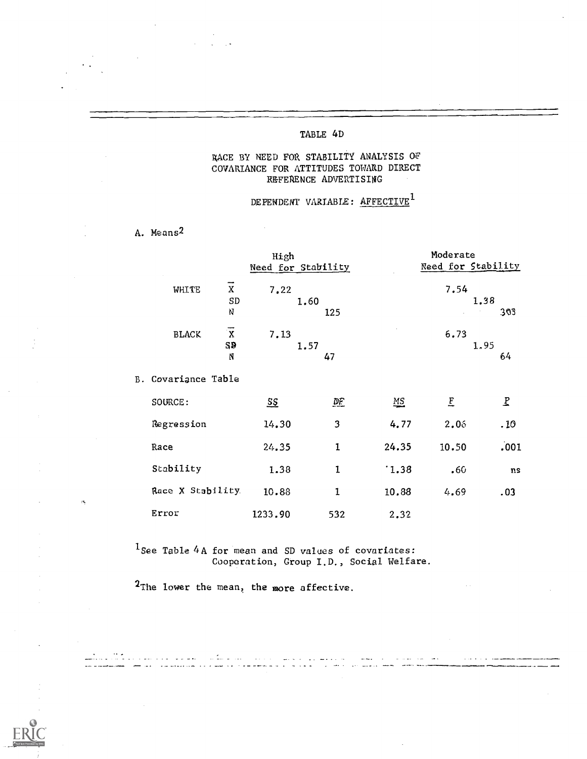# TABLE 4D

## RACE BY NEED FOR STABILITY ANALYSIS OF COVARIANCE FOR ATTITUDES TOWARD DIRECT REFERENCE ADVERTISING

### DEPENDENT VARIABLE: AFFECTIVE[1]

A. Means[2]

| | | High Need for Stability | Moderate Need for Stability |
|---|---|---|---|
| WHITE | $\bar{X}$ | 7.22 | 7.54 |
| | SD | 1.60 | 1.38 |
| | N | 125 | 303 |
| BLACK | $\bar{X}$ | 7.13 | 6.73 |
| | SD | 1.57 | 1.95 |
| | N | 47 | 64 |

B. Covariance Table

| SOURCE: | SS | DF | MS | F | P |
|---|---|---|---|---|---|
| Regression | 14.30 | 3 | 4.77 | 2.06 | .10 |
| Race | 24.35 | 1 | 24.35 | 10.50 | .001 |
| Stability | 1.38 | 1 | 1.38 | .60 | ns |
| Race X Stability | 10.88 | 1 | 10.88 | 4.69 | .03 |
| Error | 1233.90 | 532 | 2.32 | | |

[1]See Table 4A for mean and SD values of covariates: Cooperation, Group I.D., Social Welfare.

[2]The lower the mean, the more affective.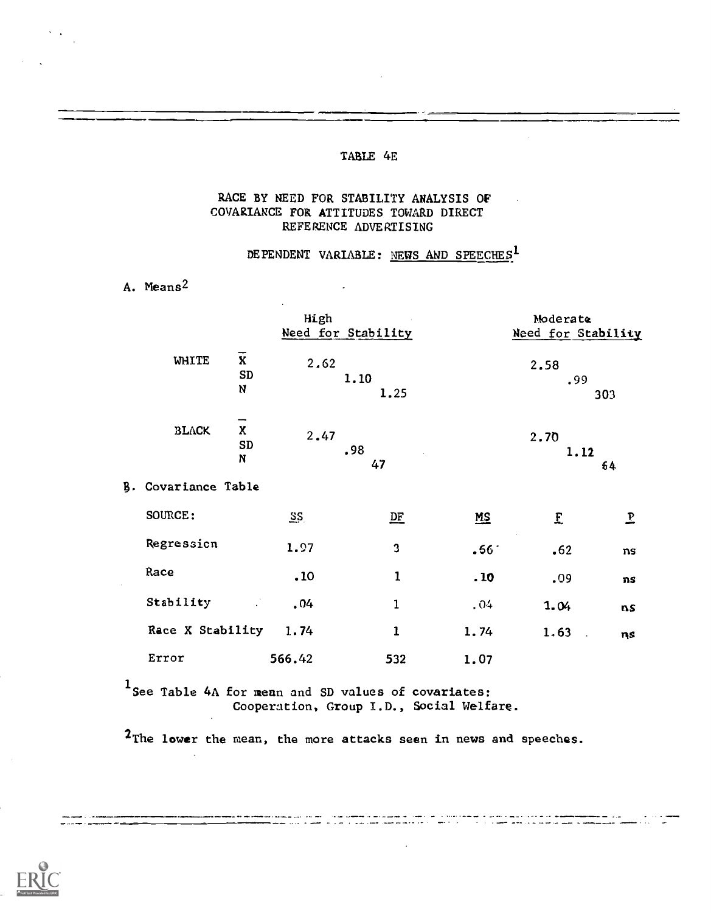TABLE 4E

RACE BY NEED FOR STABILITY ANALYSIS OF COVARIANCE FOR ATTITUDES TOWARD DIRECT REFERENCE ADVERTISING

DEPENDENT VARIABLE: NEWS AND SPEECHES[1]

A. Means[2]

| | | High Need for Stability | Moderate Need for Stability |
|---|---|---|---|
| WHITE | $\bar{X}$ | 2.62 | 2.58 |
| | SD | 1.10 | .99 |
| | N | 1.25 | 303 |
| BLACK | $\bar{X}$ | 2.47 | 2.70 |
| | SD | .98 | 1.12 |
| | N | 47 | 64 |

B. Covariance Table

| SOURCE: | SS | DF | MS | F | P |
|---|---|---|---|---|---|
| Regression | 1.97 | 3 | .66 | .62 | ns |
| Race | .10 | 1 | .10 | .09 | ns |
| Stability | .04 | 1 | .04 | 1.04 | ns |
| Race X Stability | 1.74 | 1 | 1.74 | 1.63 | ns |
| Error | 566.42 | 532 | 1.07 | | |

[1] See Table 4A for mean and SD values of covariates: Cooperation, Group I.D., Social Welfare.

[2] The lower the mean, the more attacks seen in news and speeches.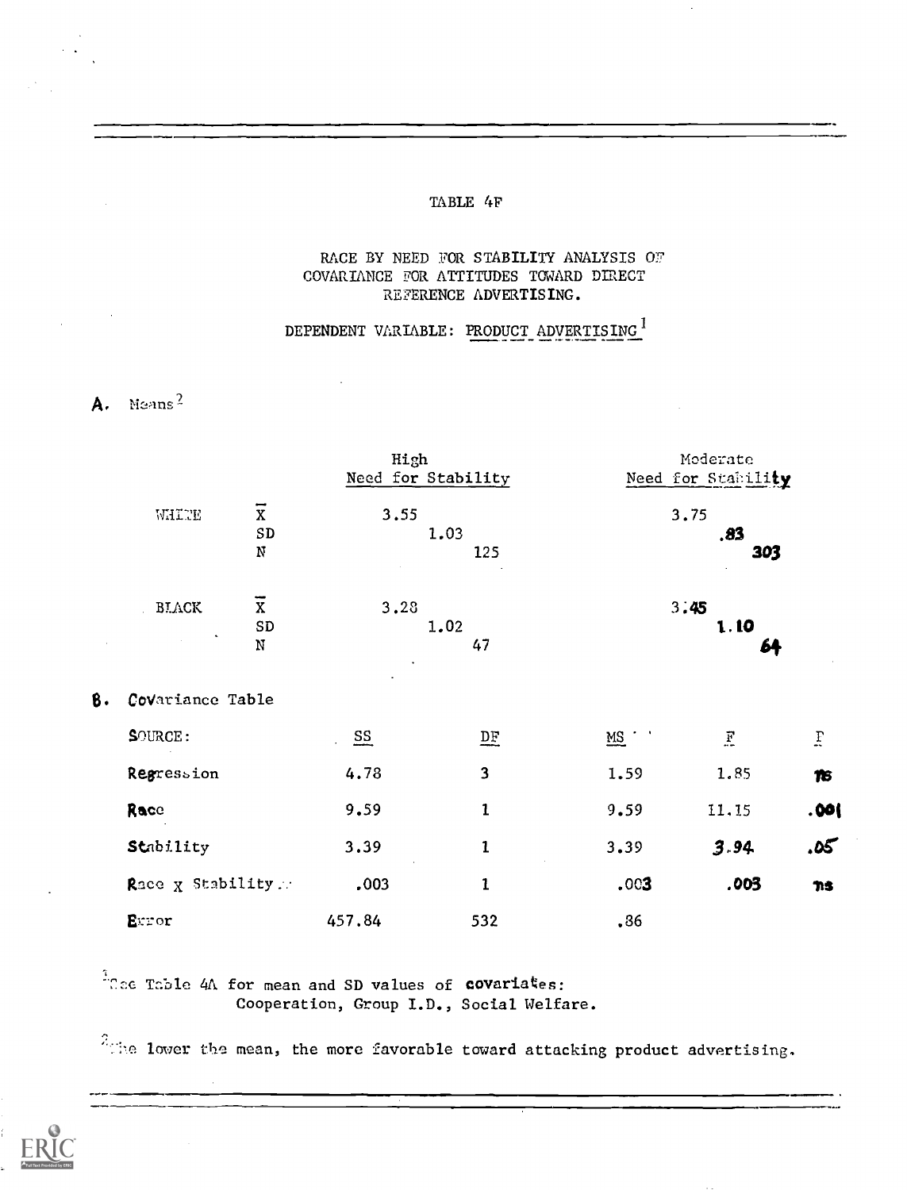# TABLE 4F

## RACE BY NEED FOR STABILITY ANALYSIS OF COVARIANCE FOR ATTITUDES TOWARD DIRECT REFERENCE ADVERTISING.

### DEPENDENT VARIABLE: PRODUCT ADVERTISING[1]

**A.** Means[2]

| | | High Need for Stability | Moderate Need for Stability |
|---|---|---|---|
| WHITE | $\bar{X}$ | 3.55 | 3.75 |
| | SD | 1.03 | .83 |
| | N | 125 | 303 |
| BLACK | $\bar{X}$ | 3.28 | 3.45 |
| | SD | 1.02 | 1.10 |
| | N | 47 | 64 |

**B.** Covariance Table

| SOURCE: | SS | DF | MS | F | P |
|---|---|---|---|---|---|
| Regression | 4.78 | 3 | 1.59 | 1.85 | ns |
| Race | 9.59 | 1 | 9.59 | 11.15 | .001 |
| Stability | 3.39 | 1 | 3.39 | 3.94 | .05 |
| Race x Stability | .003 | 1 | .003 | .003 | ns |
| Error | 457.84 | 532 | .86 | | |

[1] See Table 4A for mean and SD values of covariates: Cooperation, Group I.D., Social Welfare.

[2] The lower the mean, the more favorable toward attacking product advertising.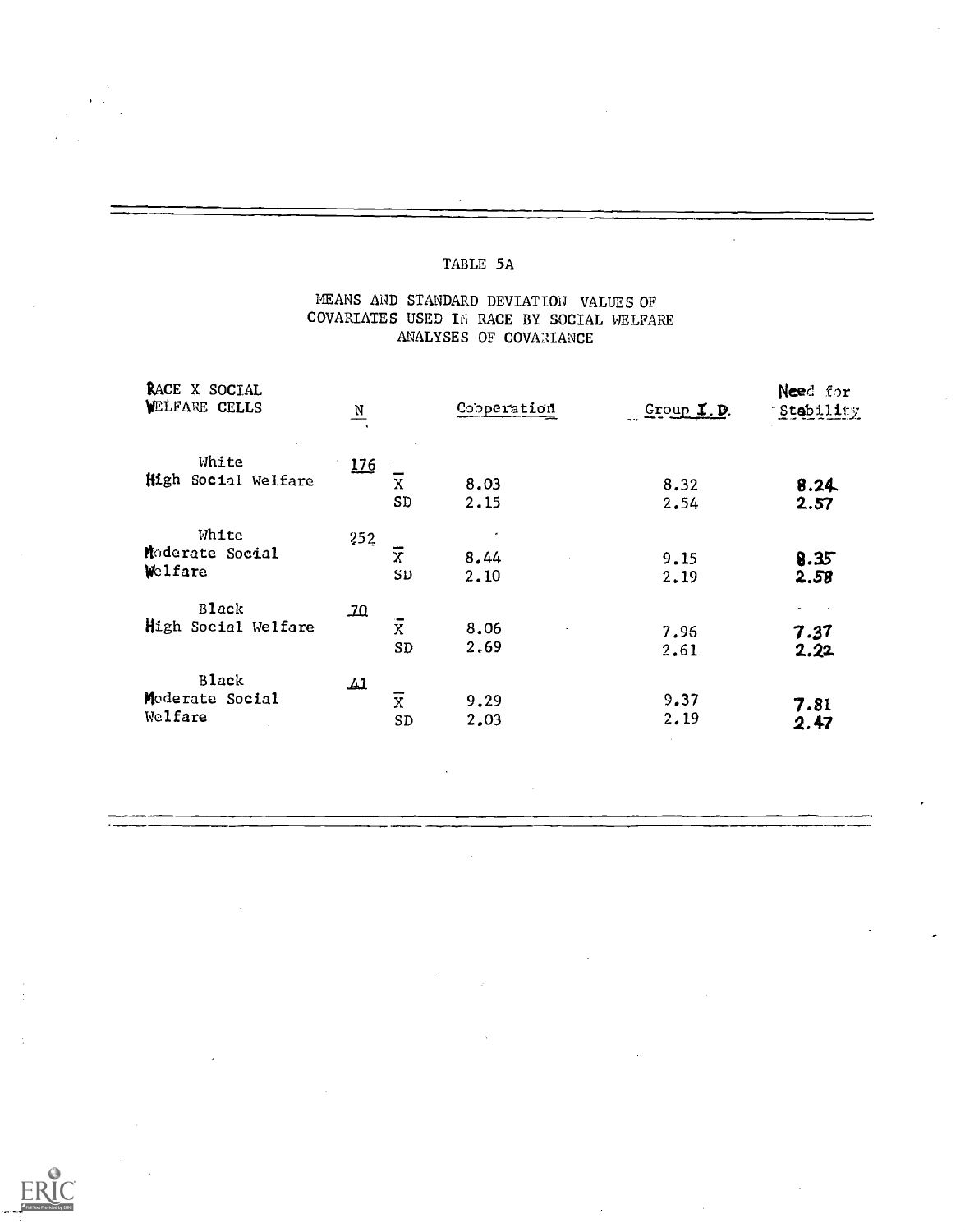## TABLE 5A

### MEANS AND STANDARD DEVIATION VALUES OF COVARIATES USED IN RACE BY SOCIAL WELFARE ANALYSES OF COVARIANCE

| RACE X SOCIAL WELFARE CELLS | N | | Cooperation | Group I.D. | Need for Stability |
|---|---|---|---|---|---|
| White High Social Welfare | 176 | $\bar{X}$ | 8.03 | 8.32 | 8.24 |
| | | SD | 2.15 | 2.54 | 2.57 |
| White Moderate Social Welfare | 252 | $\bar{X}$ | 8.44 | 9.15 | 8.35 |
| | | SD | 2.10 | 2.19 | 2.58 |
| Black High Social Welfare | 70 | $\bar{X}$ | 8.06 | 7.96 | 7.37 |
| | | SD | 2.69 | 2.61 | 2.22 |
| Black Moderate Social Welfare | 41 | $\bar{X}$ | 9.29 | 9.37 | 7.81 |
| | | SD | 2.03 | 2.19 | 2.47 |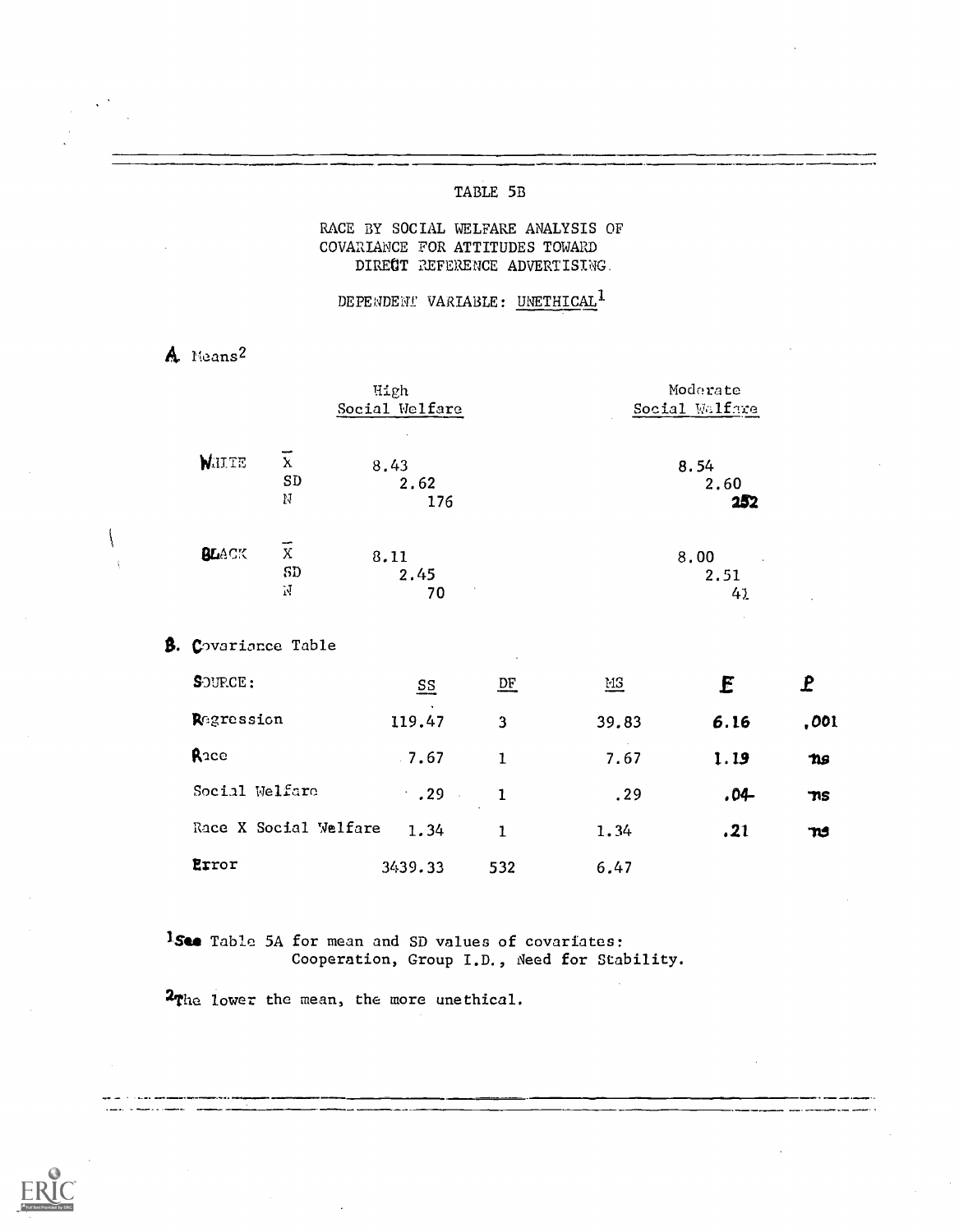# TABLE 5B

RACE BY SOCIAL WELFARE ANALYSIS OF COVARIANCE FOR ATTITUDES TOWARD DIRECT REFERENCE ADVERTISING.

DEPENDENT VARIABLE: UNETHICAL[1]

## A. Means[2]

| | | High Social Welfare | Moderate Social Welfare |
|---|---|---|---|
| WHITE | $\bar{X}$ | 8.43 | 8.54 |
| | SD | 2.62 | 2.60 |
| | N | 176 | 252 |
| BLACK | $\bar{X}$ | 8.11 | 8.00 |
| | SD | 2.45 | 2.51 |
| | N | 70 | 41 |

## B. Covariance Table

| SOURCE: | SS | DF | MS | F | P |
|---|---|---|---|---|---|
| Regression | 119.47 | 3 | 39.83 | 6.16 | .001 |
| Race | 7.67 | 1 | 7.67 | 1.19 | ns |
| Social Welfare | .29 | 1 | .29 | .04 | ns |
| Race X Social Welfare | 1.34 | 1 | 1.34 | .21 | ns |
| Error | 3439.33 | 532 | 6.47 | | |

[1] See Table 5A for mean and SD values of covariates: Cooperation, Group I.D., Need for Stability.

[2] The lower the mean, the more unethical.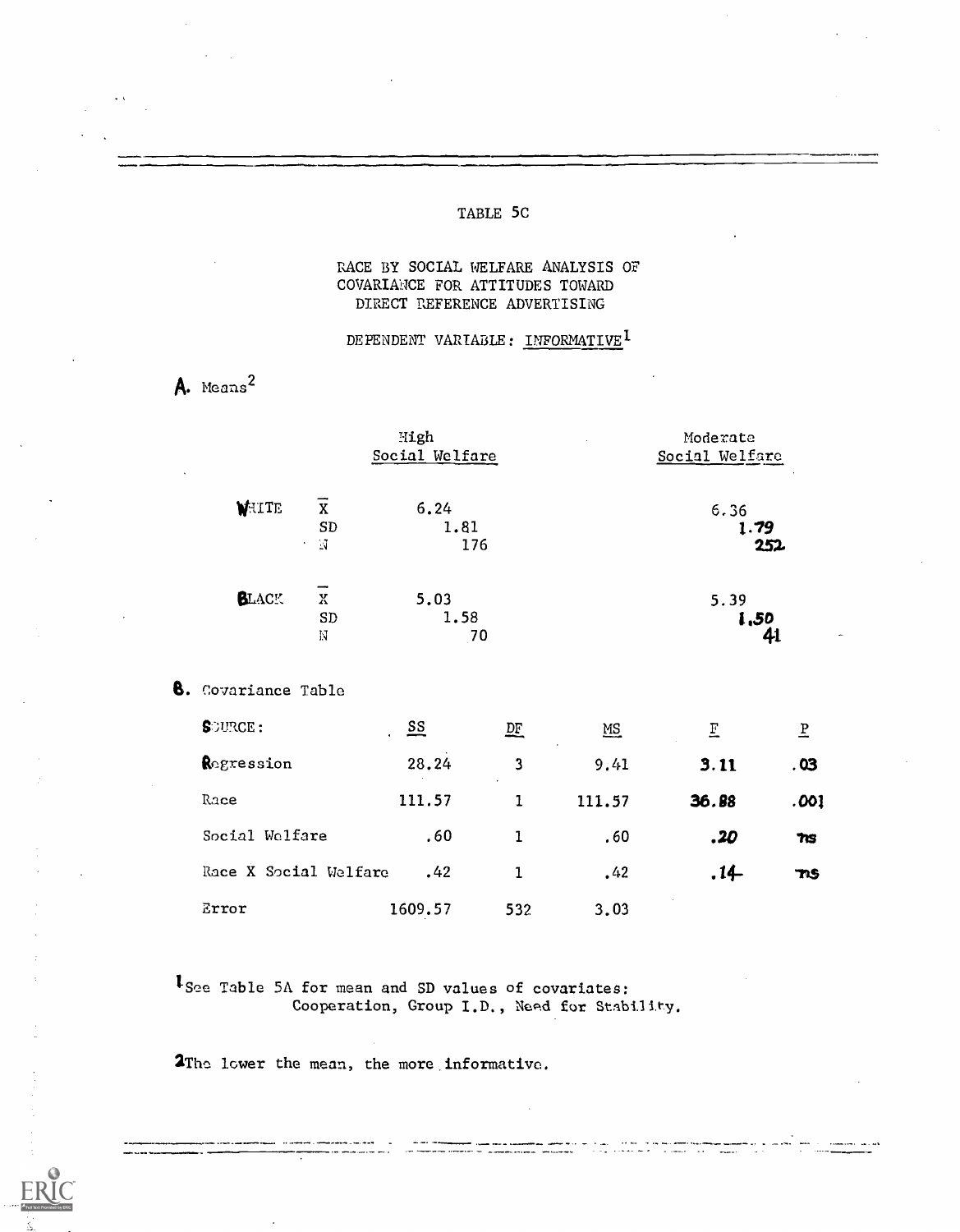TABLE 5C

RACE BY SOCIAL WELFARE ANALYSIS OF COVARIANCE FOR ATTITUDES TOWARD DIRECT REFERENCE ADVERTISING

DEPENDENT VARIABLE: INFORMATIVE[1]

A. Means[2]

| | | High Social Welfare | Moderate Social Welfare |
|---|---|---|---|
| WHITE | $\bar{X}$ | 6.24 | 6.36 |
| | SD | 1.81 | 1.79 |
| | N | 176 | 252 |
| BLACK | $\bar{X}$ | 5.03 | 5.39 |
| | SD | 1.58 | 1.50 |
| | N | 70 | 41 |

B. Covariance Table

| SOURCE: | SS | DF | MS | F | P |
|---|---|---|---|---|---|
| Regression | 28.24 | 3 | 9.41 | 3.11 | .03 |
| Race | 111.57 | 1 | 111.57 | 36.88 | .001 |
| Social Welfare | .60 | 1 | .60 | .20 | ns |
| Race X Social Welfare | .42 | 1 | .42 | .14 | ns |
| Error | 1609.57 | 532 | 3.03 | | |

[1] See Table 5A for mean and SD values of covariates: Cooperation, Group I.D., Need for Stability.

[2] The lower the mean, the more informative.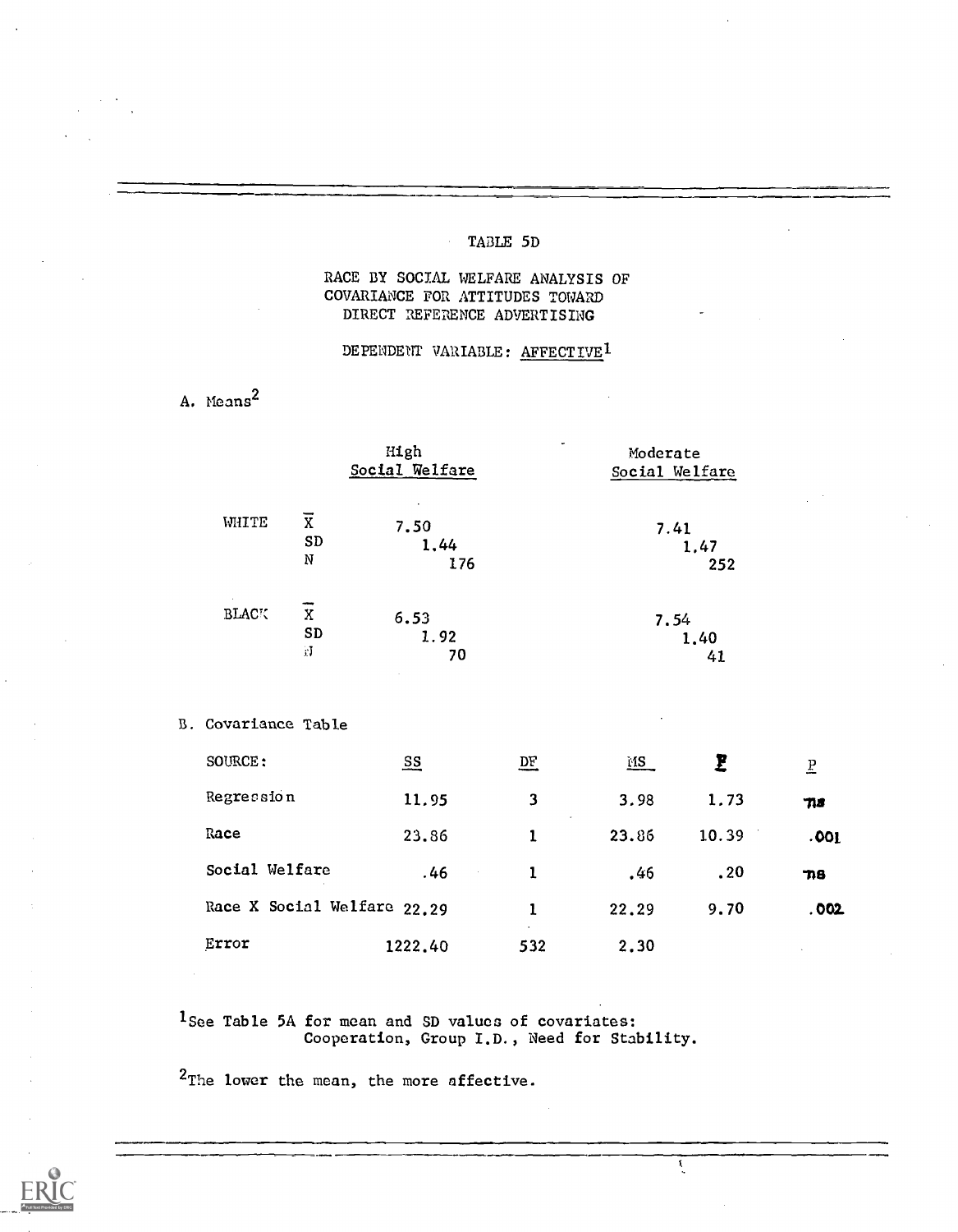# TABLE 5D

## RACE BY SOCIAL WELFARE ANALYSIS OF COVARIANCE FOR ATTITUDES TOWARD DIRECT REFERENCE ADVERTISING

DEPENDENT VARIABLE: AFFECTIVE[1]

A. Means[2]

| | | High Social Welfare | Moderate Social Welfare |
|---|---|---|---|
| WHITE | $\bar{X}$ | 7.50 | 7.41 |
| | SD | 1.44 | 1.47 |
| | N | 176 | 252 |
| BLACK | $\bar{X}$ | 6.53 | 7.54 |
| | SD | 1.92 | 1.40 |
| | N | 70 | 41 |

B. Covariance Table

| SOURCE: | SS | DF | MS | F | P |
|---|---|---|---|---|---|
| Regression | 11.95 | 3 | 3.98 | 1.73 | ns |
| Race | 23.86 | 1 | 23.86 | 10.39 | .001 |
| Social Welfare | .46 | 1 | .46 | .20 | ns |
| Race X Social Welfare | 22.29 | 1 | 22.29 | 9.70 | .002 |
| Error | 1222.40 | 532 | 2.30 | | |

[1]See Table 5A for mean and SD values of covariates: Cooperation, Group I.D., Need for Stability.

[2]The lower the mean, the more affective.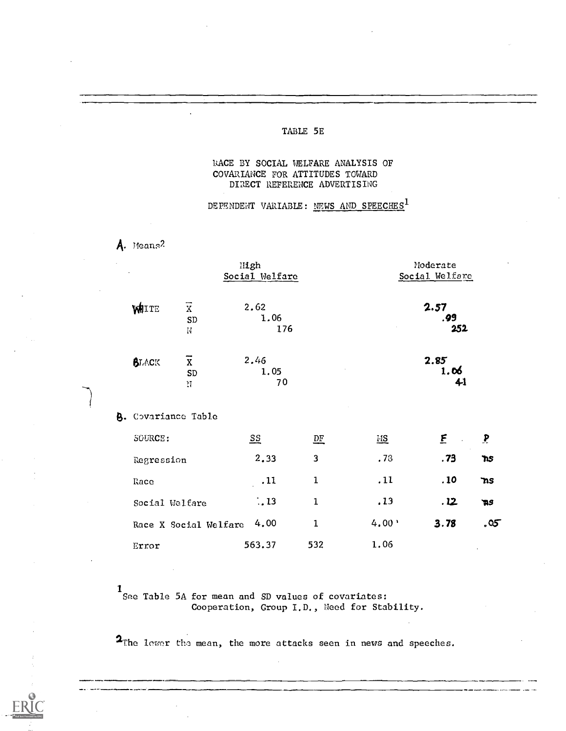TABLE 5E

RACE BY SOCIAL WELFARE ANALYSIS OF COVARIANCE FOR ATTITUDES TOWARD DIRECT REFERENCE ADVERTISING

DEPENDENT VARIABLE: NEWS AND SPEECHES[1]

A. Means[2]

| | | High Social Welfare | Moderate Social Welfare |
|---|---|---|---|
| WHITE | $\overline{X}$ | 2.62 | 2.57 |
| | SD | 1.06 | .99 |
| | N | 176 | 252 |
| BLACK | $\overline{X}$ | 2.46 | 2.85 |
| | SD | 1.05 | 1.06 |
| | N | 70 | 41 |

B. Covariance Table

| SOURCE: | SS | DF | MS | F | P |
|---|---|---|---|---|---|
| Regression | 2.33 | 3 | .78 | .73 | ns |
| Race | .11 | 1 | .11 | .10 | ns |
| Social Welfare | .13 | 1 | .13 | .12 | ns |
| Race X Social Welfare | 4.00 | 1 | 4.00 | 3.78 | .05 |
| Error | 563.37 | 532 | 1.06 | | |

[1] See Table 5A for mean and SD values of covariates: Cooperation, Group I.D., Need for Stability.

[2] The lower the mean, the more attacks seen in news and speeches.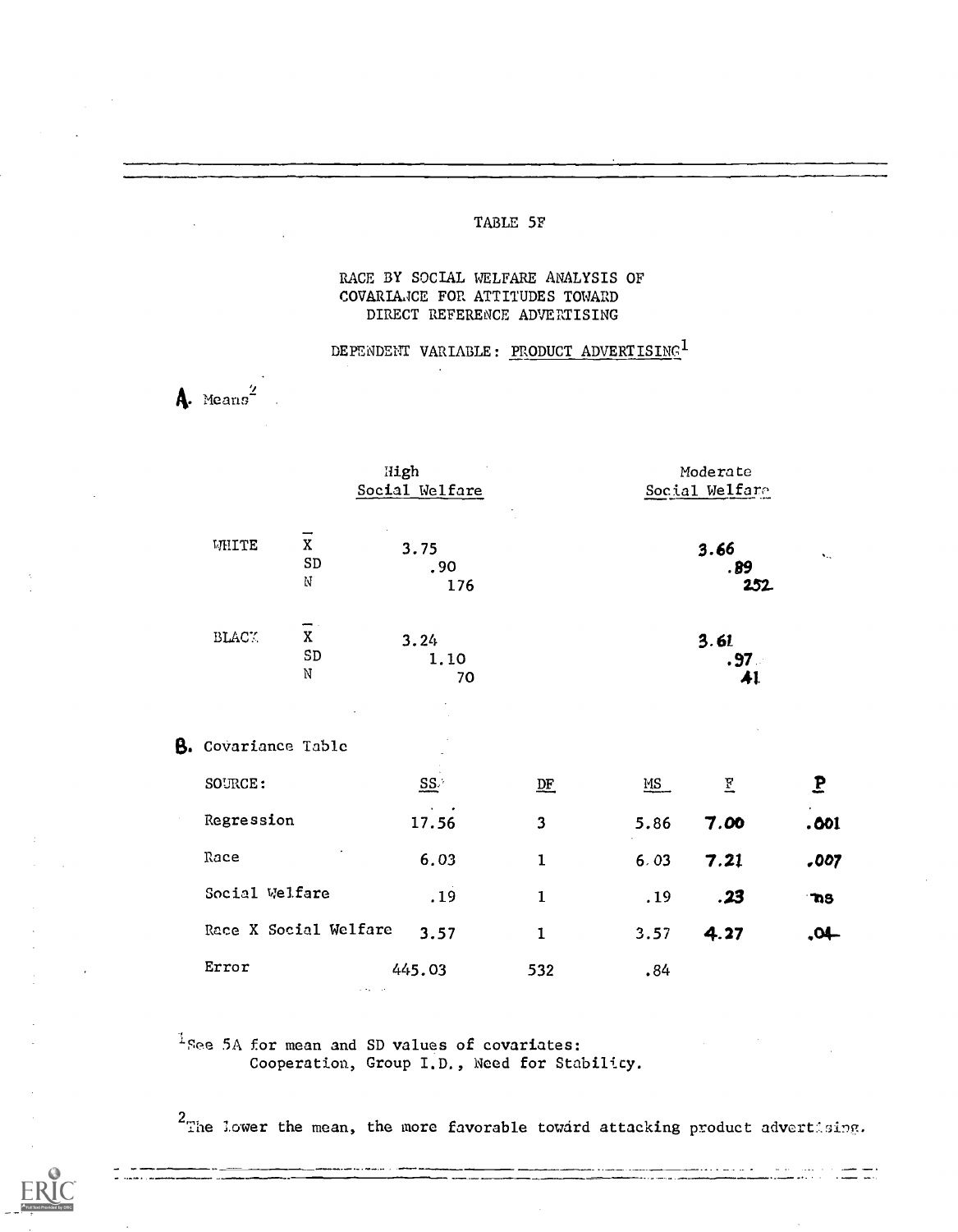# TABLE 5F

## RACE BY SOCIAL WELFARE ANALYSIS OF COVARIANCE FOR ATTITUDES TOWARD DIRECT REFERENCE ADVERTISING

### DEPENDENT VARIABLE: PRODUCT ADVERTISING[1]

**A.** Means[2]

| | | High Social Welfare | Moderate Social Welfare |
|---|---|---|---|
| WHITE | $\bar{X}$ | 3.75 | 3.66 |
| | SD | .90 | .89 |
| | N | 176 | 252 |
| BLACK | $\bar{X}$ | 3.24 | 3.61 |
| | SD | 1.10 | .97 |
| | N | 70 | 41 |

**B.** Covariance Table

| SOURCE: | SS | DF | MS | F | P |
|---|---|---|---|---|---|
| Regression | 17.56 | 3 | 5.86 | 7.00 | .001 |
| Race | 6.03 | 1 | 6.03 | 7.21 | .007 |
| Social Welfare | .19 | 1 | .19 | .23 | ns |
| Race X Social Welfare | 3.57 | 1 | 3.57 | 4.27 | .04 |
| Error | 445.03 | 532 | .84 | | |

[1] See 5A for mean and SD values of covariates: Cooperation, Group I.D., Need for Stability.

[2] The lower the mean, the more favorable toward attacking product advertising.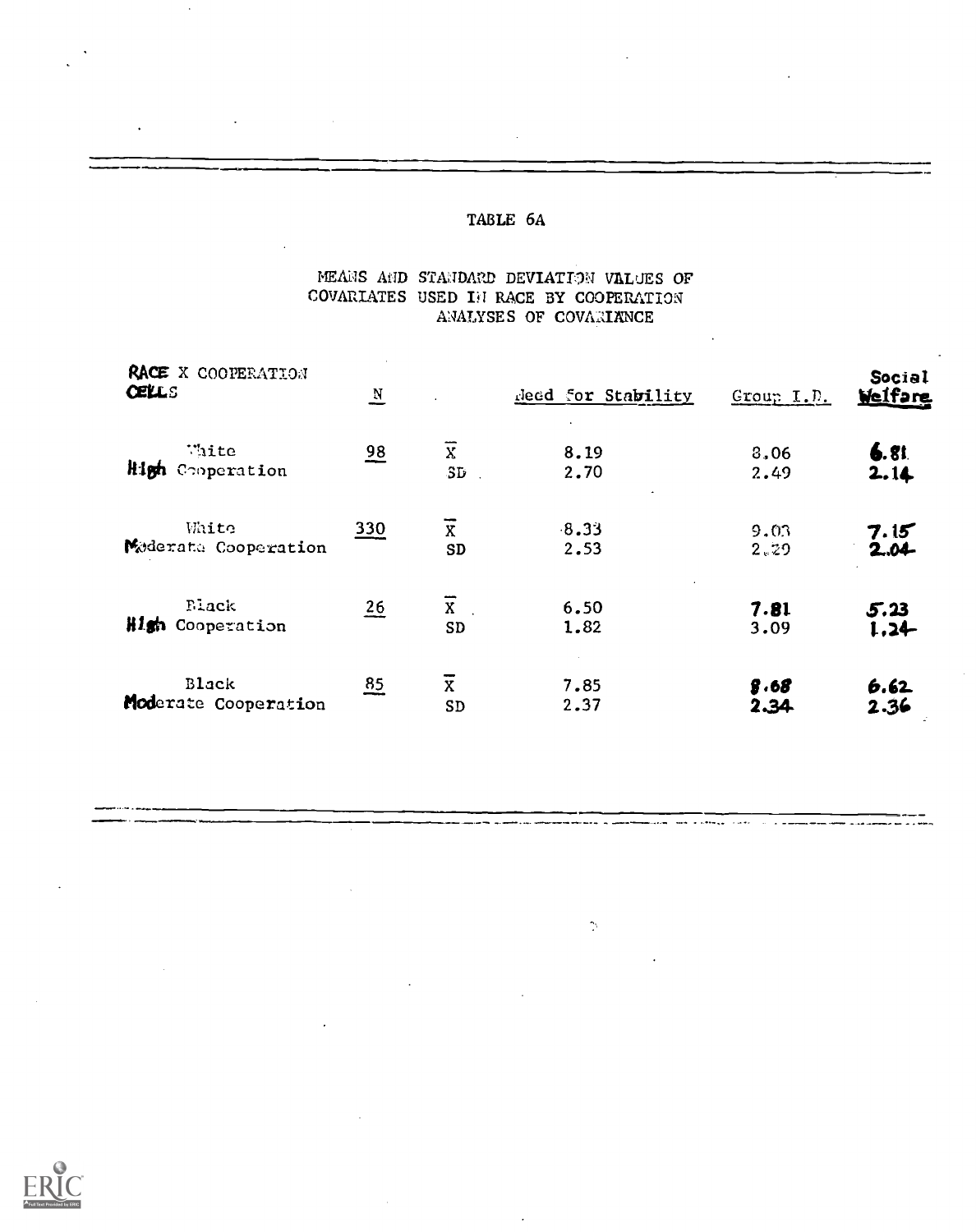# TABLE 6A

MEANS AND STANDARD DEVIATION VALUES OF COVARIATES USED IN RACE BY COOPERATION ANALYSES OF COVARIANCE

| RACE X COOPERATION CELLS | N | | Need for Stability | Group I.D. | Social Welfare |
|---|---|---|---|---|---|
| White High Cooperation | 98 | $\bar{X}$ | 8.19 | 8.06 | 6.81 |
| | | SD | 2.70 | 2.49 | 2.14 |
| White Moderate Cooperation | 330 | $\bar{X}$ | 8.33 | 9.03 | 7.15 |
| | | SD | 2.53 | 2.29 | 2.04 |
| Black High Cooperation | 26 | $\bar{X}$ | 6.50 | 7.81 | 5.23 |
| | | SD | 1.82 | 3.09 | 1.24 |
| Black Moderate Cooperation | 85 | $\bar{X}$ | 7.85 | 8.68 | 6.62 |
| | | SD | 2.37 | 2.34 | 2.36 |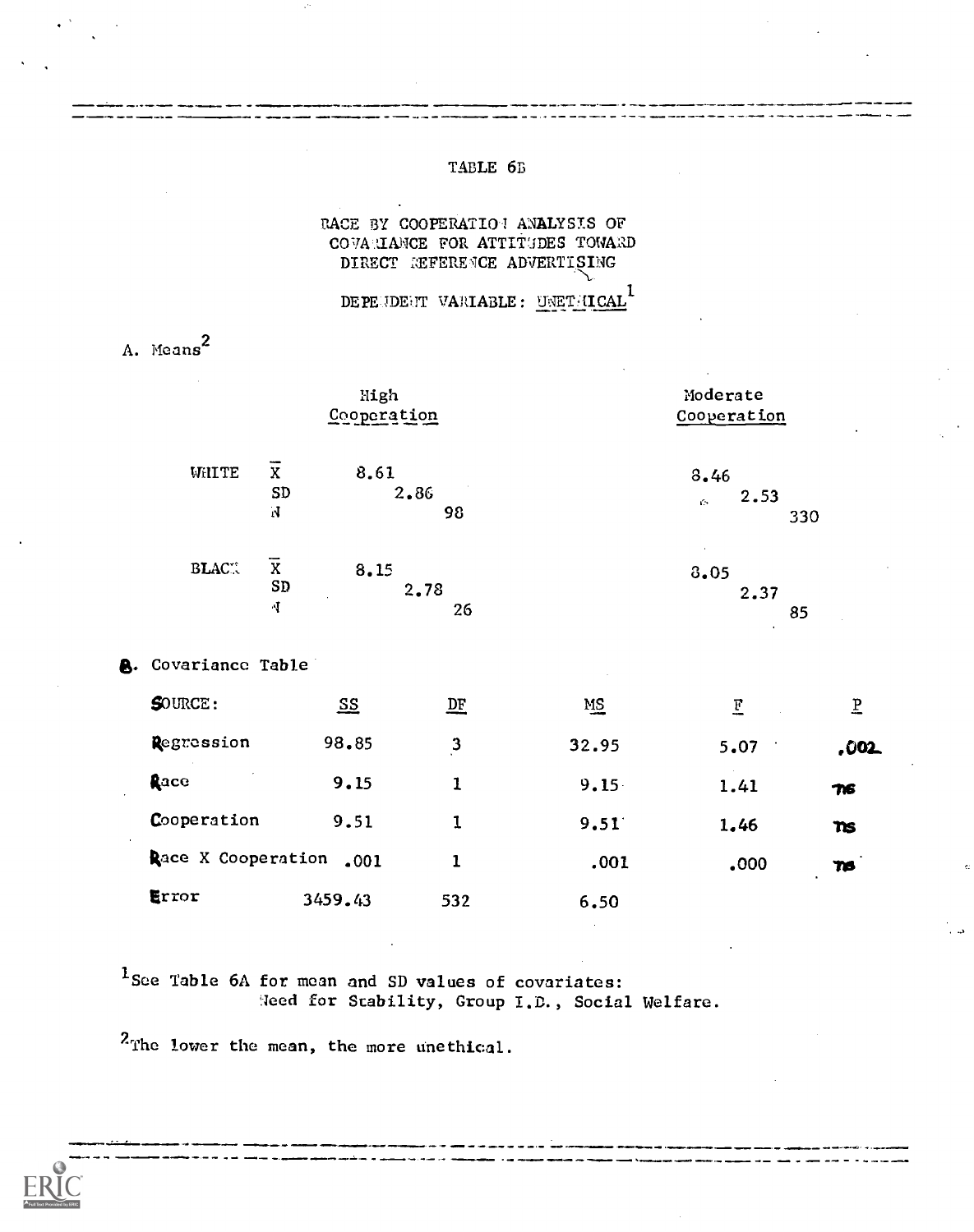# TABLE 6B

## RACE BY COOPERATION ANALYSIS OF COVARIANCE FOR ATTITUDES TOWARD DIRECT REFERENCE ADVERTISING

## DEPENDENT VARIABLE: UNETHICAL[1]

A. Means[2]

| | | High Cooperation | Moderate Cooperation |
|---|---|---|---|
| WHITE | $\overline{X}$ | 8.61 | 8.46 |
| | SD | 2.86 | 2.53 |
| | N | 98 | 330 |
| BLACK | $\overline{X}$ | 8.15 | 8.05 |
| | SD | 2.78 | 2.37 |
| | N | 26 | 85 |

B. Covariance Table

| SOURCE: | SS | DF | MS | F | P |
|---|---|---|---|---|---|
| Regression | 98.85 | 3 | 32.95 | 5.07 | .002 |
| Race | 9.15 | 1 | 9.15 | 1.41 | ns |
| Cooperation | 9.51 | 1 | 9.51 | 1.46 | ns |
| Race X Cooperation | .001 | 1 | .001 | .000 | ns |
| Error | 3459.43 | 532 | 6.50 | | |

[1]See Table 6A for mean and SD values of covariates: Need for Stability, Group I.D., Social Welfare.

[2]The lower the mean, the more unethical.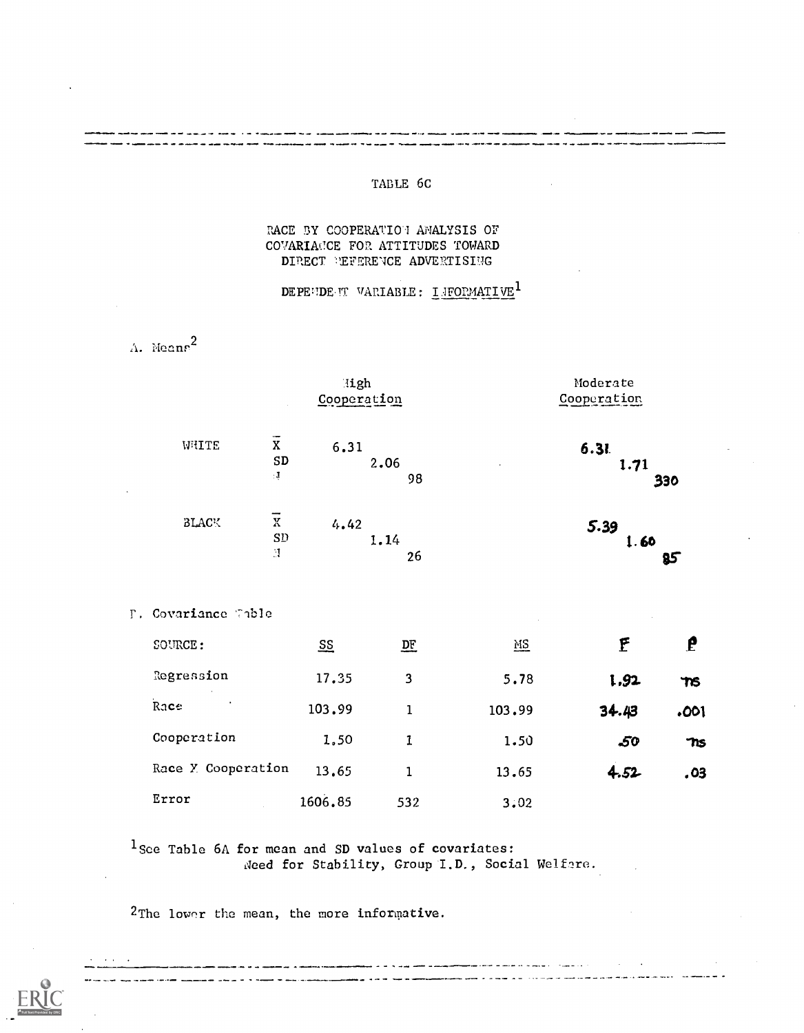## TABLE 6C

### RACE BY COOPERATION ANALYSIS OF COVARIANCE FOR ATTITUDES TOWARD DIRECT REFERENCE ADVERTISING

### DEPENDENT VARIABLE: INFORMATIVE[1]

A. Means[2]

| | | High Cooperation | Moderate Cooperation |
|---|---|---|---|
| WHITE | $\bar{X}$ | 6.31 | 6.31 |
| | SD | 2.06 | 1.71 |
| | N | 98 | 330 |
| BLACK | $\bar{X}$ | 4.42 | 5.39 |
| | SD | 1.14 | 1.60 |
| | N | 26 | 85 |

B. Covariance Table

| SOURCE: | SS | DF | MS | F | P |
|---|---|---|---|---|---|
| Regression | 17.35 | 3 | 5.78 | 1.92 | ns |
| Race | 103.99 | 1 | 103.99 | 34.43 | .001 |
| Cooperation | 1.50 | 1 | 1.50 | .50 | ns |
| Race X Cooperation | 13.65 | 1 | 13.65 | 4.52 | .03 |
| Error | 1606.85 | 532 | 3.02 | | |

[1] See Table 6A for mean and SD values of covariates: Need for Stability, Group I.D., Social Welfare.

[2] The lower the mean, the more informative.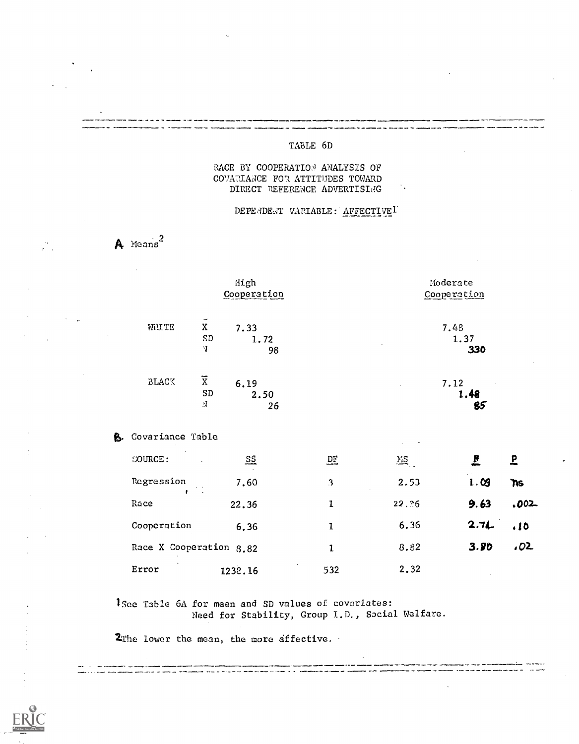TABLE 6D

RACE BY COOPERATION ANALYSIS OF COVARIANCE FOR ATTITUDES TOWARD DIRECT REFERENCE ADVERTISING

DEPENDENT VARIABLE: AFFECTIVE[1]

**A.** Means[2]

| | | High Cooperation | Moderate Cooperation |
|---|---|---|---|
| WHITE | $\bar{X}$ | 7.33 | 7.48 |
| | SD | 1.72 | 1.37 |
| | N | 98 | 330 |
| BLACK | $\bar{X}$ | 6.19 | 7.12 |
| | SD | 2.50 | 1.48 |
| | N | 26 | 85 |

**B.** Covariance Table

| SOURCE: | SS | DF | MS | F | P |
|---|---|---|---|---|---|
| Regression | 7.60 | 3 | 2.53 | 1.09 | ns |
| Race | 22.36 | 1 | 22.36 | 9.63 | .002 |
| Cooperation | 6.36 | 1 | 6.36 | 2.74 | .10 |
| Race X Cooperation | 8.82 | 1 | 8.82 | 3.80 | .02 |
| Error | 1232.16 | 532 | 2.32 | | |

[1]See Table 6A for mean and SD values of covariates: Need for Stability, Group I.D., Social Welfare.

[2]The lower the mean, the more affective.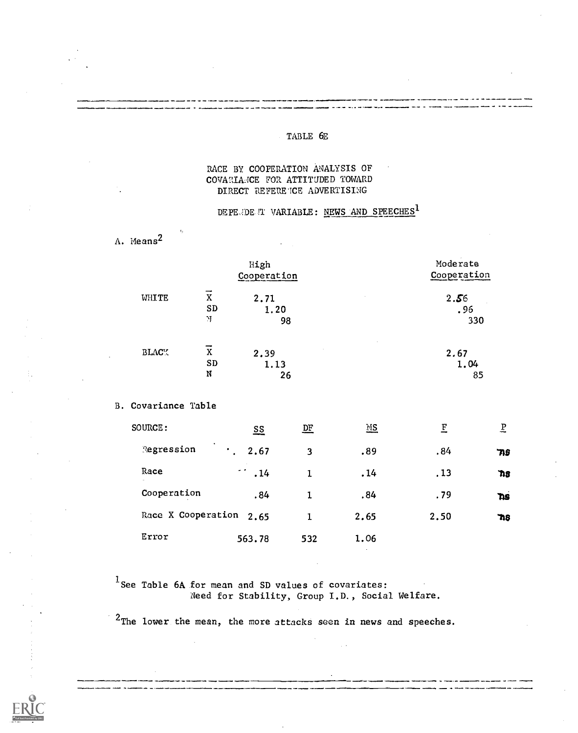TABLE 6E

RACE BY COOPERATION ANALYSIS OF COVARIANCE FOR ATTITUDED TOWARD DIRECT REFERENCE ADVERTISING

DEPENDENT VARIABLE: NEWS AND SPEECHES[1]

A. Means[2]

| | | High Cooperation | Moderate Cooperation |
|---|---|---|---|
| WHITE | $\bar{X}$ | 2.71 | 2.56 |
| | SD | 1.20 | .96 |
| | N | 98 | 330 |
| BLACK | $\bar{X}$ | 2.39 | 2.67 |
| | SD | 1.13 | 1.04 |
| | N | 26 | 85 |

B. Covariance Table

| SOURCE: | SS | DF | MS | F | P |
|---|---|---|---|---|---|
| Regression | 2.67 | 3 | .89 | .84 | ns |
| Race | .14 | 1 | .14 | .13 | ns |
| Cooperation | .84 | 1 | .84 | .79 | ns |
| Race X Cooperation | 2.65 | 1 | 2.65 | 2.50 | ns |
| Error | 563.78 | 532 | 1.06 | | |

[1] See Table 6A for mean and SD values of covariates: Need for Stability, Group I.D., Social Welfare.

[2] The lower the mean, the more attacks seen in news and speeches.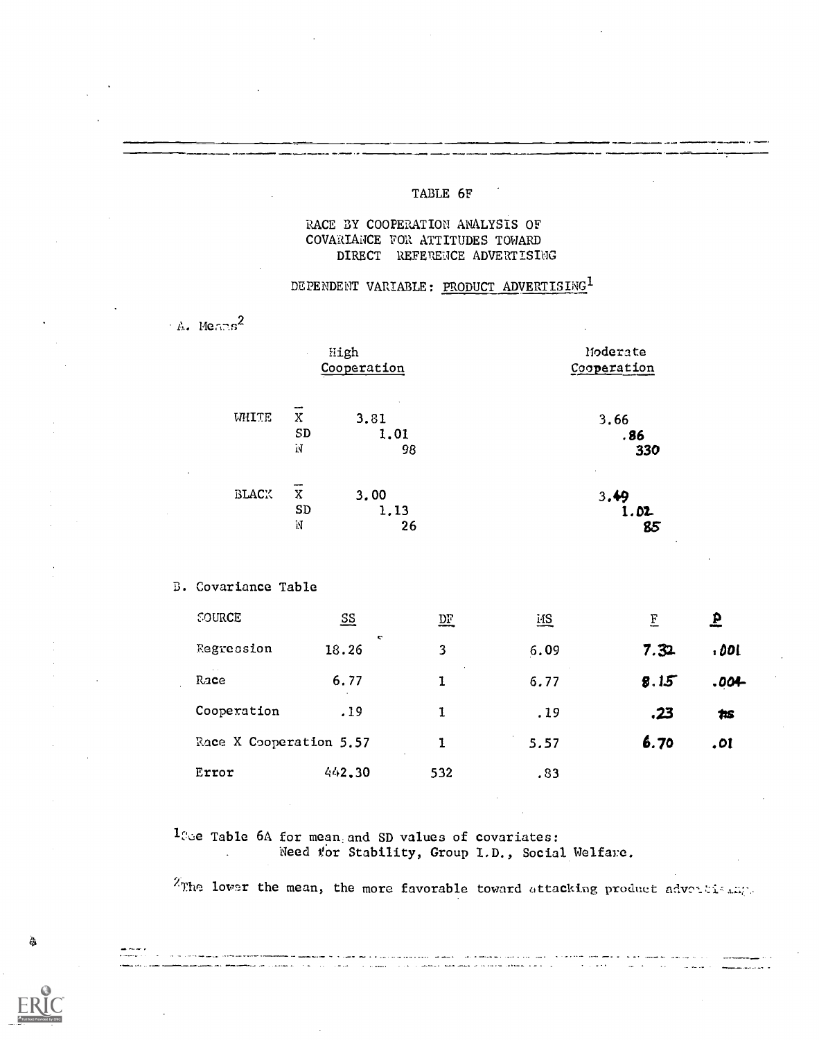TABLE 6F

RACE BY COOPERATION ANALYSIS OF COVARIANCE FOR ATTITUDES TOWARD DIRECT REFERENCE ADVERTISING

DEPENDENT VARIABLE: PRODUCT ADVERTISING[1]

A. Means[2]

| | | High Cooperation | Moderate Cooperation |
|---|---|---|---|
| WHITE | $\bar{X}$ | 3.81 | 3.66 |
| | SD | 1.01 | .86 |
| | N | 98 | 330 |
| BLACK | $\bar{X}$ | 3.00 | 3.49 |
| | SD | 1.13 | 1.02 |
| | N | 26 | 85 |

B. Covariance Table

| SOURCE | SS | DF | MS | F | p |
|---|---|---|---|---|---|
| Regression | 18.26 | 3 | 6.09 | 7.32 | .001 |
| Race | 6.77 | 1 | 6.77 | 8.15 | .004 |
| Cooperation | .19 | 1 | .19 | .23 | ns |
| Race X Cooperation | 5.57 | 1 | 5.57 | 6.70 | .01 |
| Error | 442.30 | 532 | .83 | | |

[1]See Table 6A for mean and SD values of covariates: Need for Stability, Group I.D., Social Welfare.

[2]The lower the mean, the more favorable toward attacking product advertising.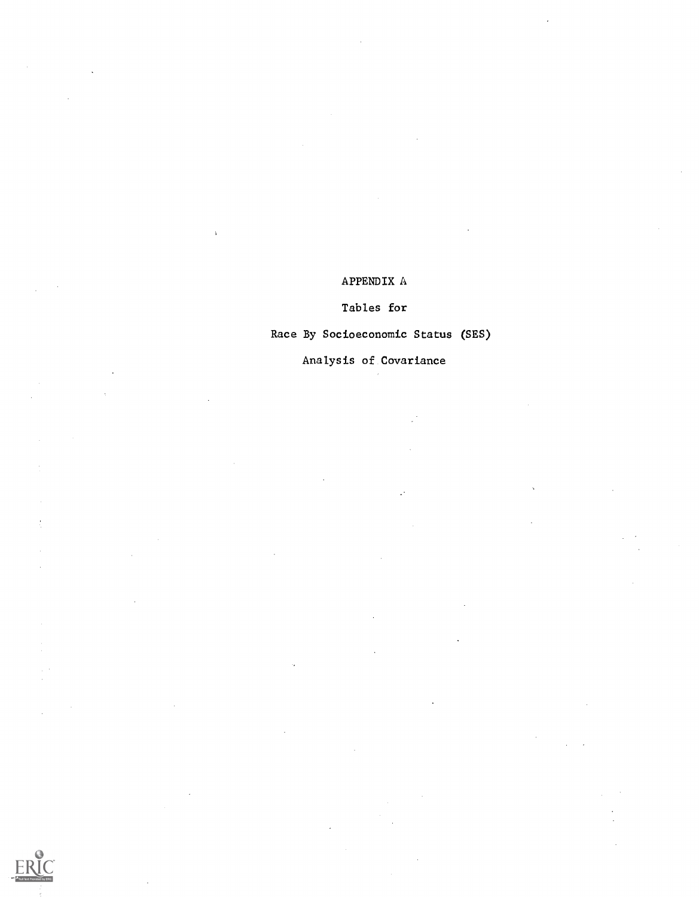# APPENDIX A

## Tables for

## Race By Socioeconomic Status (SES)

## Analysis of Covariance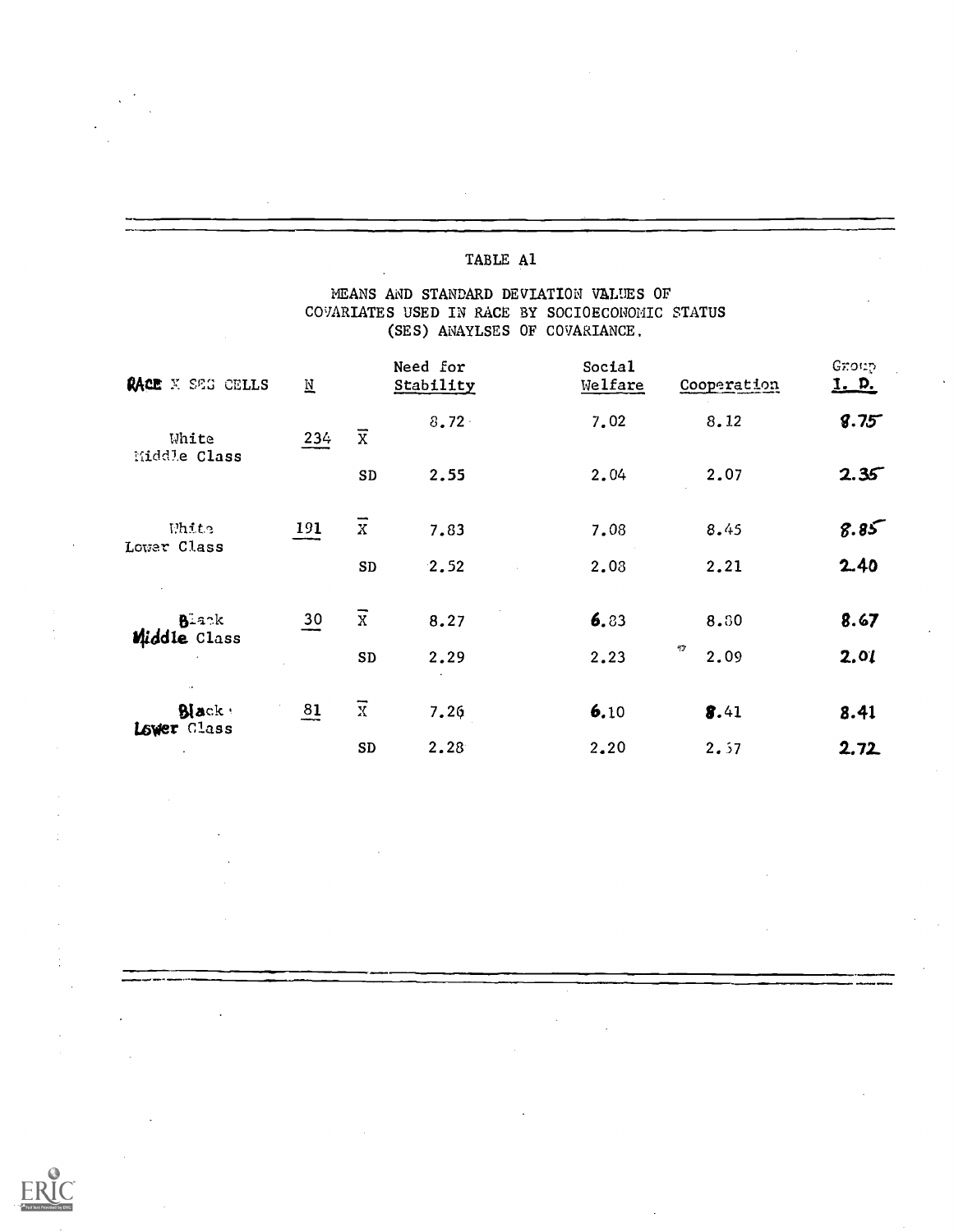TABLE A1

MEANS AND STANDARD DEVIATION VALUES OF COVARIATES USED IN RACE BY SOCIOECONOMIC STATUS (SES) ANAYLSES OF COVARIANCE.

| RACE X SES CELLS | N | | Need for Stability | Social Welfare | Cooperation | Group I. D. |
|---|---|---|---|---|---|---|
| White Middle Class | 234 | $\overline{X}$ | 8.72 | 7.02 | 8.12 | 8.75 |
| | | SD | 2.55 | 2.04 | 2.07 | 2.35 |
| White Lower Class | 191 | $\overline{X}$ | 7.83 | 7.08 | 8.45 | 8.85 |
| | | SD | 2.52 | 2.08 | 2.21 | 2.40 |
| Black Middle Class | 30 | $\overline{X}$ | 8.27 | 6.83 | 8.80 | 8.67 |
| | | SD | 2.29 | 2.23 | 2.09 | 2.01 |
| Black Lower Class | 81 | $\overline{X}$ | 7.26 | 6.10 | 8.41 | 8.41 |
| | | SD | 2.28 | 2.20 | 2.57 | 2.72 |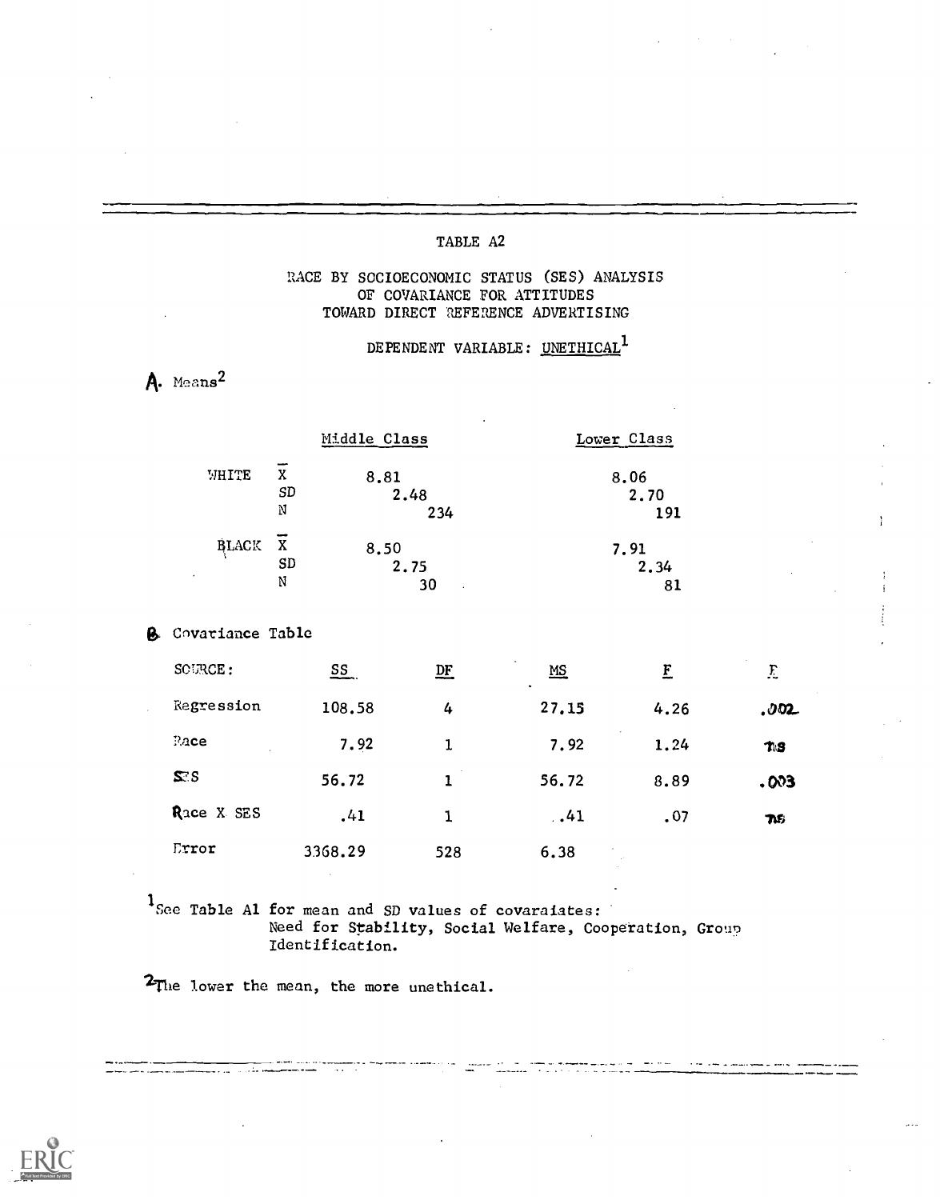## TABLE A2

### RACE BY SOCIOECONOMIC STATUS (SES) ANALYSIS OF COVARIANCE FOR ATTITUDES TOWARD DIRECT REFERENCE ADVERTISING

DEPENDENT VARIABLE: UNETHICAL[1]

A. Means[2]

| | | Middle Class | Lower Class |
|---|---|---|---|
| WHITE | $\bar{X}$ | 8.81 | 8.06 |
| | SD | 2.48 | 2.70 |
| | N | 234 | 191 |
| BLACK | $\bar{X}$ | 8.50 | 7.91 |
| | SD | 2.75 | 2.34 |
| | N | 30 | 81 |

B. Covariance Table

| SOURCE: | SS | DF | MS | F | P |
|---|---|---|---|---|---|
| Regression | 108.58 | 4 | 27.15 | 4.26 | .002 |
| Race | 7.92 | 1 | 7.92 | 1.24 | ns |
| SES | 56.72 | 1 | 56.72 | 8.89 | .003 |
| Race X SES | .41 | 1 | .41 | .07 | ns |
| Error | 3368.29 | 528 | 6.38 | | |

[1]See Table A1 for mean and SD values of covaraiates: Need for Stability, Social Welfare, Cooperation, Group Identification.

[2]The lower the mean, the more unethical.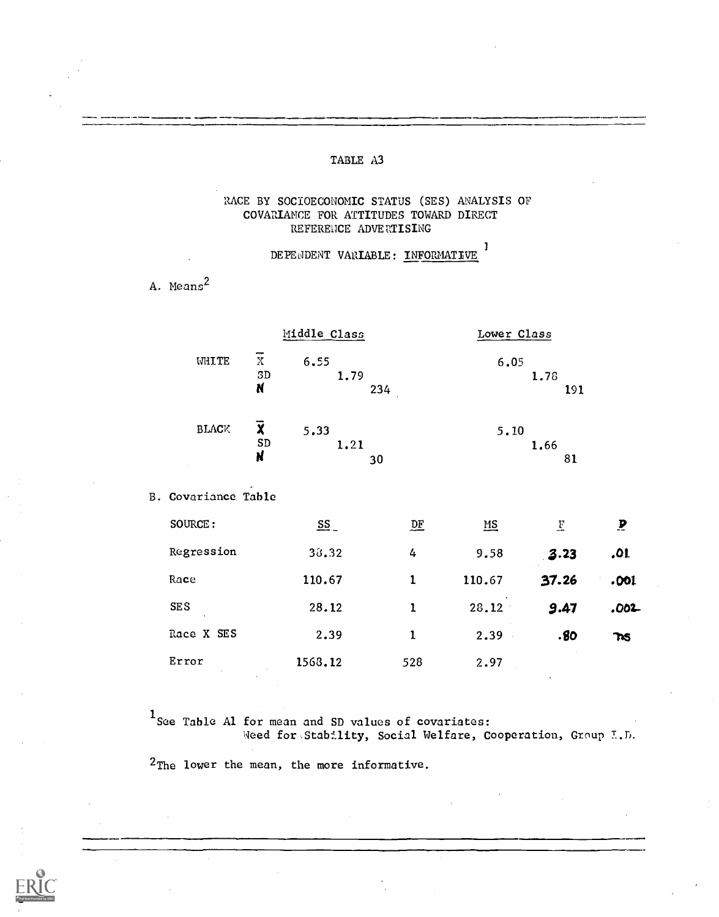# TABLE A3

## RACE BY SOCIOECONOMIC STATUS (SES) ANALYSIS OF COVARIANCE FOR ATTITUDES TOWARD DIRECT REFERENCE ADVERTISING

### DEPENDENT VARIABLE: INFORMATIVE [1]

A. Means[2]

| | | Middle Class | Lower Class |
|---|---|---|---|
| WHITE | $\bar{X}$ | 6.55 | 6.05 |
| | SD | 1.79 | 1.78 |
| | N | 234 | 191 |
| BLACK | $\bar{X}$ | 5.33 | 5.10 |
| | SD | 1.21 | 1.66 |
| | N | 30 | 81 |

B. Covariance Table

| SOURCE: | SS | DF | MS | F | P |
|---|---|---|---|---|---|
| Regression | 38.32 | 4 | 9.58 | 3.23 | .01 |
| Race | 110.67 | 1 | 110.67 | 37.26 | .001 |
| SES | 28.12 | 1 | 28.12 | 9.47 | .002 |
| Race X SES | 2.39 | 1 | 2.39 | .80 | ns |
| Error | 1568.12 | 528 | 2.97 | | |

[1] See Table A1 for mean and SD values of covariates: Need for Stability, Social Welfare, Cooperation, Group I.D.

[2] The lower the mean, the more informative.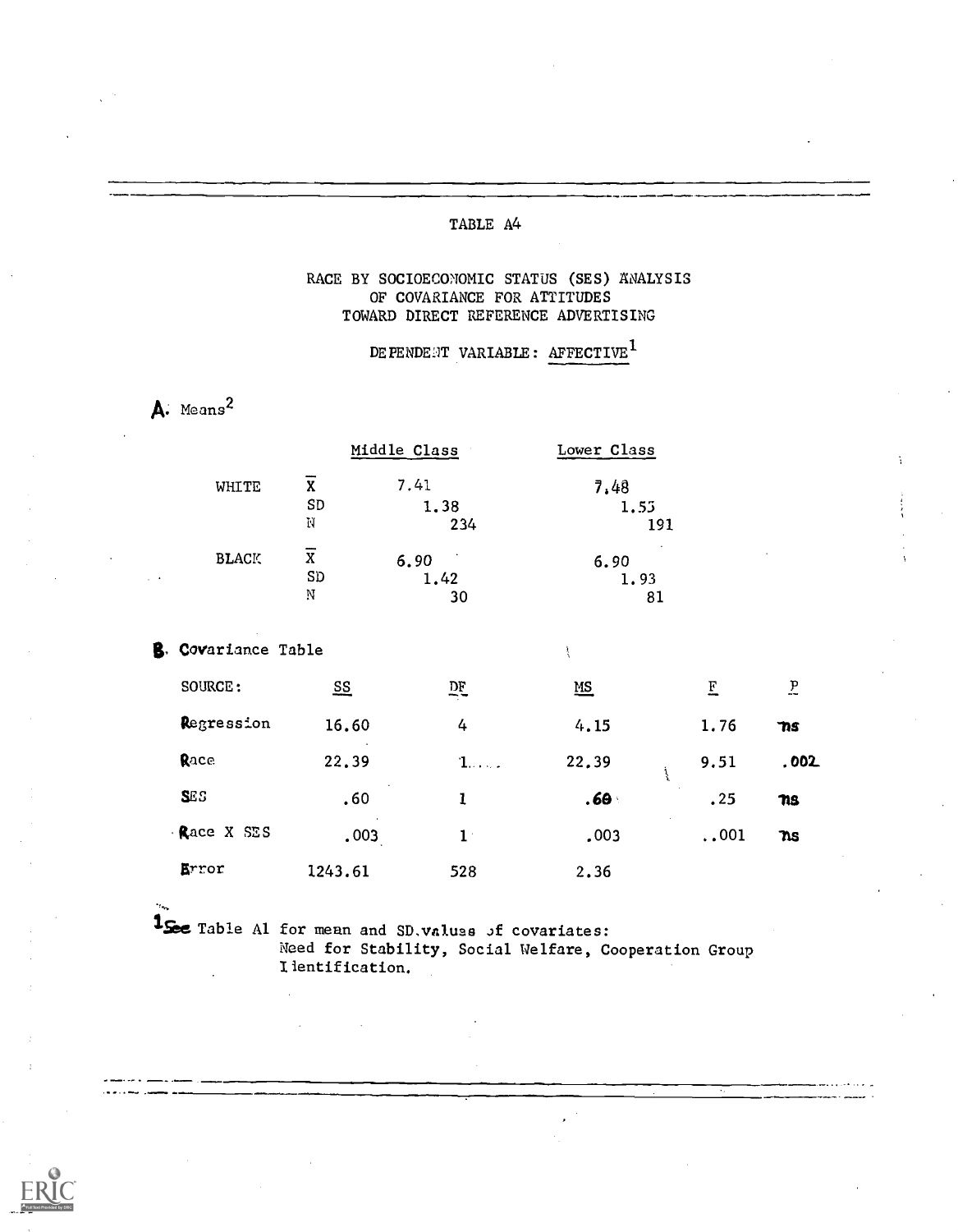TABLE A4

RACE BY SOCIOECONOMIC STATUS (SES) ANALYSIS OF COVARIANCE FOR ATTITUDES TOWARD DIRECT REFERENCE ADVERTISING

DEPENDENT VARIABLE: AFFECTIVE[1]

**A.** Means[2]

| | | Middle Class | Lower Class |
|---|---|---|---|
| WHITE | $\overline{X}$ | 7.41 | 7.48 |
| | SD | 1.38 | 1.53 |
| | N | 234 | 191 |
| BLACK | $\overline{X}$ | 6.90 | 6.90 |
| | SD | 1.42 | 1.93 |
| | N | 30 | 81 |

**B.** Covariance Table

| SOURCE: | SS | DF | MS | F | P |
|---|---|---|---|---|---|
| Regression | 16.60 | 4 | 4.15 | 1.76 | ns |
| Race | 22.39 | 1 | 22.39 | 9.51 | .002 |
| SES | .60 | 1 | .60 | .25 | ns |
| Race X SES | .003 | 1 | .003 | ..001 | ns |
| Error | 1243.61 | 528 | 2.36 | | |

[1] See Table A1 for mean and SD values of covariates: Need for Stability, Social Welfare, Cooperation Group Identification.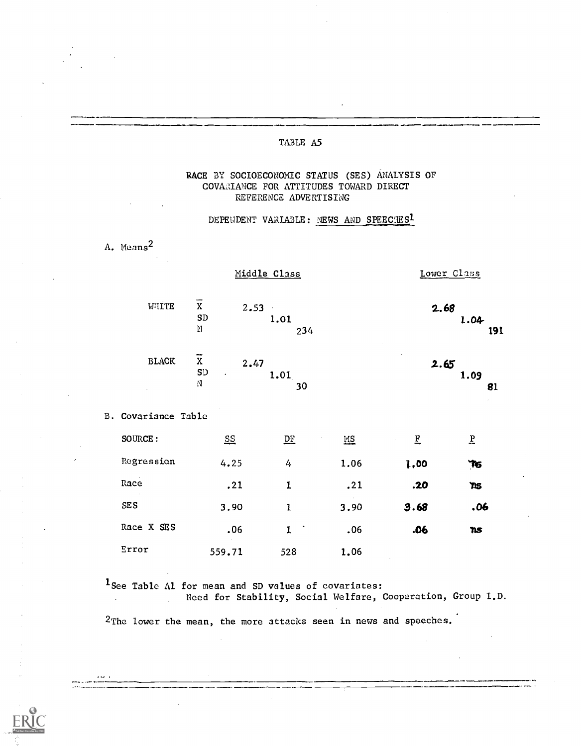TABLE A5

RACE BY SOCIOECONOMIC STATUS (SES) ANALYSIS OF COVARIANCE FOR ATTITUDES TOWARD DIRECT REFERENCE ADVERTISING

DEPENDENT VARIABLE: NEWS AND SPEECHES[1]

A. Means[2]

| | | Middle Class | Lower Class |
|---|---|---|---|
| WHITE | $\bar{X}$ | 2.53 | 2.68 |
| | SD | 1.01 | 1.04 |
| | N | 234 | 191 |
| BLACK | $\bar{X}$ | 2.47 | 2.65 |
| | SD | 1.01 | 1.09 |
| | N | 30 | 81 |

B. Covariance Table

| SOURCE: | SS | DF | MS | F | P |
|---|---|---|---|---|---|
| Regression | 4.25 | 4 | 1.06 | 1.00 | ns |
| Race | .21 | 1 | .21 | .20 | ns |
| SES | 3.90 | 1 | 3.90 | 3.68 | .06 |
| Race X SES | .06 | 1 | .06 | .06 | ns |
| Error | 559.71 | 528 | 1.06 | | |

[1]See Table A1 for mean and SD values of covariates: Need for Stability, Social Welfare, Cooperation, Group I.D.

[2]The lower the mean, the more attacks seen in news and speeches.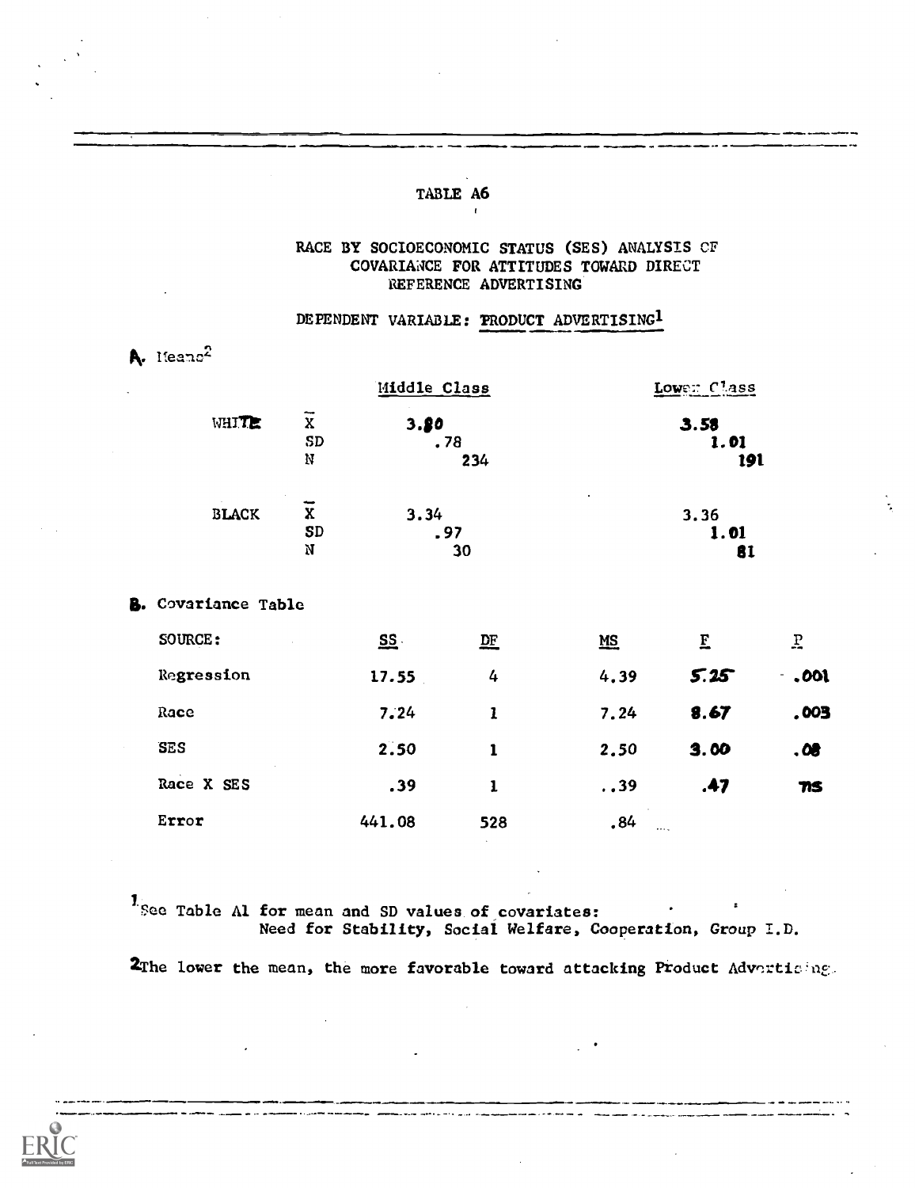## TABLE A6

### RACE BY SOCIOECONOMIC STATUS (SES) ANALYSIS OF COVARIANCE FOR ATTITUDES TOWARD DIRECT REFERENCE ADVERTISING

### DEPENDENT VARIABLE: PRODUCT ADVERTISING[1]

**A.** Means[2]

| | | Middle Class | Lower Class |
|---|---|---|---|
| WHITE | $\bar{X}$ | 3.80 | 3.58 |
| | SD | .78 | 1.01 |
| | N | 234 | 191 |
| BLACK | $\bar{X}$ | 3.34 | 3.36 |
| | SD | .97 | 1.01 |
| | N | 30 | 81 |

**B.** Covariance Table

| SOURCE: | SS | DF | MS | F | P |
|---|---|---|---|---|---|
| Regression | 17.55 | 4 | 4.39 | 5.25 | .001 |
| Race | 7.24 | 1 | 7.24 | 8.67 | .003 |
| SES | 2.50 | 1 | 2.50 | 3.00 | .08 |
| Race X SES | .39 | 1 | .39 | .47 | ns |
| Error | 441.08 | 528 | .84 | | |

[1] See Table A1 for mean and SD values of covariates: Need for Stability, Social Welfare, Cooperation, Group I.D.

[2] The lower the mean, the more favorable toward attacking Product Advertising.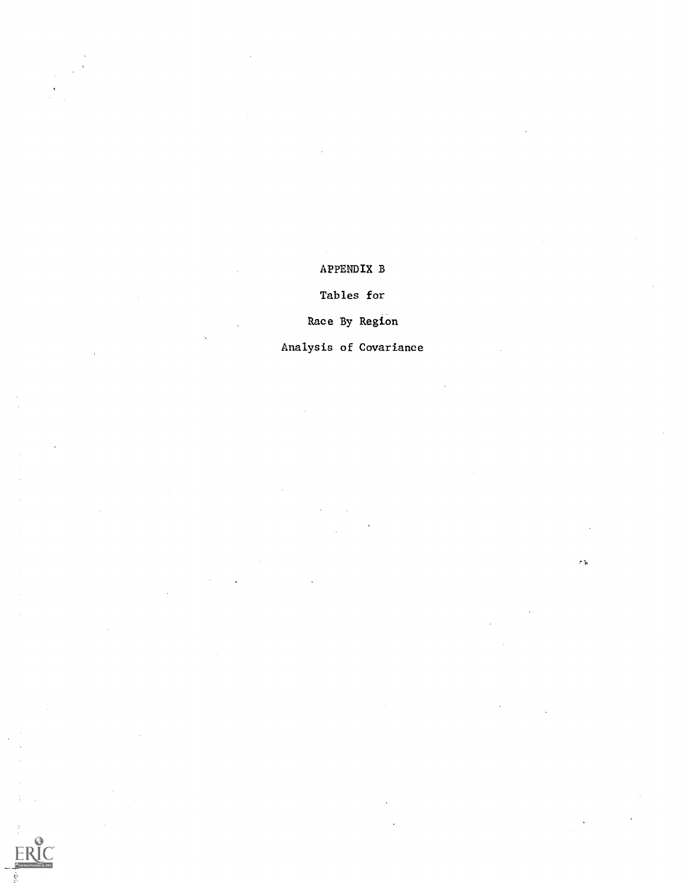# APPENDIX B

## Tables for

## Race By Region

## Analysis of Covariance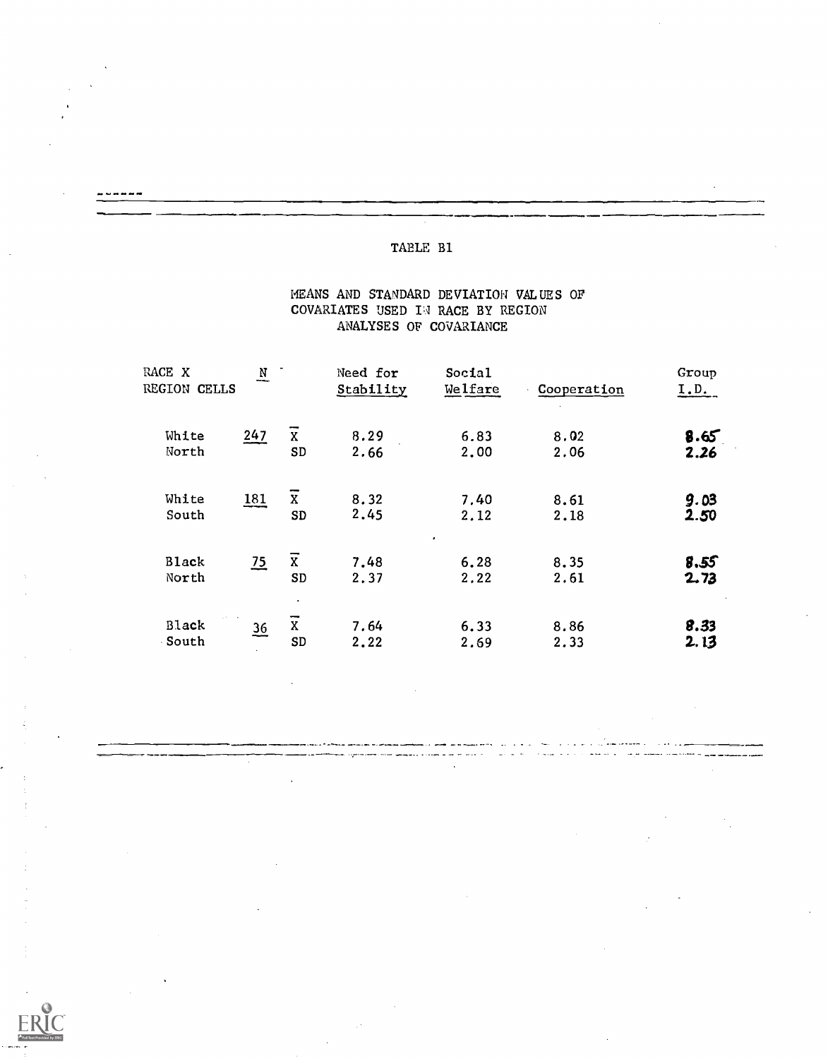TABLE B1

MEANS AND STANDARD DEVIATION VALUES OF COVARIATES USED IN RACE BY REGION ANALYSES OF COVARIANCE

| RACE X REGION CELLS | N | | Need for Stability | Social Welfare | Cooperation | Group I.D. |
|---|---|---|---|---|---|---|
| White North | 247 | $\overline{X}$ | 8.29 | 6.83 | 8.02 | 8.65 |
| | | SD | 2.66 | 2.00 | 2.06 | 2.26 |
| White South | 181 | $\overline{X}$ | 8.32 | 7.40 | 8.61 | 9.03 |
| | | SD | 2.45 | 2.12 | 2.18 | 2.50 |
| Black North | 75 | $\overline{X}$ | 7.48 | 6.28 | 8.35 | 8.55 |
| | | SD | 2.37 | 2.22 | 2.61 | 2.73 |
| Black South | 36 | $\overline{X}$ | 7.64 | 6.33 | 8.86 | 8.33 |
| | | SD | 2.22 | 2.69 | 2.33 | 2.13 |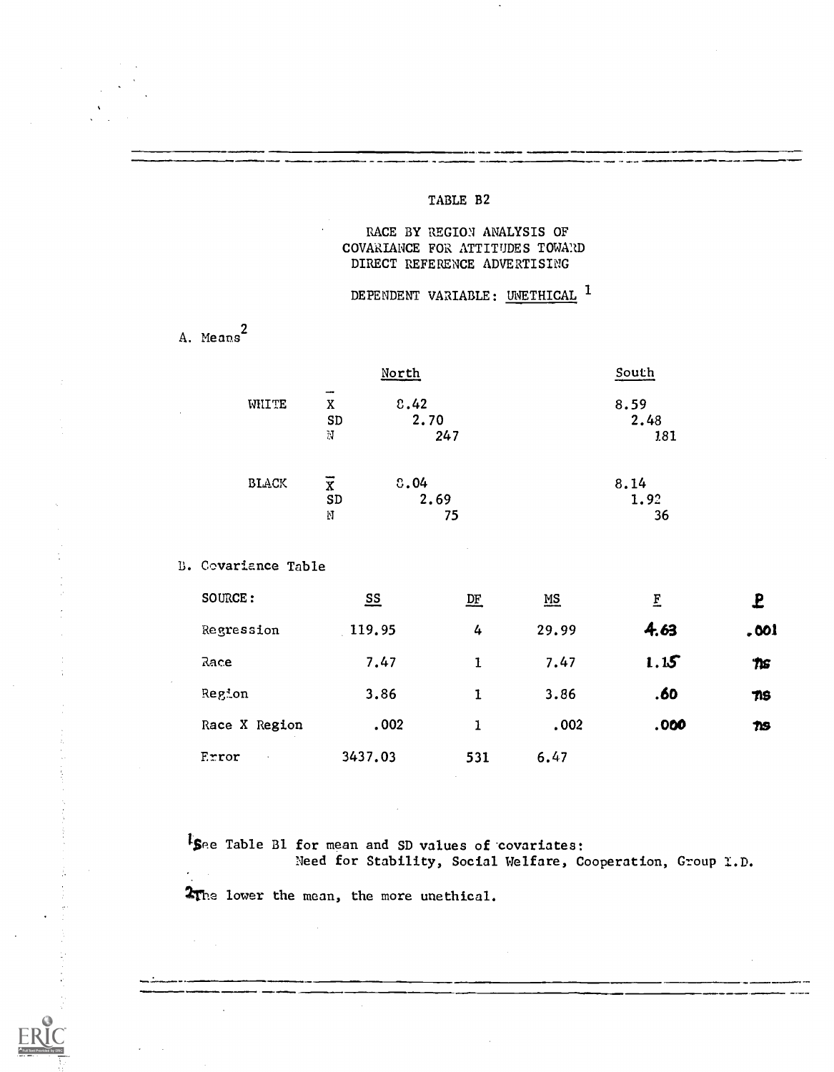TABLE B2

RACE BY REGION ANALYSIS OF COVARIANCE FOR ATTITUDES TOWARD DIRECT REFERENCE ADVERTISING

DEPENDENT VARIABLE: UNETHICAL [1]

A. Means[2]

| | | North | South |
|---|---|---|---|
| WHITE | $\bar{X}$ | 8.42 | 8.59 |
| | SD | 2.70 | 2.48 |
| | N | 247 | 181 |
| BLACK | $\bar{X}$ | 8.04 | 8.14 |
| | SD | 2.69 | 1.92 |
| | N | 75 | 36 |

B. Covariance Table

| SOURCE: | SS | DF | MS | F | P |
|---|---|---|---|---|---|
| Regression | 119.95 | 4 | 29.99 | 4.63 | .001 |
| Race | 7.47 | 1 | 7.47 | 1.15 | ns |
| Region | 3.86 | 1 | 3.86 | .60 | ns |
| Race X Region | .002 | 1 | .002 | .000 | ns |
| Error | 3437.03 | 531 | 6.47 | | |

[1] See Table B1 for mean and SD values of covariates: Need for Stability, Social Welfare, Cooperation, Group I.D.

[2] The lower the mean, the more unethical.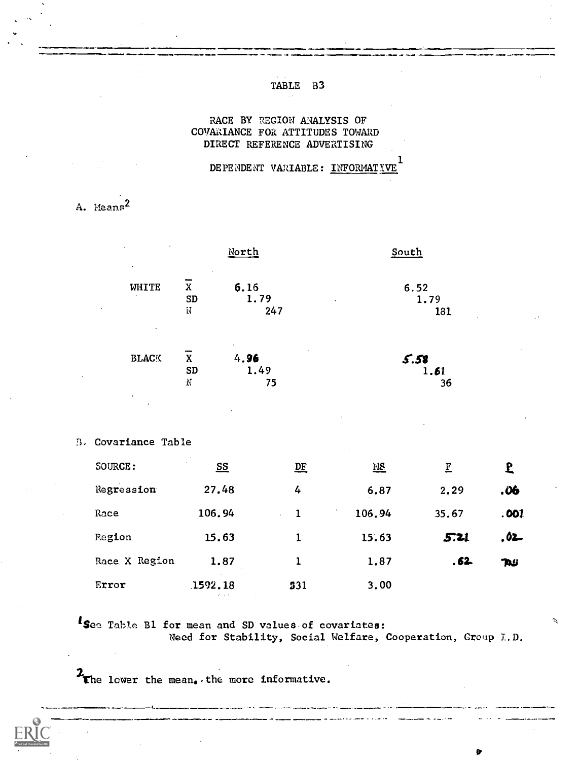# TABLE B3

## RACE BY REGION ANALYSIS OF COVARIANCE FOR ATTITUDES TOWARD DIRECT REFERENCE ADVERTISING

### DEPENDENT VARIABLE: INFORMATIVE[1]

A. Means[2]

| | | North | South |
|---|---|---|---|
| WHITE | $\bar{X}$ | 6.16 | 6.52 |
| | SD | 1.79 | 1.79 |
| | N | 247 | 181 |
| BLACK | $\bar{X}$ | 4.96 | 5.58 |
| | SD | 1.49 | 1.61 |
| | N | 75 | 36 |

B. Covariance Table

| SOURCE: | SS | DF | MS | F | P |
|---|---|---|---|---|---|
| Regression | 27.48 | 4 | 6.87 | 2.29 | .06 |
| Race | 106.94 | 1 | 106.94 | 35.67 | .001 |
| Region | 15.63 | 1 | 15.63 | 5.21 | .02 |
| Race X Region | 1.87 | 1 | 1.87 | .62 | ns |
| Error | 1592.18 | 531 | 3.00 | | |

[1] See Table B1 for mean and SD values of covariates: Need for Stability, Social Welfare, Cooperation, Group I.D.

[2] The lower the mean, the more informative.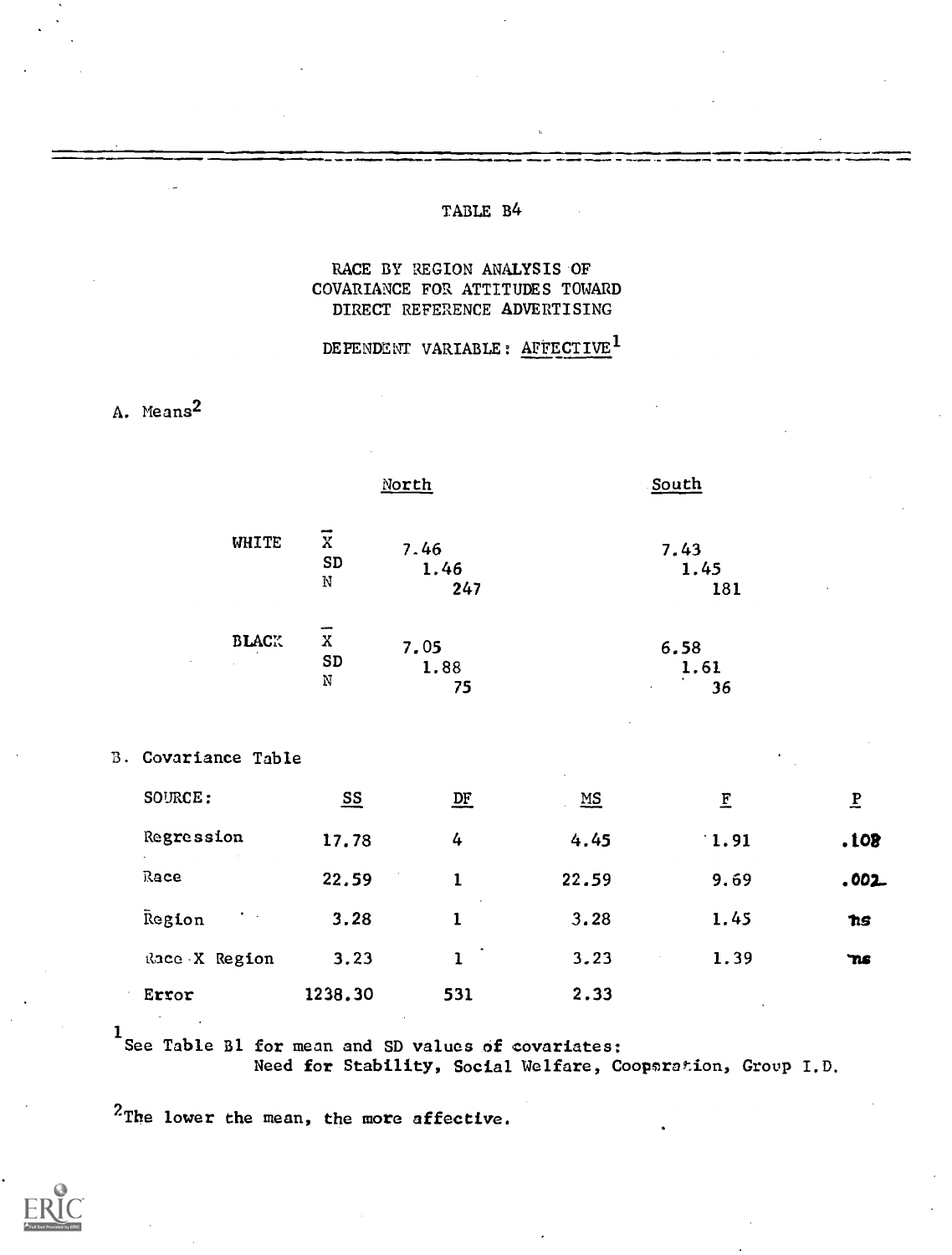# TABLE B4

## RACE BY REGION ANALYSIS OF COVARIANCE FOR ATTITUDES TOWARD DIRECT REFERENCE ADVERTISING

### DEPENDENT VARIABLE: AFFECTIVE[1]

A. Means[2]

| | | North | South |
|---|---|---|---|
| WHITE | $\bar{X}$ | 7.46 | 7.43 |
| | SD | 1.46 | 1.45 |
| | N | 247 | 181 |
| BLACK | $\bar{X}$ | 7.05 | 6.58 |
| | SD | 1.88 | 1.61 |
| | N | 75 | 36 |

B. Covariance Table

| SOURCE: | SS | DF | MS | F | P |
|---|---|---|---|---|---|
| Regression | 17.78 | 4 | 4.45 | 1.91 | .108 |
| Race | 22.59 | 1 | 22.59 | 9.69 | .002 |
| Region | 3.28 | 1 | 3.28 | 1.45 | ns |
| Race X Region | 3.23 | 1 | 3.23 | 1.39 | ns |
| Error | 1238.30 | 531 | 2.33 | | |

[1] See Table B1 for mean and SD values of covariates: Need for Stability, Social Welfare, Cooperation, Group I.D.

[2] The lower the mean, the more affective.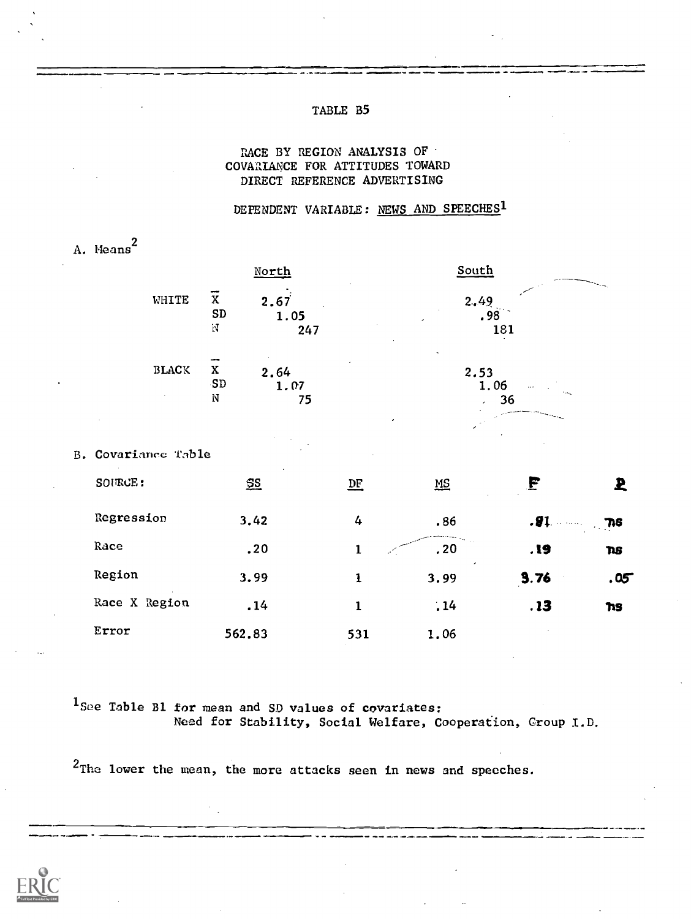# TABLE B5

## RACE BY REGION ANALYSIS OF COVARIANCE FOR ATTITUDES TOWARD DIRECT REFERENCE ADVERTISING

### DEPENDENT VARIABLE: NEWS AND SPEECHES[1]

A. Means[2]

| | | North | South |
|---|---|---|---|
| WHITE | $\bar{X}$ | 2.67 | 2.49 |
| | SD | 1.05 | .98 |
| | N | 247 | 181 |
| BLACK | $\bar{X}$ | 2.64 | 2.53 |
| | SD | 1.07 | 1.06 |
| | N | 75 | 36 |

B. Covariance Table

| SOURCE: | SS | DF | MS | F | P |
|---|---|---|---|---|---|
| Regression | 3.42 | 4 | .86 | .81 | ns |
| Race | .20 | 1 | .20 | .19 | ns |
| Region | 3.99 | 1 | 3.99 | 3.76 | .05 |
| Race X Region | .14 | 1 | .14 | .13 | ns |
| Error | 562.83 | 531 | 1.06 | | |

[1]See Table B1 for mean and SD values of covariates:
Need for Stability, Social Welfare, Cooperation, Group I.D.

[2]The lower the mean, the more attacks seen in news and speeches.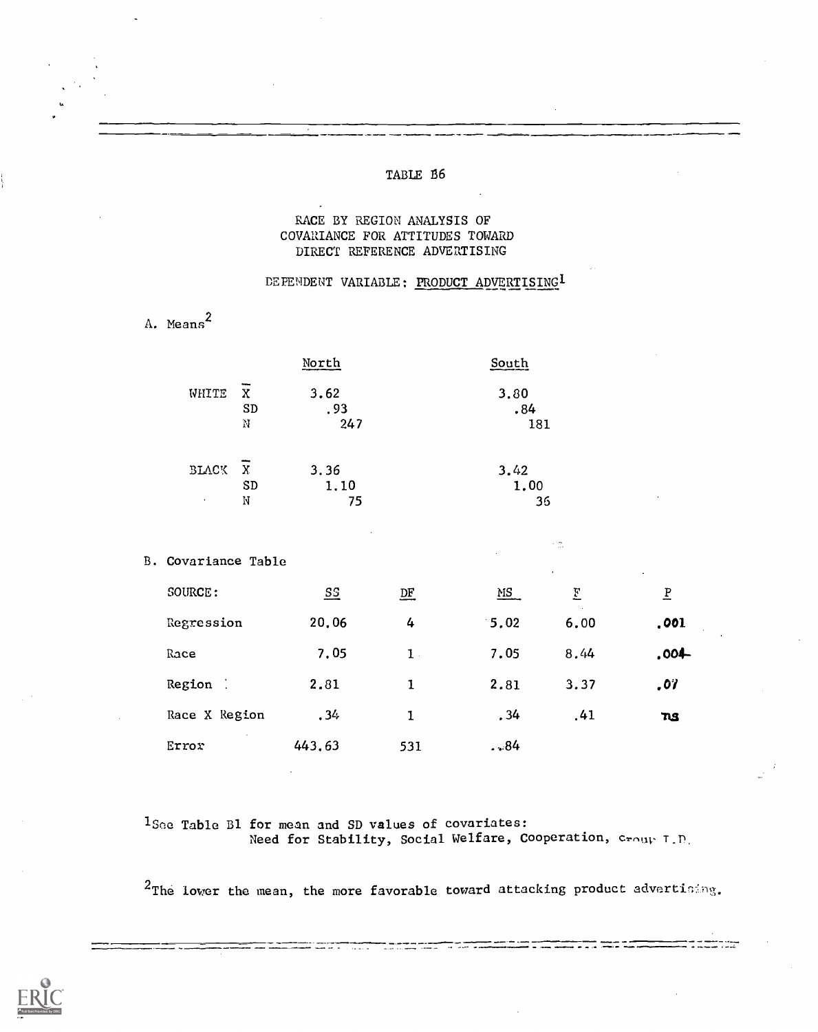# TABLE B6

## RACE BY REGION ANALYSIS OF COVARIANCE FOR ATTITUDES TOWARD DIRECT REFERENCE ADVERTISING

### DEPENDENT VARIABLE: PRODUCT ADVERTISING[1]

A. Means[2]

| | | North | South |
|---|---|---|---|
| WHITE | $\bar{X}$ | 3.62 | 3.80 |
| | SD | .93 | .84 |
| | N | 247 | 181 |
| BLACK | $\bar{X}$ | 3.36 | 3.42 |
| | SD | 1.10 | 1.00 |
| | N | 75 | 36 |

B. Covariance Table

| SOURCE: | SS | DF | MS | F | P |
|---|---|---|---|---|---|
| Regression | 20.06 | 4 | 5.02 | 6.00 | .001 |
| Race | 7.05 | 1 | 7.05 | 8.44 | .004 |
| Region | 2.81 | 1 | 2.81 | 3.37 | .07 |
| Race X Region | .34 | 1 | .34 | .41 | ns |
| Error | 443.63 | 531 | .84 | | |

[1] See Table B1 for mean and SD values of covariates: Need for Stability, Social Welfare, Cooperation, Group I.D.

[2] The lower the mean, the more favorable toward attacking product advertising.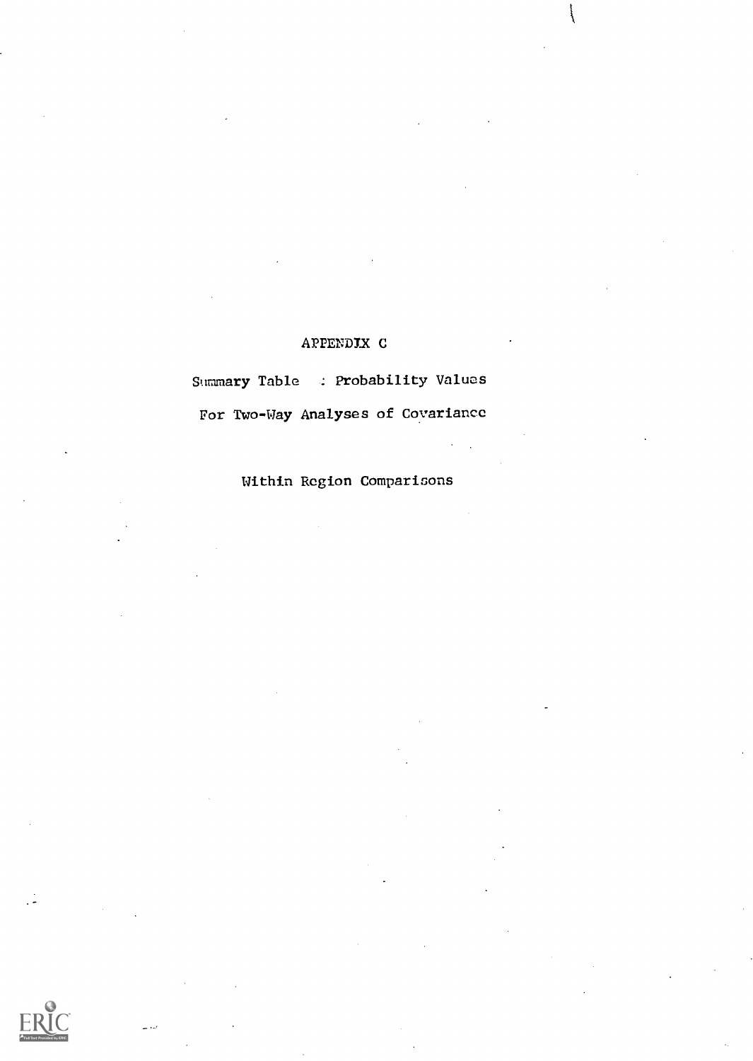# APPENDIX C

Summary Table : Probability Values

For Two-Way Analyses of Covariance

Within Region Comparisons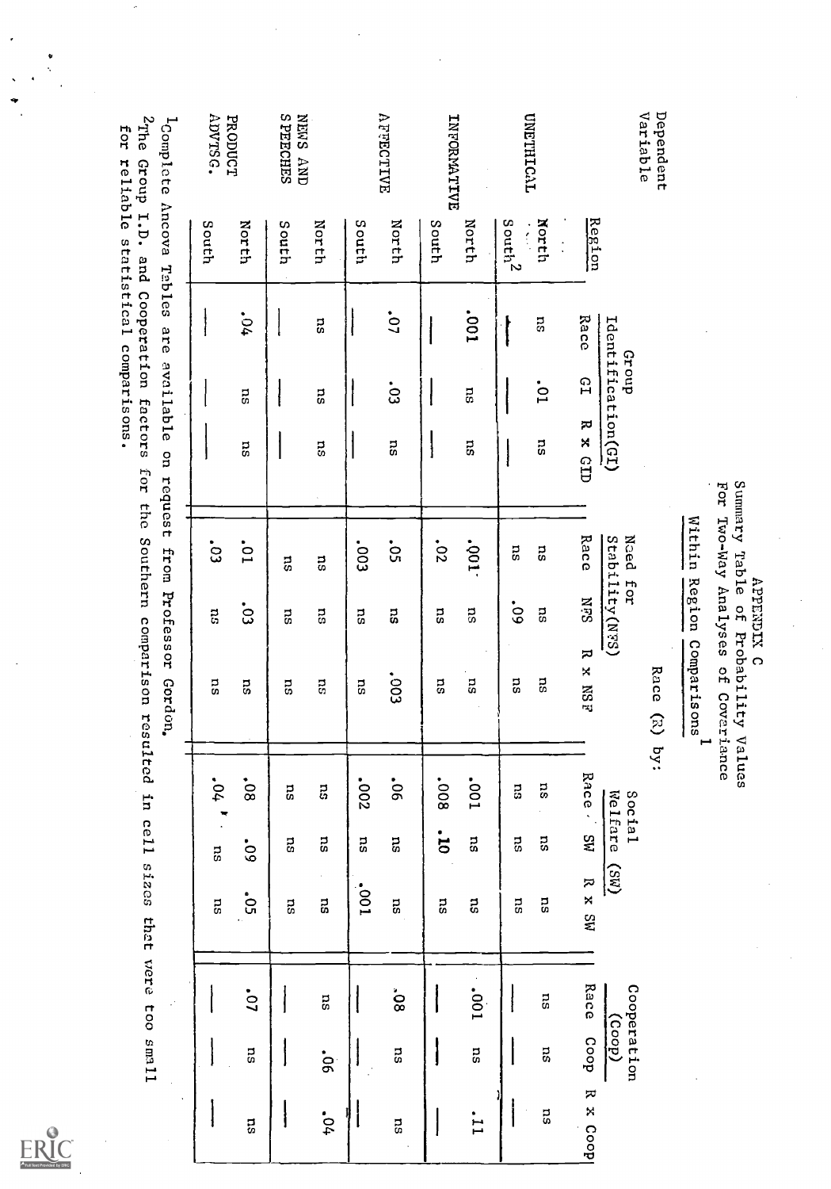# APPENDIX C

Summary Table of Probability Values
For Two-Way Analyses of Covariance
Within Region Comparisons[1]

| Dependent Variable | Region | Race (R) by: Group Identification (GI) | | | Need for Stability (NFS) | | | Social Welfare (SW) | | | Cooperation (Coop) | | |
|---|---|---|---|---|---|---|---|---|---|---|---|---|---|
| | | Race | GI | R x GID | Race | NFS | R x NSF | Race | SW | R x SW | Race | Coop | R x Coop |
| UNETHICAL | North | ns | .01 | ns | ns | ns | ns | ns | ns | ns | ns | ns | ns |
| | South[2] | — | — | — | ns | .09 | ns | ns | ns | ns | — | — | — |
| INFORMATIVE | North | .001 | ns | ns | .001 | ns | ns | .001 | ns | ns | .001 | ns | .11 |
| | South | — | — | — | .02 | ns | ns | .008 | .10 | ns | — | — | — |
| AFFECTIVE | North | .07 | .03 | ns | .05 | ns | .003 | .06 | ns | ns | .08 | ns | ns |
| | South | — | — | — | .003 | ns | ns | .002 | ns | .001 | — | — | — |
| NEWS AND SPEECHES | North | ns | ns | ns | ns | ns | ns | ns | ns | ns | ns | .06 | .04 |
| | South | — | — | — | ns | ns | ns | ns | ns | ns | — | — | — |
| PRODUCT ADVTSG. | North | .04 | ns | ns | .01 | .03 | ns | .08 | .09 | .05 | .07 | ns | ns |
| | South | — | — | — | .03 | ns | ns | .04 | ns | ns | — | — | — |

[1]Complete Ancova Tables are available on request from Professor Gordon.

[2]The Group I.D. and Cooperation factors for the Southern comparison resulted in cell sizes that were too small for reliable statistical comparisons.